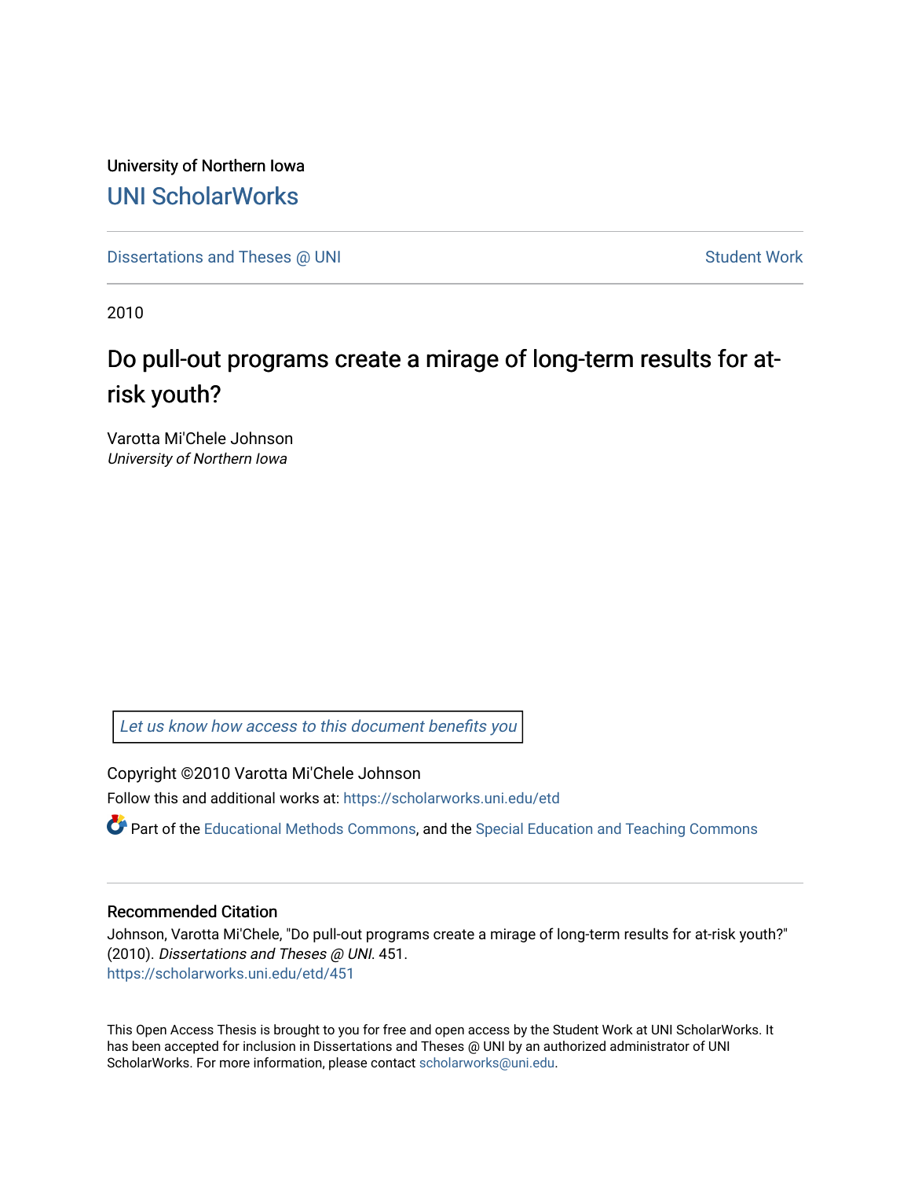University of Northern Iowa

## UNI ScholarWorks

Dissertations and Theses @ UNI

Student Work

2010

# Do pull-out programs create a mirage of long-term results for at-risk youth?

Varotta Mi'Chele Johnson
*University of Northern Iowa*

*Let us know how access to this document benefits you*

Copyright ©2010 Varotta Mi'Chele Johnson

Follow this and additional works at: https://scholarworks.uni.edu/etd

Part of the Educational Methods Commons, and the Special Education and Teaching Commons

### Recommended Citation

Johnson, Varotta Mi'Chele, "Do pull-out programs create a mirage of long-term results for at-risk youth?" (2010). *Dissertations and Theses @ UNI*. 451.
https://scholarworks.uni.edu/etd/451

This Open Access Thesis is brought to you for free and open access by the Student Work at UNI ScholarWorks. It has been accepted for inclusion in Dissertations and Theses @ UNI by an authorized administrator of UNI ScholarWorks. For more information, please contact scholarworks@uni.edu.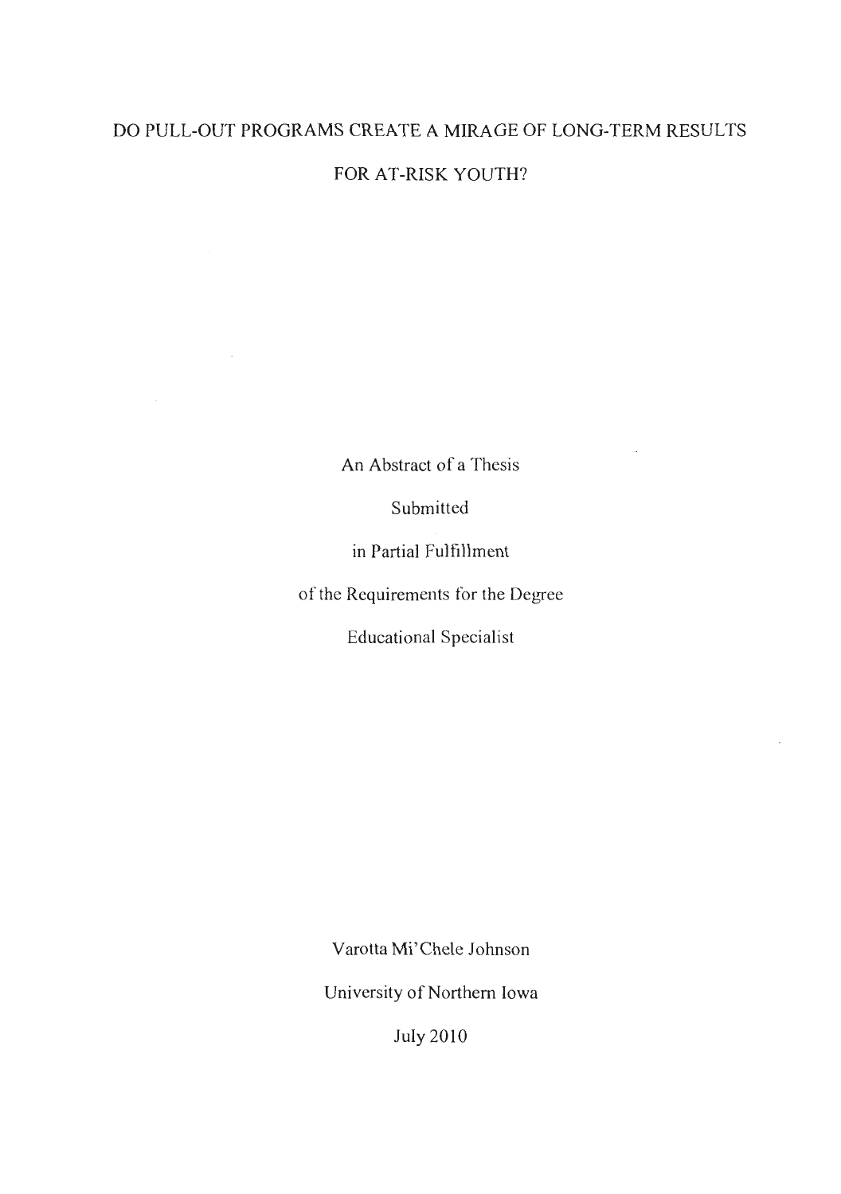# DO PULL-OUT PROGRAMS CREATE A MIRAGE OF LONG-TERM RESULTS FOR AT-RISK YOUTH?

An Abstract of a Thesis

Submitted

in Partial Fulfillment

of the Requirements for the Degree

Educational Specialist

Varotta Mi'Chele Johnson

University of Northern Iowa

July 2010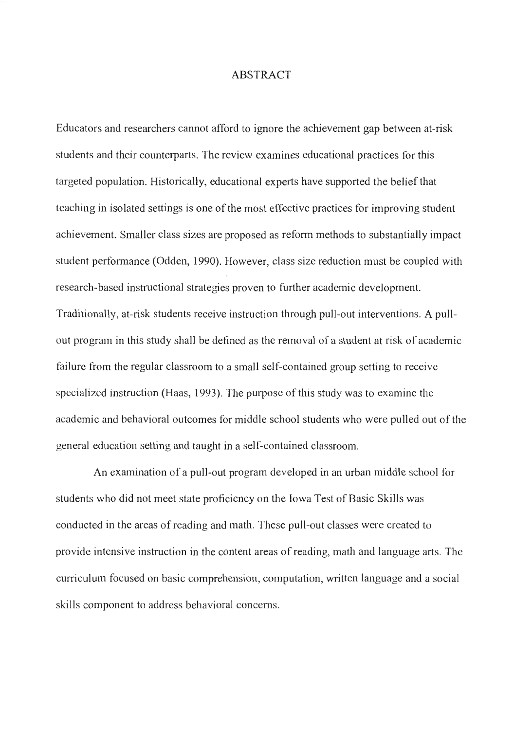# ABSTRACT

Educators and researchers cannot afford to ignore the achievement gap between at-risk students and their counterparts. The review examines educational practices for this targeted population. Historically, educational experts have supported the belief that teaching in isolated settings is one of the most effective practices for improving student achievement. Smaller class sizes are proposed as reform methods to substantially impact student performance (Odden, 1990). However, class size reduction must be coupled with research-based instructional strategies proven to further academic development. Traditionally, at-risk students receive instruction through pull-out interventions. A pull-out program in this study shall be defined as the removal of a student at risk of academic failure from the regular classroom to a small self-contained group setting to receive specialized instruction (Haas, 1993). The purpose of this study was to examine the academic and behavioral outcomes for middle school students who were pulled out of the general education setting and taught in a self-contained classroom.

An examination of a pull-out program developed in an urban middle school for students who did not meet state proficiency on the Iowa Test of Basic Skills was conducted in the areas of reading and math. These pull-out classes were created to provide intensive instruction in the content areas of reading, math and language arts. The curriculum focused on basic comprehension, computation, written language and a social skills component to address behavioral concerns.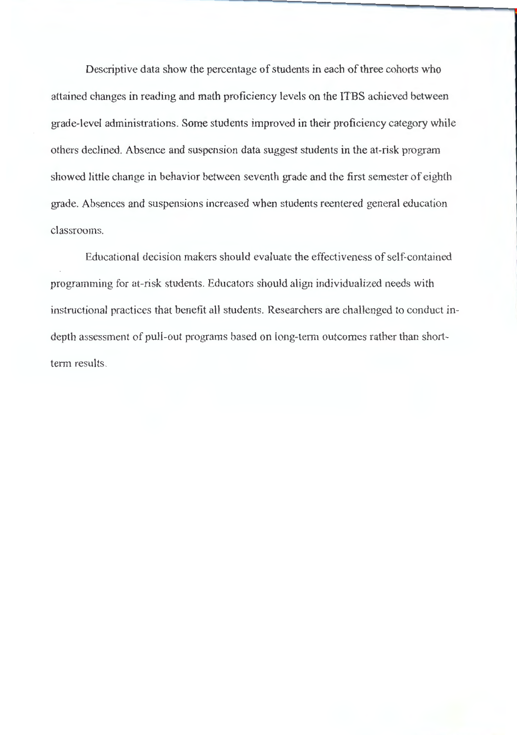Descriptive data show the percentage of students in each of three cohorts who attained changes in reading and math proficiency levels on the ITBS achieved between grade-level administrations. Some students improved in their proficiency category while others declined. Absence and suspension data suggest students in the at-risk program showed little change in behavior between seventh grade and the first semester of eighth grade. Absences and suspensions increased when students reentered general education classrooms.

Educational decision makers should evaluate the effectiveness of self-contained programming for at-risk students. Educators should align individualized needs with instructional practices that benefit all students. Researchers are challenged to conduct in-depth assessment of pull-out programs based on long-term outcomes rather than short-term results.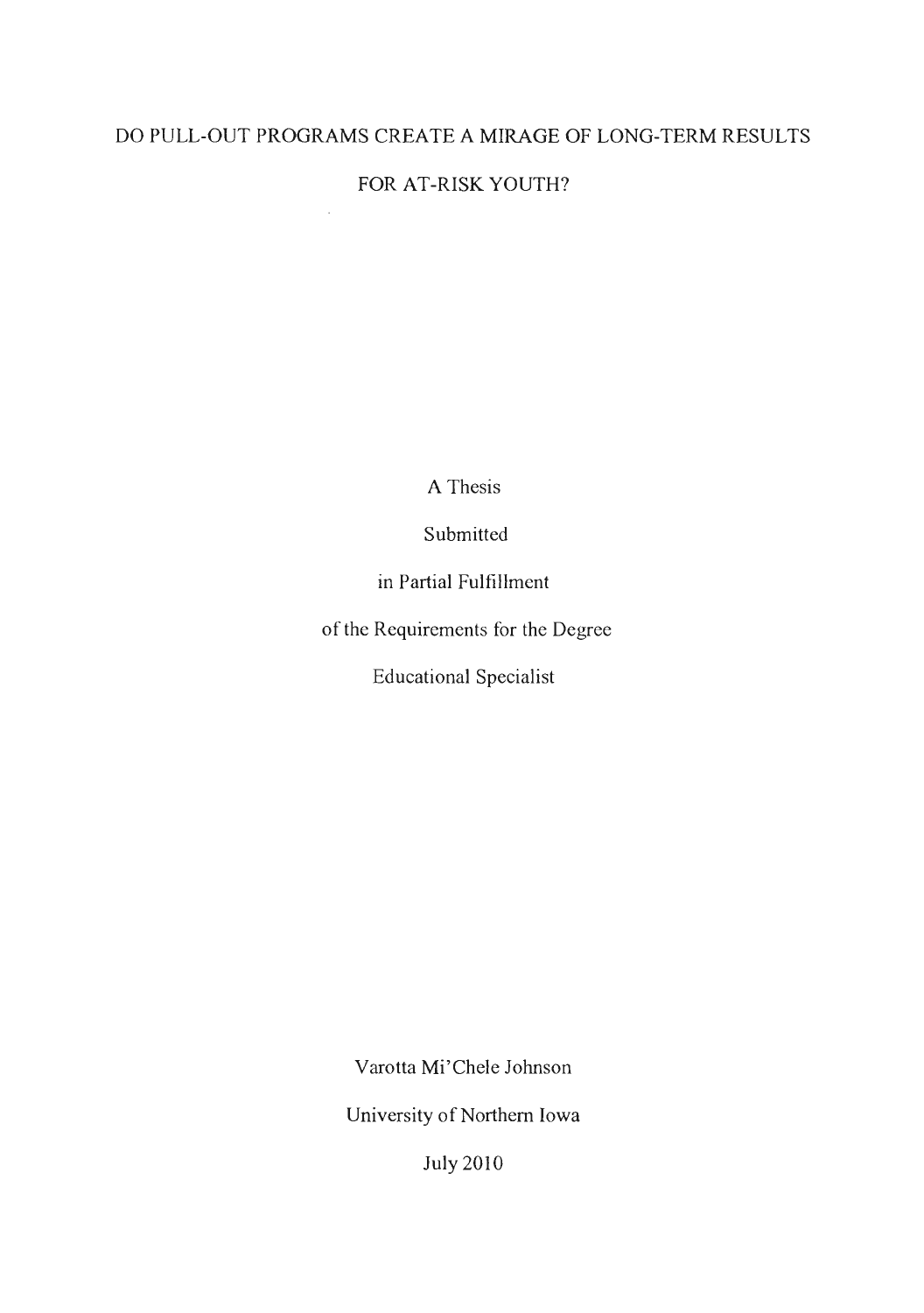# DO PULL-OUT PROGRAMS CREATE A MIRAGE OF LONG-TERM RESULTS FOR AT-RISK YOUTH?

A Thesis

Submitted

in Partial Fulfillment

of the Requirements for the Degree

Educational Specialist

Varotta Mi'Chele Johnson

University of Northern Iowa

July 2010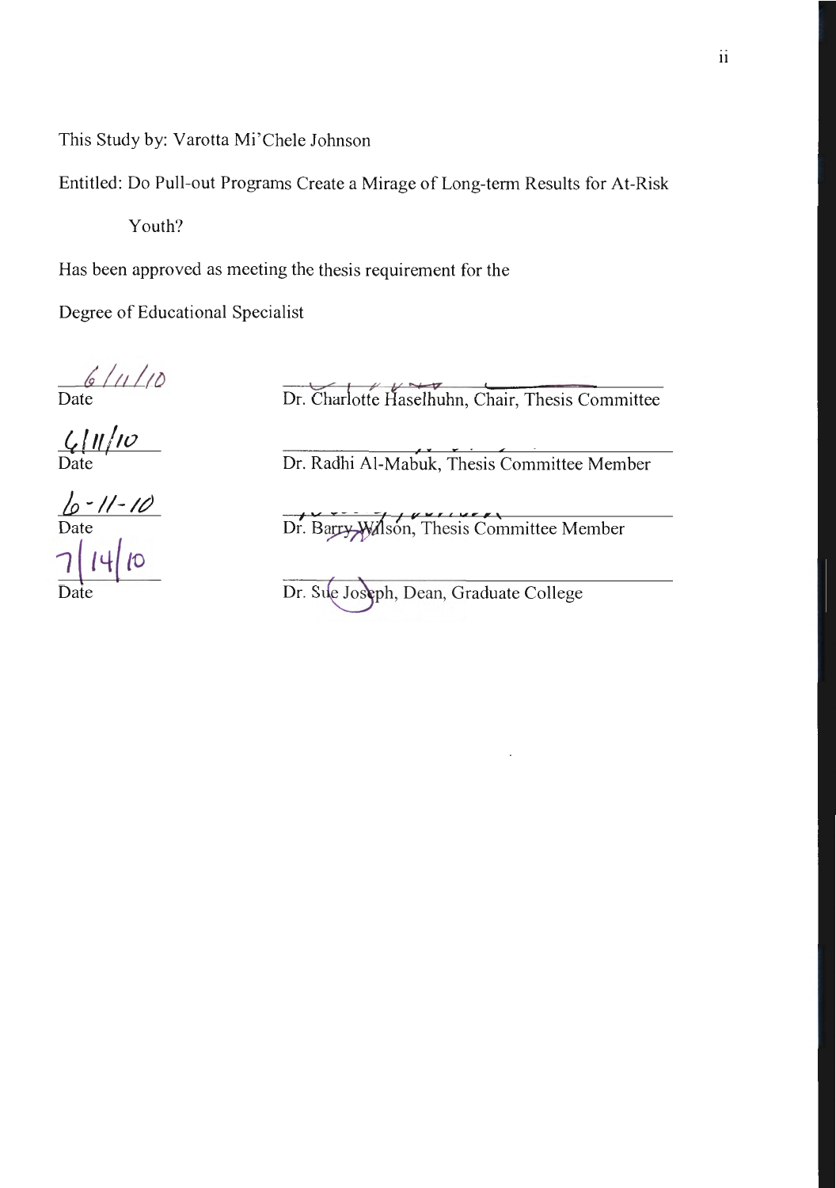This Study by: Varotta Mi'Chele Johnson

Entitled: Do Pull-out Programs Create a Mirage of Long-term Results for At-Risk Youth?

Has been approved as meeting the thesis requirement for the

Degree of Educational Specialist

| | |
|---|---|
| 6/11/10 Date | Dr. Charlotte Haselhuhn, Chair, Thesis Committee |
| 6/11/10 Date | Dr. Radhi Al-Mabuk, Thesis Committee Member |
| 6-11-10 Date | Dr. Barry Wilson, Thesis Committee Member |
| 7/14/10 Date | Dr. Sue Joseph, Dean, Graduate College |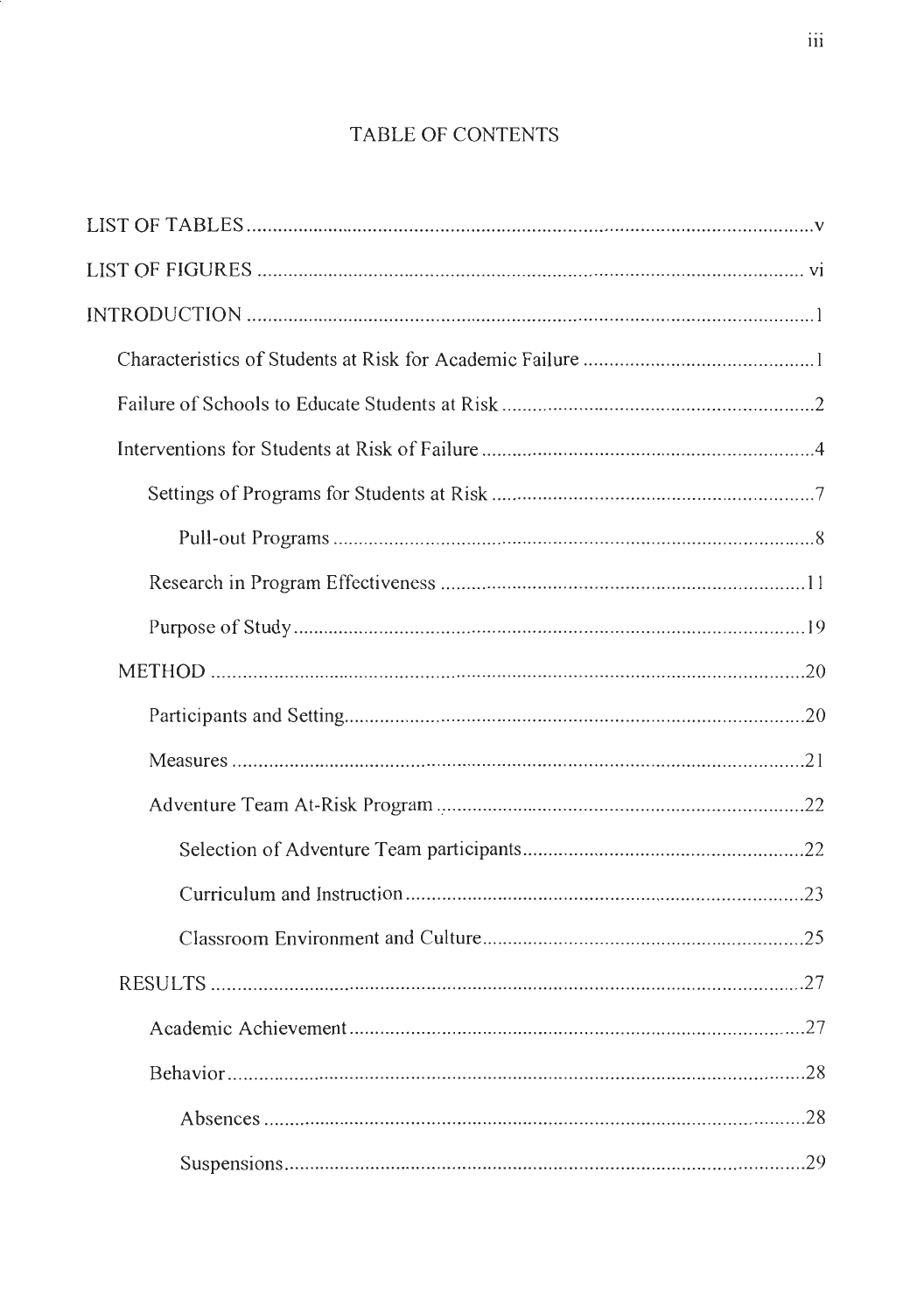# TABLE OF CONTENTS

LIST OF TABLES .......... v

LIST OF FIGURES .......... vi

INTRODUCTION .......... 1

- Characteristics of Students at Risk for Academic Failure .......... 1
- Failure of Schools to Educate Students at Risk .......... 2
- Interventions for Students at Risk of Failure .......... 4
  - Settings of Programs for Students at Risk .......... 7
    - Pull-out Programs .......... 8
  - Research in Program Effectiveness .......... 11
  - Purpose of Study .......... 19
- METHOD .......... 20
  - Participants and Setting .......... 20
  - Measures .......... 21
  - Adventure Team At-Risk Program .......... 22
    - Selection of Adventure Team participants .......... 22
    - Curriculum and Instruction .......... 23
    - Classroom Environment and Culture .......... 25
- RESULTS .......... 27
  - Academic Achievement .......... 27
  - Behavior .......... 28
    - Absences .......... 28
    - Suspensions .......... 29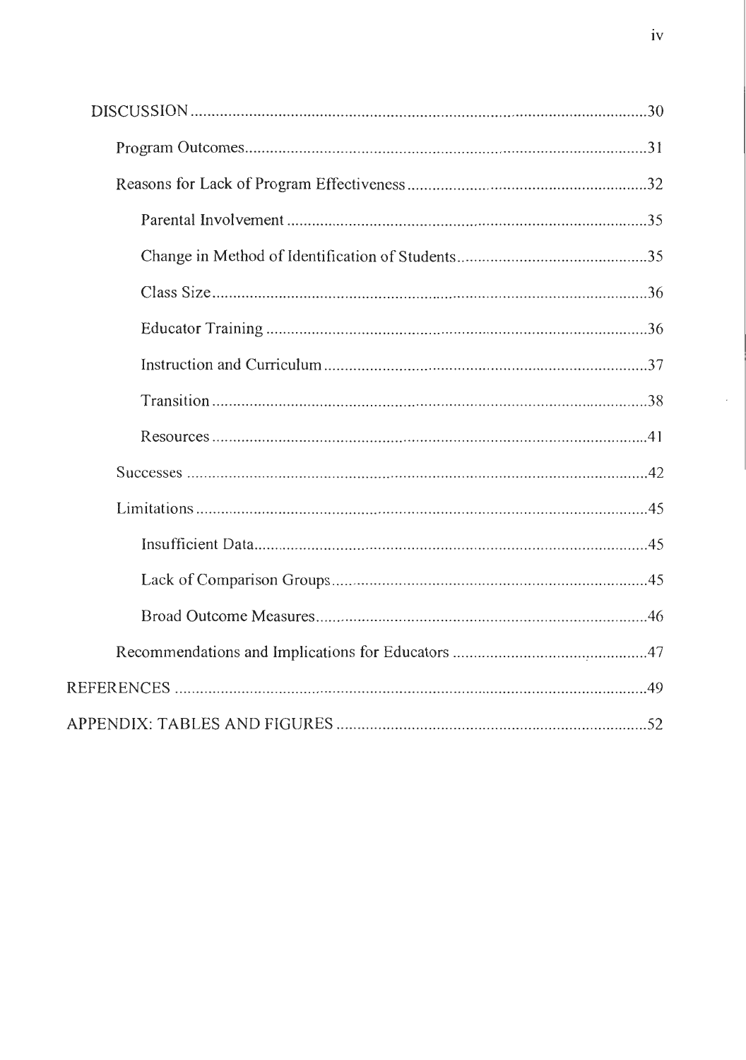DISCUSSION .......... 30

- Program Outcomes .......... 31
- Reasons for Lack of Program Effectiveness .......... 32
  - Parental Involvement .......... 35
  - Change in Method of Identification of Students .......... 35
  - Class Size .......... 36
  - Educator Training .......... 36
  - Instruction and Curriculum .......... 37
  - Transition .......... 38
  - Resources .......... 41
- Successes .......... 42
- Limitations .......... 45
  - Insufficient Data .......... 45
  - Lack of Comparison Groups .......... 45
  - Broad Outcome Measures .......... 46
- Recommendations and Implications for Educators .......... 47

REFERENCES .......... 49

APPENDIX: TABLES AND FIGURES .......... 52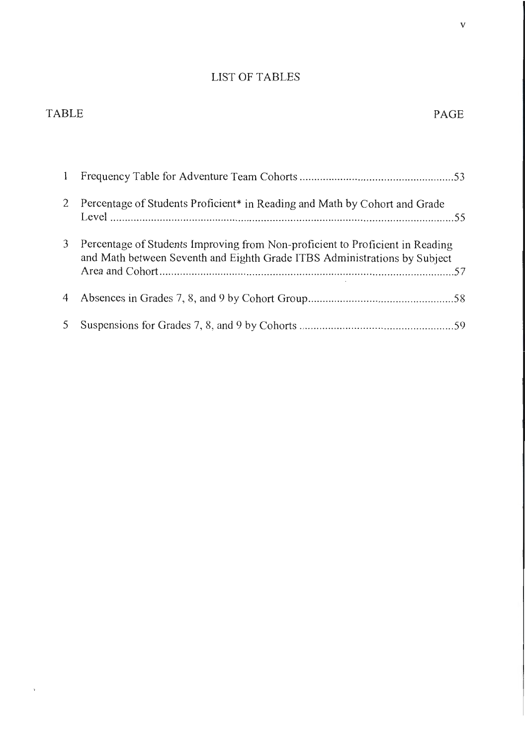# LIST OF TABLES

| TABLE | | PAGE |
|---|---|---|
| 1 | Frequency Table for Adventure Team Cohorts | 53 |
| 2 | Percentage of Students Proficient* in Reading and Math by Cohort and Grade Level | 55 |
| 3 | Percentage of Students Improving from Non-proficient to Proficient in Reading and Math between Seventh and Eighth Grade ITBS Administrations by Subject Area and Cohort | 57 |
| 4 | Absences in Grades 7, 8, and 9 by Cohort Group | 58 |
| 5 | Suspensions for Grades 7, 8, and 9 by Cohorts | 59 |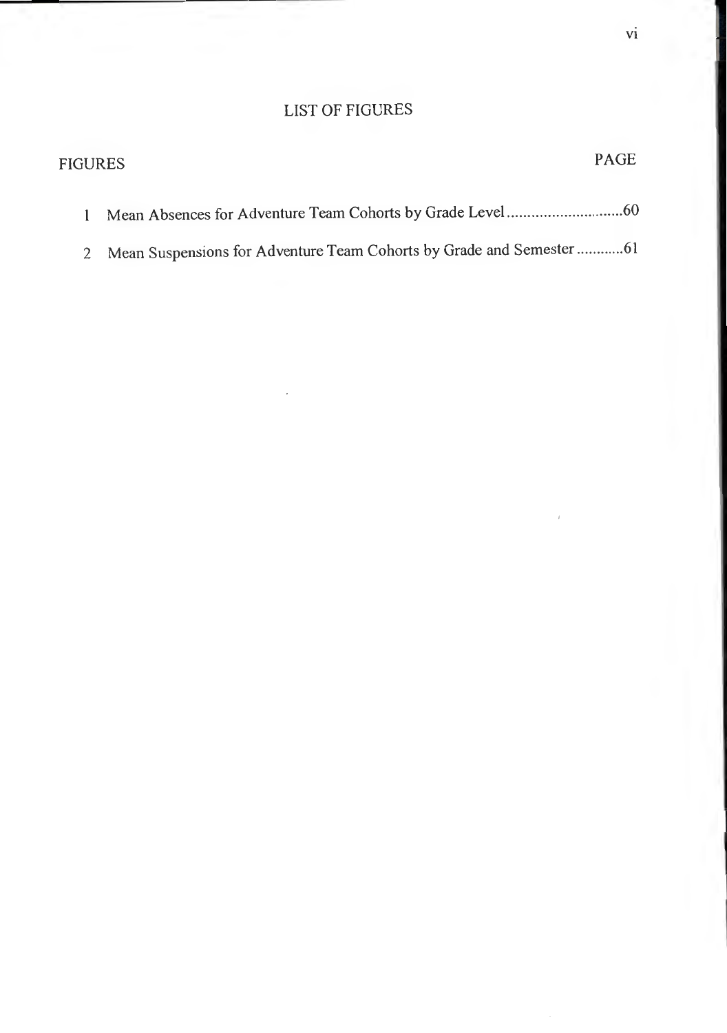# LIST OF FIGURES

| FIGURES | | PAGE |
|---|---|---|
| 1 | Mean Absences for Adventure Team Cohorts by Grade Level | 60 |
| 2 | Mean Suspensions for Adventure Team Cohorts by Grade and Semester | 61 |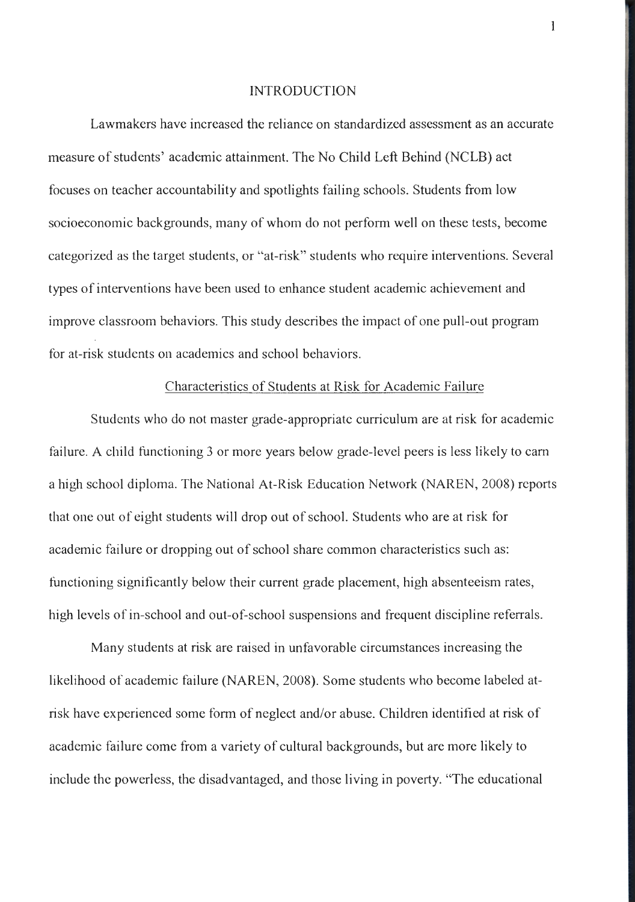# INTRODUCTION

Lawmakers have increased the reliance on standardized assessment as an accurate measure of students' academic attainment. The No Child Left Behind (NCLB) act focuses on teacher accountability and spotlights failing schools. Students from low socioeconomic backgrounds, many of whom do not perform well on these tests, become categorized as the target students, or "at-risk" students who require interventions. Several types of interventions have been used to enhance student academic achievement and improve classroom behaviors. This study describes the impact of one pull-out program for at-risk students on academics and school behaviors.

## Characteristics of Students at Risk for Academic Failure

Students who do not master grade-appropriate curriculum are at risk for academic failure. A child functioning 3 or more years below grade-level peers is less likely to earn a high school diploma. The National At-Risk Education Network (NAREN, 2008) reports that one out of eight students will drop out of school. Students who are at risk for academic failure or dropping out of school share common characteristics such as: functioning significantly below their current grade placement, high absenteeism rates, high levels of in-school and out-of-school suspensions and frequent discipline referrals.

Many students at risk are raised in unfavorable circumstances increasing the likelihood of academic failure (NAREN, 2008). Some students who become labeled at-risk have experienced some form of neglect and/or abuse. Children identified at risk of academic failure come from a variety of cultural backgrounds, but are more likely to include the powerless, the disadvantaged, and those living in poverty. "The educational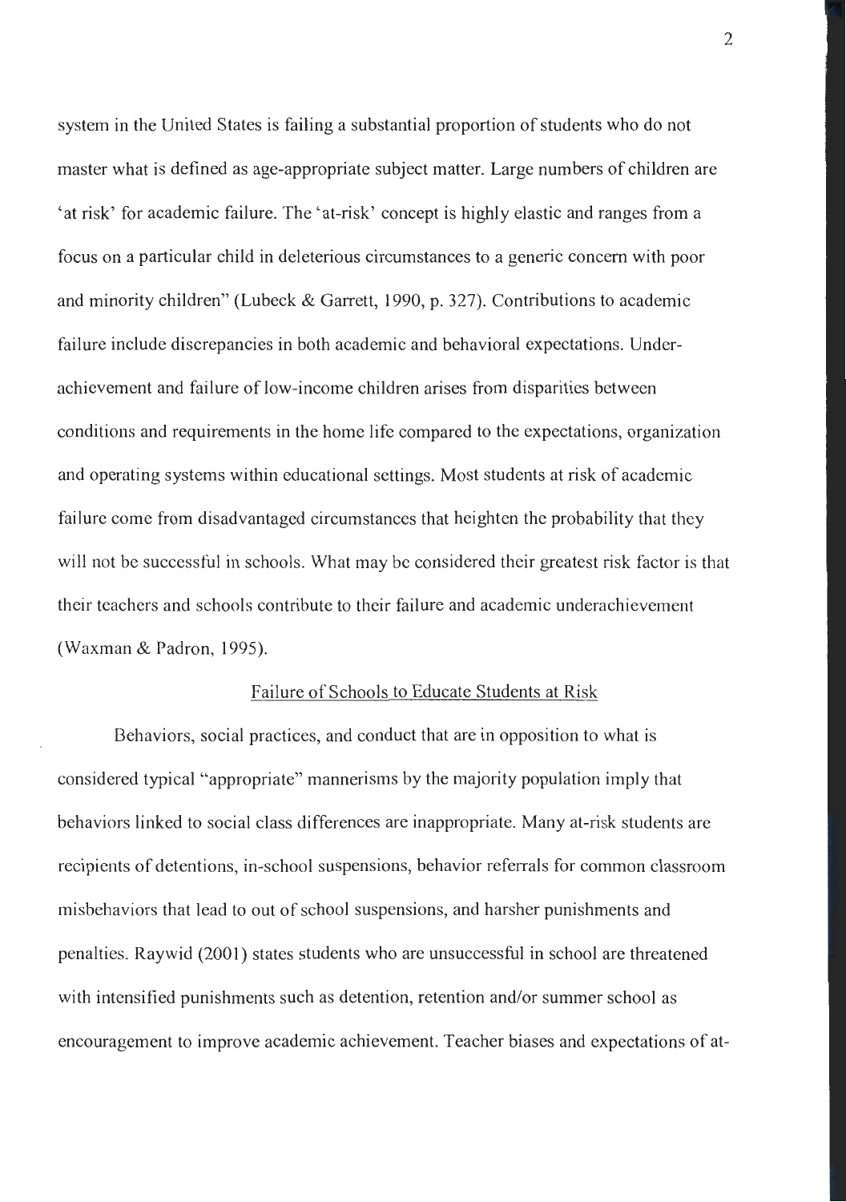system in the United States is failing a substantial proportion of students who do not master what is defined as age-appropriate subject matter. Large numbers of children are 'at risk' for academic failure. The 'at-risk' concept is highly elastic and ranges from a focus on a particular child in deleterious circumstances to a generic concern with poor and minority children" (Lubeck & Garrett, 1990, p. 327). Contributions to academic failure include discrepancies in both academic and behavioral expectations. Under-achievement and failure of low-income children arises from disparities between conditions and requirements in the home life compared to the expectations, organization and operating systems within educational settings. Most students at risk of academic failure come from disadvantaged circumstances that heighten the probability that they will not be successful in schools. What may be considered their greatest risk factor is that their teachers and schools contribute to their failure and academic underachievement (Waxman & Padron, 1995).

## Failure of Schools to Educate Students at Risk

Behaviors, social practices, and conduct that are in opposition to what is considered typical "appropriate" mannerisms by the majority population imply that behaviors linked to social class differences are inappropriate. Many at-risk students are recipients of detentions, in-school suspensions, behavior referrals for common classroom misbehaviors that lead to out of school suspensions, and harsher punishments and penalties. Raywid (2001) states students who are unsuccessful in school are threatened with intensified punishments such as detention, retention and/or summer school as encouragement to improve academic achievement. Teacher biases and expectations of at-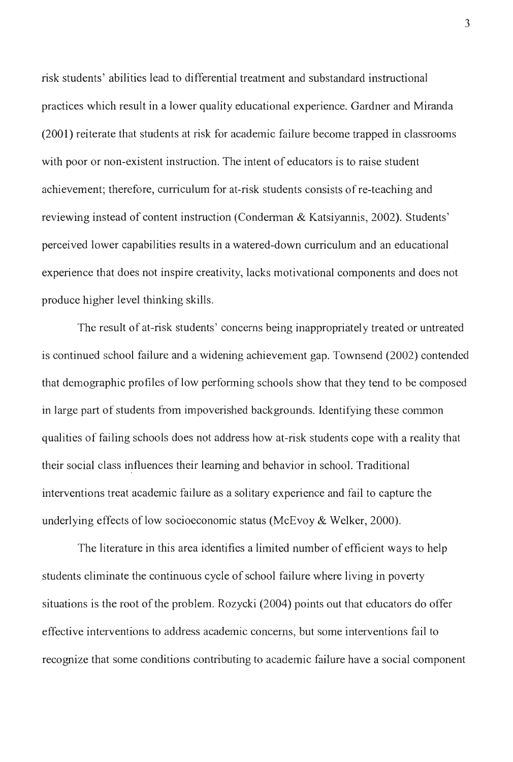risk students' abilities lead to differential treatment and substandard instructional practices which result in a lower quality educational experience. Gardner and Miranda (2001) reiterate that students at risk for academic failure become trapped in classrooms with poor or non-existent instruction. The intent of educators is to raise student achievement; therefore, curriculum for at-risk students consists of re-teaching and reviewing instead of content instruction (Conderman & Katsiyannis, 2002). Students' perceived lower capabilities results in a watered-down curriculum and an educational experience that does not inspire creativity, lacks motivational components and does not produce higher level thinking skills.

The result of at-risk students' concerns being inappropriately treated or untreated is continued school failure and a widening achievement gap. Townsend (2002) contended that demographic profiles of low performing schools show that they tend to be composed in large part of students from impoverished backgrounds. Identifying these common qualities of failing schools does not address how at-risk students cope with a reality that their social class influences their learning and behavior in school. Traditional interventions treat academic failure as a solitary experience and fail to capture the underlying effects of low socioeconomic status (McEvoy & Welker, 2000).

The literature in this area identifies a limited number of efficient ways to help students eliminate the continuous cycle of school failure where living in poverty situations is the root of the problem. Rozycki (2004) points out that educators do offer effective interventions to address academic concerns, but some interventions fail to recognize that some conditions contributing to academic failure have a social component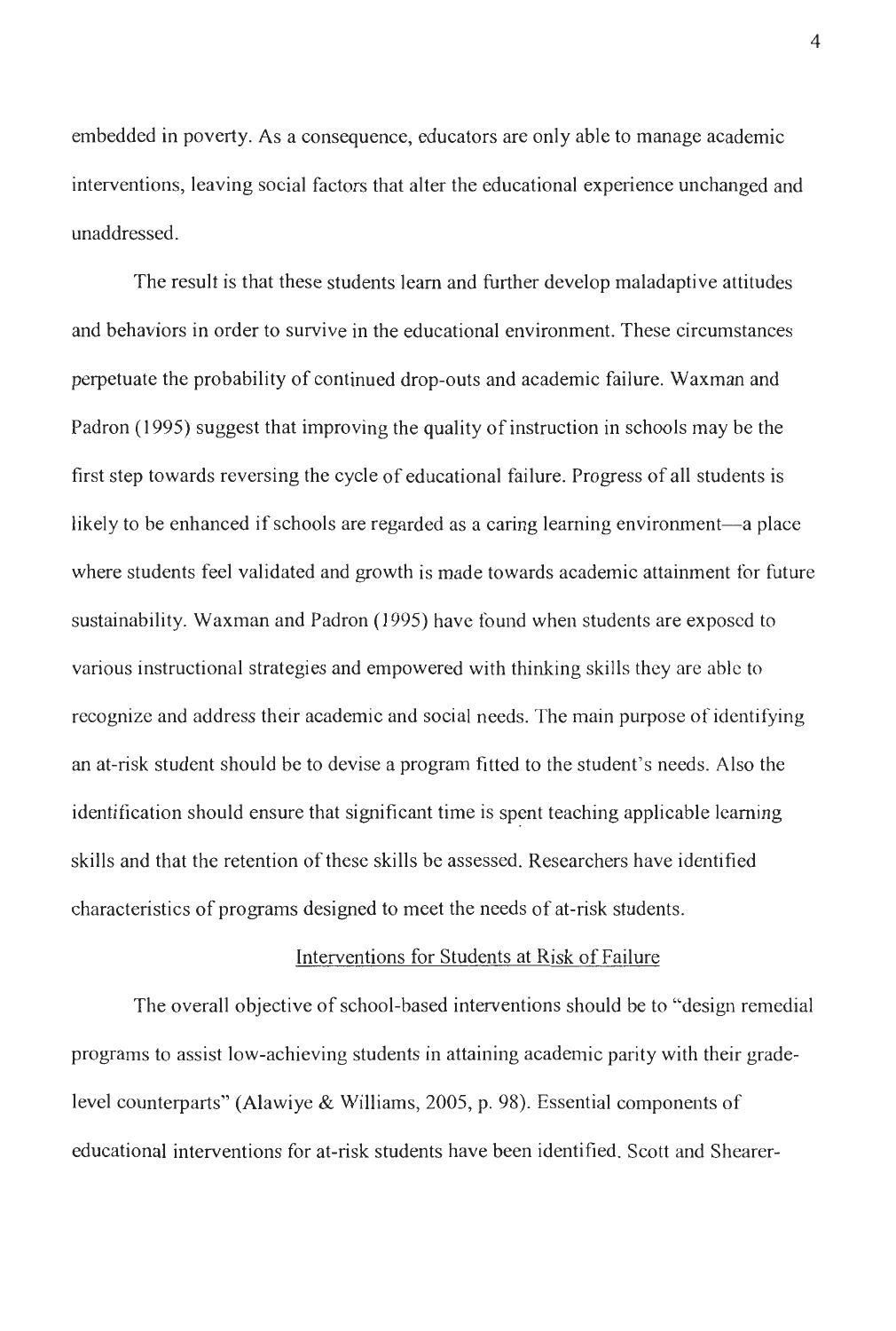embedded in poverty. As a consequence, educators are only able to manage academic interventions, leaving social factors that alter the educational experience unchanged and unaddressed.

The result is that these students learn and further develop maladaptive attitudes and behaviors in order to survive in the educational environment. These circumstances perpetuate the probability of continued drop-outs and academic failure. Waxman and Padron (1995) suggest that improving the quality of instruction in schools may be the first step towards reversing the cycle of educational failure. Progress of all students is likely to be enhanced if schools are regarded as a caring learning environment—a place where students feel validated and growth is made towards academic attainment for future sustainability. Waxman and Padron (1995) have found when students are exposed to various instructional strategies and empowered with thinking skills they are able to recognize and address their academic and social needs. The main purpose of identifying an at-risk student should be to devise a program fitted to the student's needs. Also the identification should ensure that significant time is spent teaching applicable learning skills and that the retention of these skills be assessed. Researchers have identified characteristics of programs designed to meet the needs of at-risk students.

## Interventions for Students at Risk of Failure

The overall objective of school-based interventions should be to "design remedial programs to assist low-achieving students in attaining academic parity with their grade-level counterparts" (Alawiye & Williams, 2005, p. 98). Essential components of educational interventions for at-risk students have been identified. Scott and Shearer-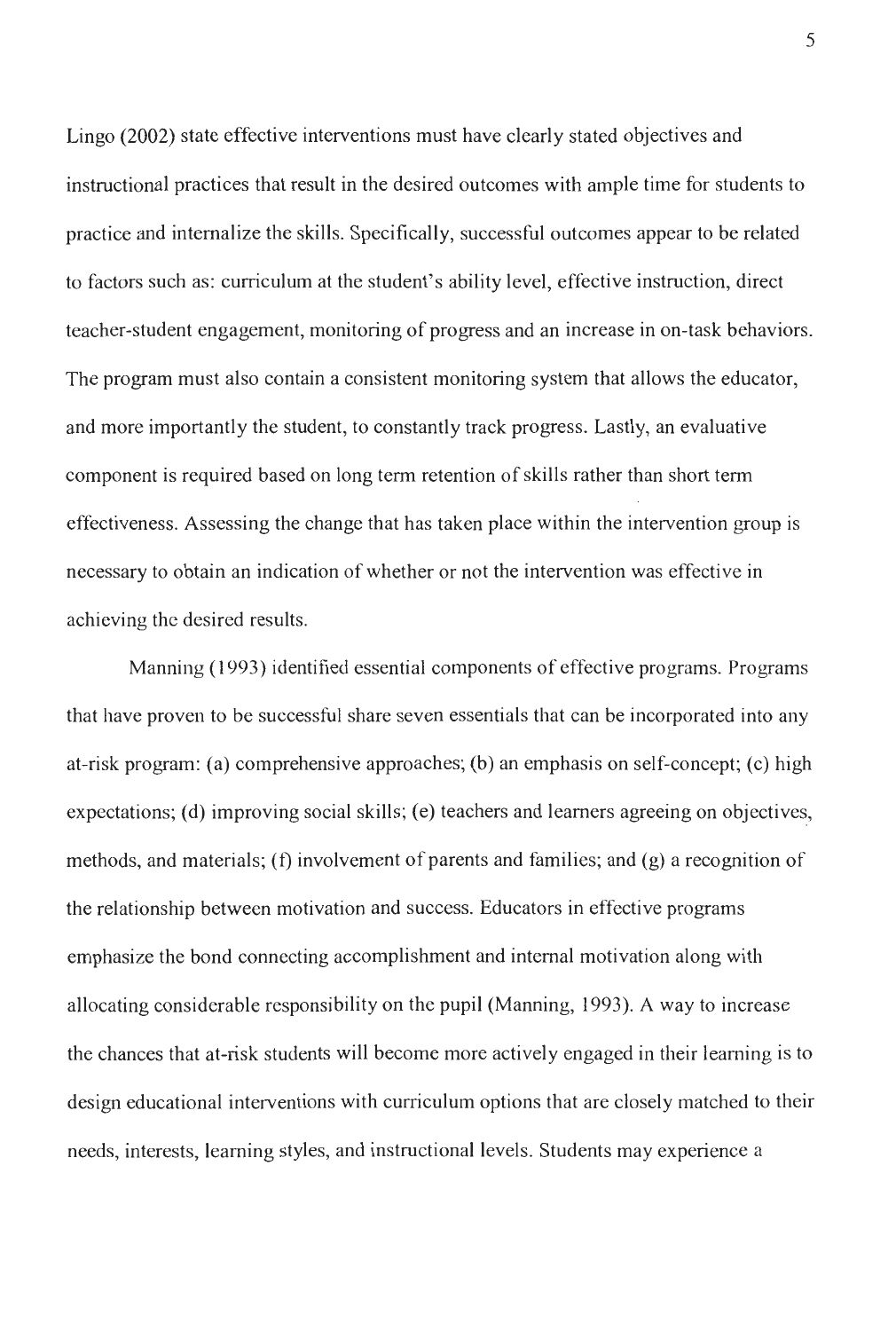Lingo (2002) state effective interventions must have clearly stated objectives and instructional practices that result in the desired outcomes with ample time for students to practice and internalize the skills. Specifically, successful outcomes appear to be related to factors such as: curriculum at the student's ability level, effective instruction, direct teacher-student engagement, monitoring of progress and an increase in on-task behaviors. The program must also contain a consistent monitoring system that allows the educator, and more importantly the student, to constantly track progress. Lastly, an evaluative component is required based on long term retention of skills rather than short term effectiveness. Assessing the change that has taken place within the intervention group is necessary to obtain an indication of whether or not the intervention was effective in achieving the desired results.

Manning (1993) identified essential components of effective programs. Programs that have proven to be successful share seven essentials that can be incorporated into any at-risk program: (a) comprehensive approaches; (b) an emphasis on self-concept; (c) high expectations; (d) improving social skills; (e) teachers and learners agreeing on objectives, methods, and materials; (f) involvement of parents and families; and (g) a recognition of the relationship between motivation and success. Educators in effective programs emphasize the bond connecting accomplishment and internal motivation along with allocating considerable responsibility on the pupil (Manning, 1993). A way to increase the chances that at-risk students will become more actively engaged in their learning is to design educational interventions with curriculum options that are closely matched to their needs, interests, learning styles, and instructional levels. Students may experience a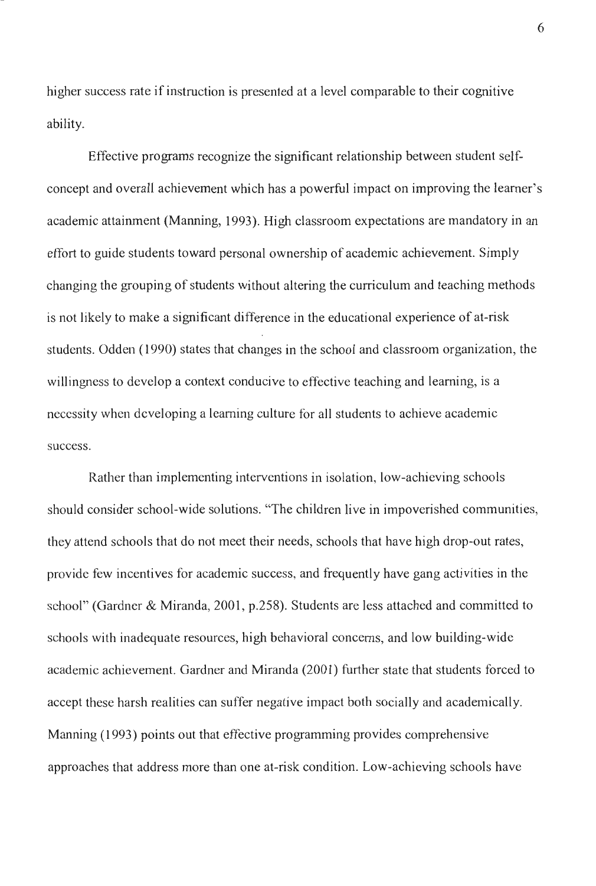higher success rate if instruction is presented at a level comparable to their cognitive ability.

Effective programs recognize the significant relationship between student self-concept and overall achievement which has a powerful impact on improving the learner's academic attainment (Manning, 1993). High classroom expectations are mandatory in an effort to guide students toward personal ownership of academic achievement. Simply changing the grouping of students without altering the curriculum and teaching methods is not likely to make a significant difference in the educational experience of at-risk students. Odden (1990) states that changes in the school and classroom organization, the willingness to develop a context conducive to effective teaching and learning, is a necessity when developing a learning culture for all students to achieve academic success.

Rather than implementing interventions in isolation, low-achieving schools should consider school-wide solutions. "The children live in impoverished communities, they attend schools that do not meet their needs, schools that have high drop-out rates, provide few incentives for academic success, and frequently have gang activities in the school" (Gardner & Miranda, 2001, p.258). Students are less attached and committed to schools with inadequate resources, high behavioral concerns, and low building-wide academic achievement. Gardner and Miranda (2001) further state that students forced to accept these harsh realities can suffer negative impact both socially and academically. Manning (1993) points out that effective programming provides comprehensive approaches that address more than one at-risk condition. Low-achieving schools have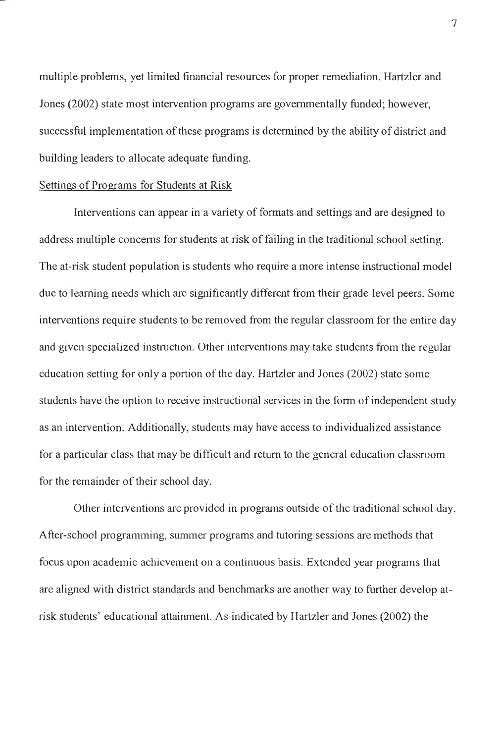multiple problems, yet limited financial resources for proper remediation. Hartzler and Jones (2002) state most intervention programs are governmentally funded; however, successful implementation of these programs is determined by the ability of district and building leaders to allocate adequate funding.

### Settings of Programs for Students at Risk

Interventions can appear in a variety of formats and settings and are designed to address multiple concerns for students at risk of failing in the traditional school setting. The at-risk student population is students who require a more intense instructional model due to learning needs which are significantly different from their grade-level peers. Some interventions require students to be removed from the regular classroom for the entire day and given specialized instruction. Other interventions may take students from the regular education setting for only a portion of the day. Hartzler and Jones (2002) state some students have the option to receive instructional services in the form of independent study as an intervention. Additionally, students may have access to individualized assistance for a particular class that may be difficult and return to the general education classroom for the remainder of their school day.

Other interventions are provided in programs outside of the traditional school day. After-school programming, summer programs and tutoring sessions are methods that focus upon academic achievement on a continuous basis. Extended year programs that are aligned with district standards and benchmarks are another way to further develop at-risk students' educational attainment. As indicated by Hartzler and Jones (2002) the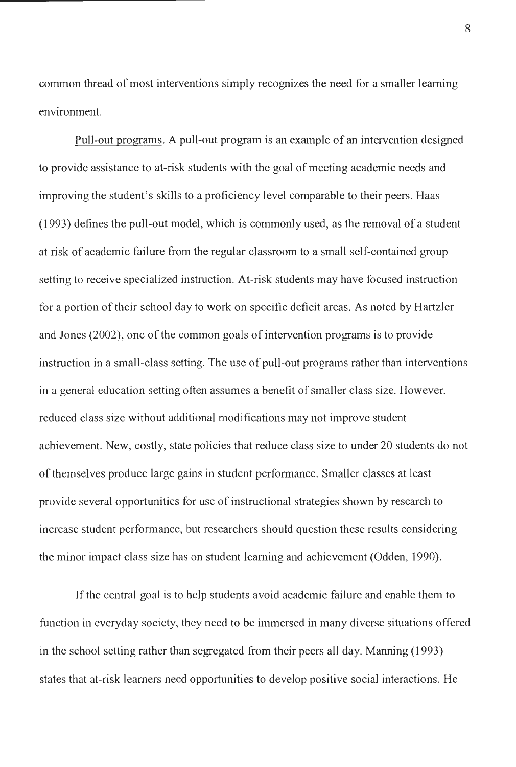common thread of most interventions simply recognizes the need for a smaller learning environment.

Pull-out programs. A pull-out program is an example of an intervention designed to provide assistance to at-risk students with the goal of meeting academic needs and improving the student's skills to a proficiency level comparable to their peers. Haas (1993) defines the pull-out model, which is commonly used, as the removal of a student at risk of academic failure from the regular classroom to a small self-contained group setting to receive specialized instruction. At-risk students may have focused instruction for a portion of their school day to work on specific deficit areas. As noted by Hartzler and Jones (2002), one of the common goals of intervention programs is to provide instruction in a small-class setting. The use of pull-out programs rather than interventions in a general education setting often assumes a benefit of smaller class size. However, reduced class size without additional modifications may not improve student achievement. New, costly, state policies that reduce class size to under 20 students do not of themselves produce large gains in student performance. Smaller classes at least provide several opportunities for use of instructional strategies shown by research to increase student performance, but researchers should question these results considering the minor impact class size has on student learning and achievement (Odden, 1990).

If the central goal is to help students avoid academic failure and enable them to function in everyday society, they need to be immersed in many diverse situations offered in the school setting rather than segregated from their peers all day. Manning (1993) states that at-risk learners need opportunities to develop positive social interactions. He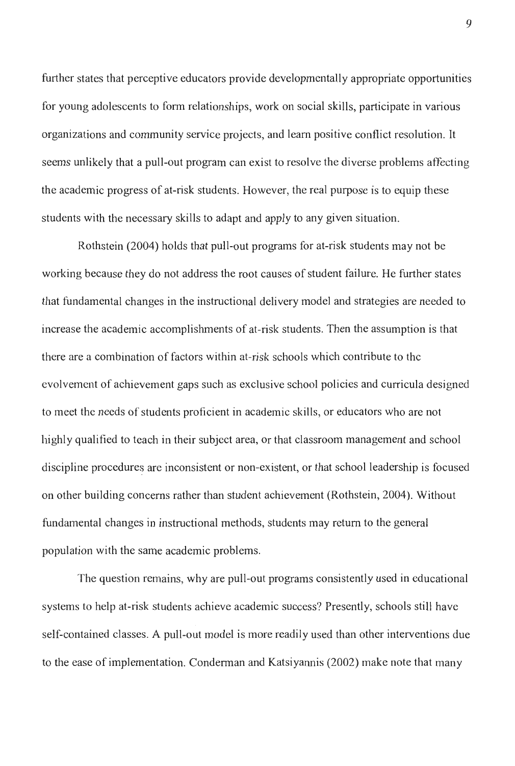further states that perceptive educators provide developmentally appropriate opportunities for young adolescents to form relationships, work on social skills, participate in various organizations and community service projects, and learn positive conflict resolution. It seems unlikely that a pull-out program can exist to resolve the diverse problems affecting the academic progress of at-risk students. However, the real purpose is to equip these students with the necessary skills to adapt and apply to any given situation.

Rothstein (2004) holds that pull-out programs for at-risk students may not be working because they do not address the root causes of student failure. He further states that fundamental changes in the instructional delivery model and strategies are needed to increase the academic accomplishments of at-risk students. Then the assumption is that there are a combination of factors within at-risk schools which contribute to the evolvement of achievement gaps such as exclusive school policies and curricula designed to meet the needs of students proficient in academic skills, or educators who are not highly qualified to teach in their subject area, or that classroom management and school discipline procedures are inconsistent or non-existent, or that school leadership is focused on other building concerns rather than student achievement (Rothstein, 2004). Without fundamental changes in instructional methods, students may return to the general population with the same academic problems.

The question remains, why are pull-out programs consistently used in educational systems to help at-risk students achieve academic success? Presently, schools still have self-contained classes. A pull-out model is more readily used than other interventions due to the ease of implementation. Conderman and Katsiyannis (2002) make note that many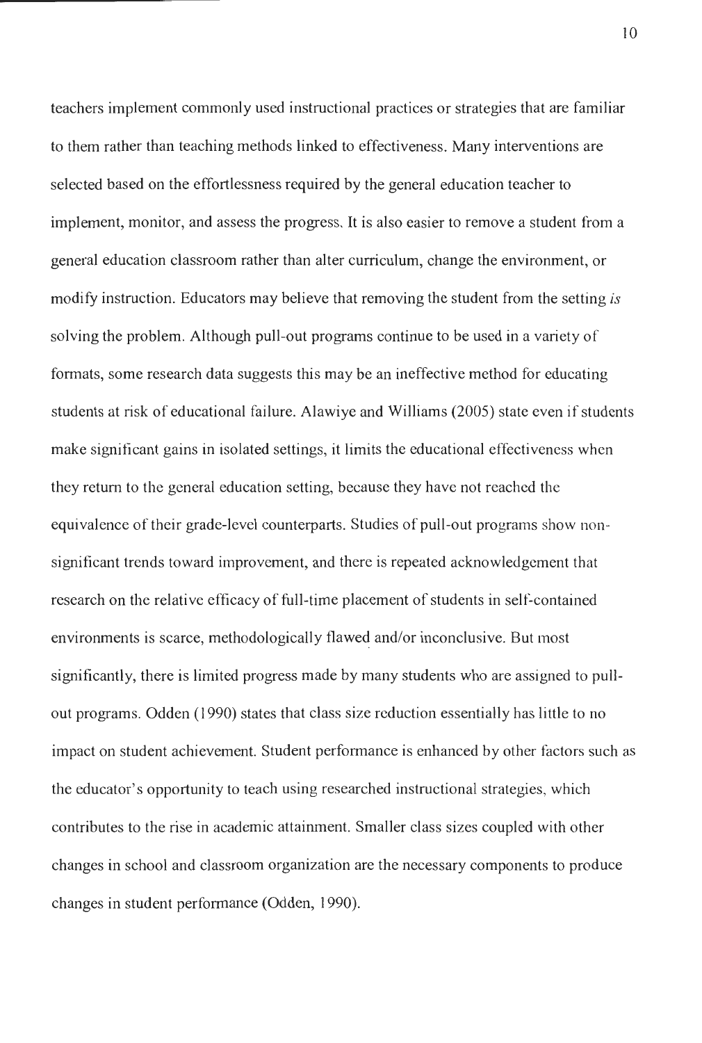teachers implement commonly used instructional practices or strategies that are familiar to them rather than teaching methods linked to effectiveness. Many interventions are selected based on the effortlessness required by the general education teacher to implement, monitor, and assess the progress. It is also easier to remove a student from a general education classroom rather than alter curriculum, change the environment, or modify instruction. Educators may believe that removing the student from the setting *is* solving the problem. Although pull-out programs continue to be used in a variety of formats, some research data suggests this may be an ineffective method for educating students at risk of educational failure. Alawiye and Williams (2005) state even if students make significant gains in isolated settings, it limits the educational effectiveness when they return to the general education setting, because they have not reached the equivalence of their grade-level counterparts. Studies of pull-out programs show non-significant trends toward improvement, and there is repeated acknowledgement that research on the relative efficacy of full-time placement of students in self-contained environments is scarce, methodologically flawed and/or inconclusive. But most significantly, there is limited progress made by many students who are assigned to pull-out programs. Odden (1990) states that class size reduction essentially has little to no impact on student achievement. Student performance is enhanced by other factors such as the educator's opportunity to teach using researched instructional strategies, which contributes to the rise in academic attainment. Smaller class sizes coupled with other changes in school and classroom organization are the necessary components to produce changes in student performance (Odden, 1990).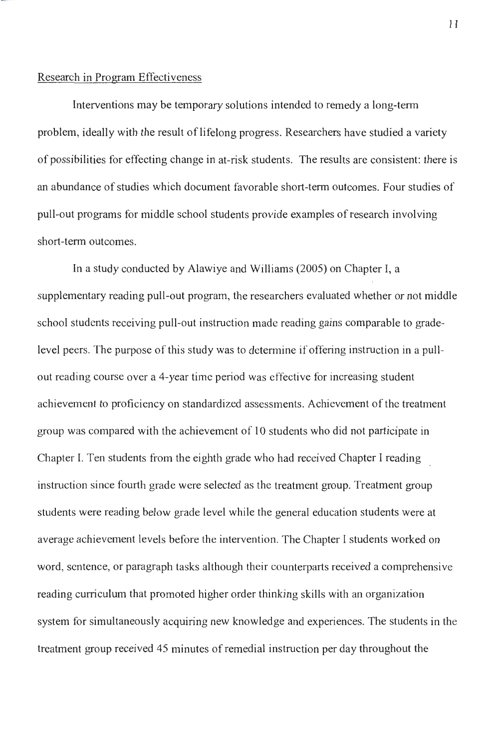Research in Program Effectiveness

Interventions may be temporary solutions intended to remedy a long-term problem, ideally with the result of lifelong progress. Researchers have studied a variety of possibilities for effecting change in at-risk students. The results are consistent: there is an abundance of studies which document favorable short-term outcomes. Four studies of pull-out programs for middle school students provide examples of research involving short-term outcomes.

In a study conducted by Alawiye and Williams (2005) on Chapter I, a supplementary reading pull-out program, the researchers evaluated whether or not middle school students receiving pull-out instruction made reading gains comparable to grade-level peers. The purpose of this study was to determine if offering instruction in a pull-out reading course over a 4-year time period was effective for increasing student achievement to proficiency on standardized assessments. Achievement of the treatment group was compared with the achievement of 10 students who did not participate in Chapter I. Ten students from the eighth grade who had received Chapter I reading instruction since fourth grade were selected as the treatment group. Treatment group students were reading below grade level while the general education students were at average achievement levels before the intervention. The Chapter I students worked on word, sentence, or paragraph tasks although their counterparts received a comprehensive reading curriculum that promoted higher order thinking skills with an organization system for simultaneously acquiring new knowledge and experiences. The students in the treatment group received 45 minutes of remedial instruction per day throughout the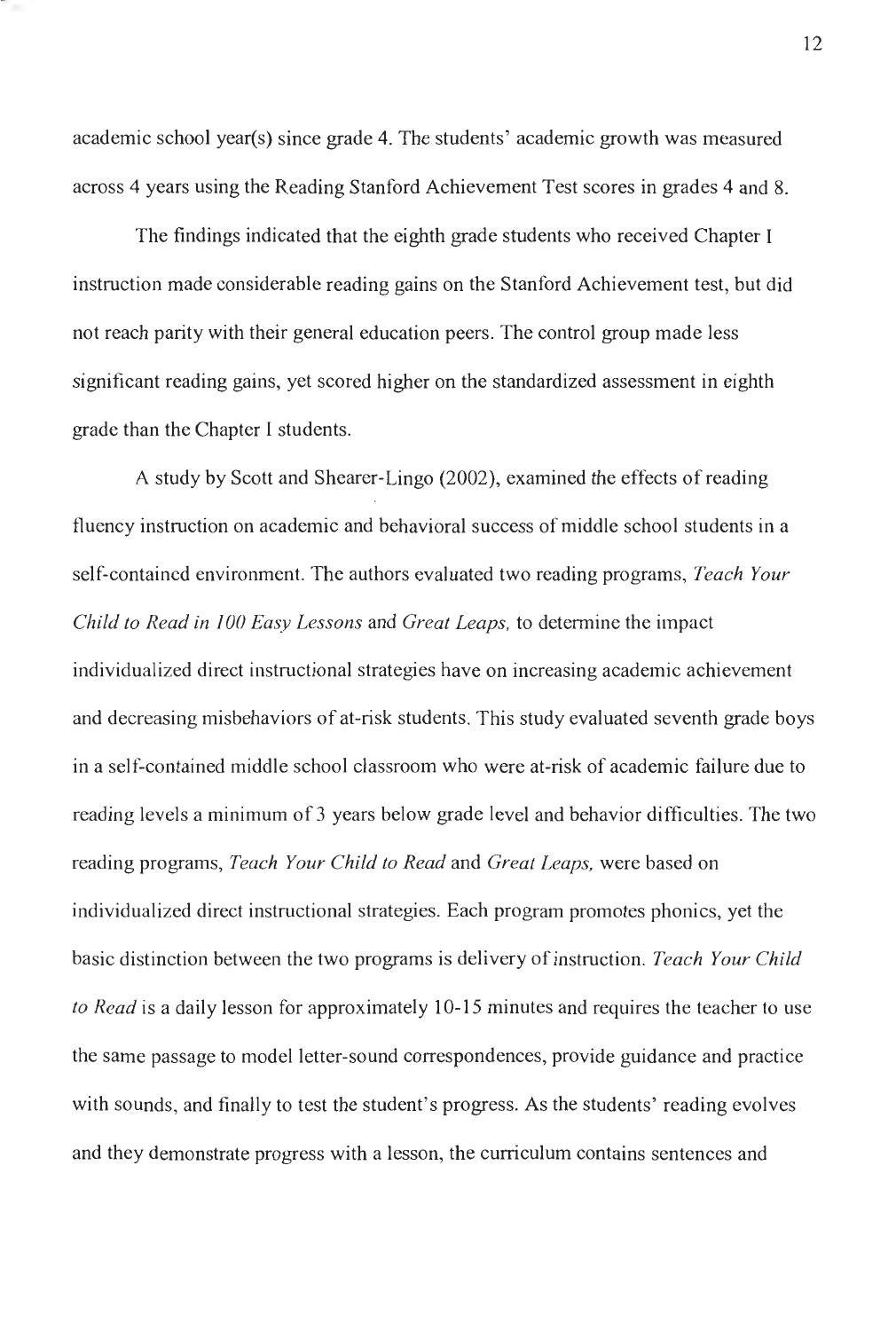academic school year(s) since grade 4. The students' academic growth was measured across 4 years using the Reading Stanford Achievement Test scores in grades 4 and 8.

The findings indicated that the eighth grade students who received Chapter I instruction made considerable reading gains on the Stanford Achievement test, but did not reach parity with their general education peers. The control group made less significant reading gains, yet scored higher on the standardized assessment in eighth grade than the Chapter I students.

A study by Scott and Shearer-Lingo (2002), examined the effects of reading fluency instruction on academic and behavioral success of middle school students in a self-contained environment. The authors evaluated two reading programs, *Teach Your Child to Read in 100 Easy Lessons* and *Great Leaps,* to determine the impact individualized direct instructional strategies have on increasing academic achievement and decreasing misbehaviors of at-risk students. This study evaluated seventh grade boys in a self-contained middle school classroom who were at-risk of academic failure due to reading levels a minimum of 3 years below grade level and behavior difficulties. The two reading programs, *Teach Your Child to Read* and *Great Leaps,* were based on individualized direct instructional strategies. Each program promotes phonics, yet the basic distinction between the two programs is delivery of instruction. *Teach Your Child to Read* is a daily lesson for approximately 10-15 minutes and requires the teacher to use the same passage to model letter-sound correspondences, provide guidance and practice with sounds, and finally to test the student's progress. As the students' reading evolves and they demonstrate progress with a lesson, the curriculum contains sentences and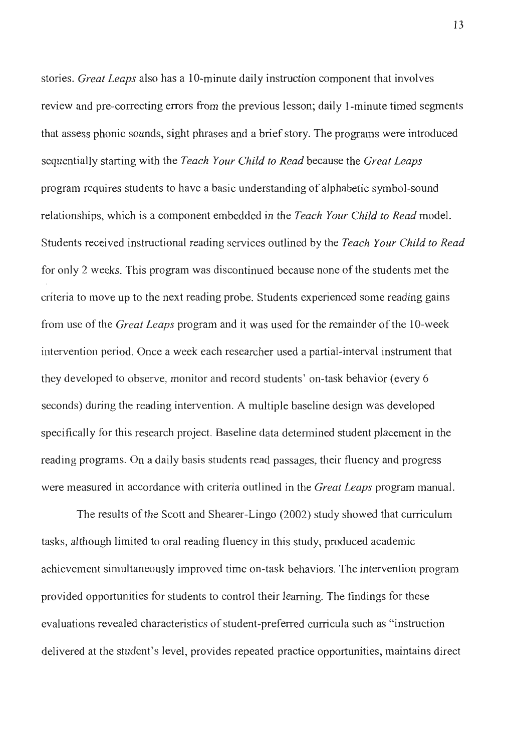stories. *Great Leaps* also has a 10-minute daily instruction component that involves review and pre-correcting errors from the previous lesson; daily 1-minute timed segments that assess phonic sounds, sight phrases and a brief story. The programs were introduced sequentially starting with the *Teach Your Child to Read* because the *Great Leaps* program requires students to have a basic understanding of alphabetic symbol-sound relationships, which is a component embedded in the *Teach Your Child to Read* model. Students received instructional reading services outlined by the *Teach Your Child to Read* for only 2 weeks. This program was discontinued because none of the students met the criteria to move up to the next reading probe. Students experienced some reading gains from use of the *Great Leaps* program and it was used for the remainder of the 10-week intervention period. Once a week each researcher used a partial-interval instrument that they developed to observe, monitor and record students' on-task behavior (every 6 seconds) during the reading intervention. A multiple baseline design was developed specifically for this research project. Baseline data determined student placement in the reading programs. On a daily basis students read passages, their fluency and progress were measured in accordance with criteria outlined in the *Great Leaps* program manual.

The results of the Scott and Shearer-Lingo (2002) study showed that curriculum tasks, although limited to oral reading fluency in this study, produced academic achievement simultaneously improved time on-task behaviors. The intervention program provided opportunities for students to control their learning. The findings for these evaluations revealed characteristics of student-preferred curricula such as "instruction delivered at the student's level, provides repeated practice opportunities, maintains direct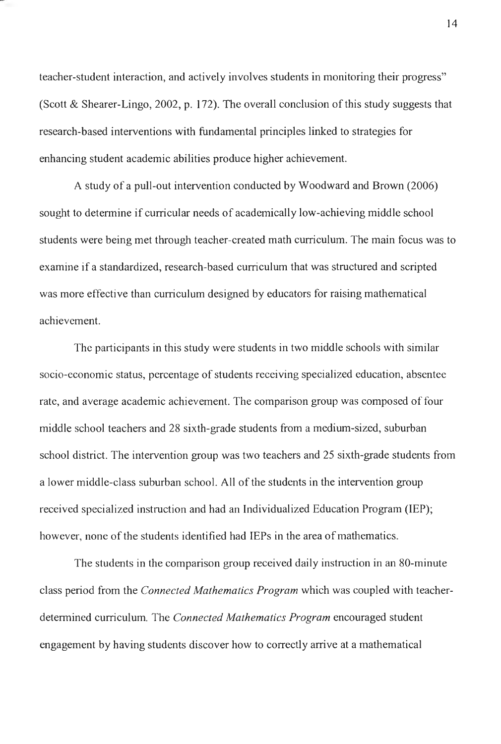teacher-student interaction, and actively involves students in monitoring their progress" (Scott & Shearer-Lingo, 2002, p. 172). The overall conclusion of this study suggests that research-based interventions with fundamental principles linked to strategies for enhancing student academic abilities produce higher achievement.

A study of a pull-out intervention conducted by Woodward and Brown (2006) sought to determine if curricular needs of academically low-achieving middle school students were being met through teacher-created math curriculum. The main focus was to examine if a standardized, research-based curriculum that was structured and scripted was more effective than curriculum designed by educators for raising mathematical achievement.

The participants in this study were students in two middle schools with similar socio-economic status, percentage of students receiving specialized education, absentee rate, and average academic achievement. The comparison group was composed of four middle school teachers and 28 sixth-grade students from a medium-sized, suburban school district. The intervention group was two teachers and 25 sixth-grade students from a lower middle-class suburban school. All of the students in the intervention group received specialized instruction and had an Individualized Education Program (IEP); however, none of the students identified had IEPs in the area of mathematics.

The students in the comparison group received daily instruction in an 80-minute class period from the *Connected Mathematics Program* which was coupled with teacher-determined curriculum. The *Connected Mathematics Program* encouraged student engagement by having students discover how to correctly arrive at a mathematical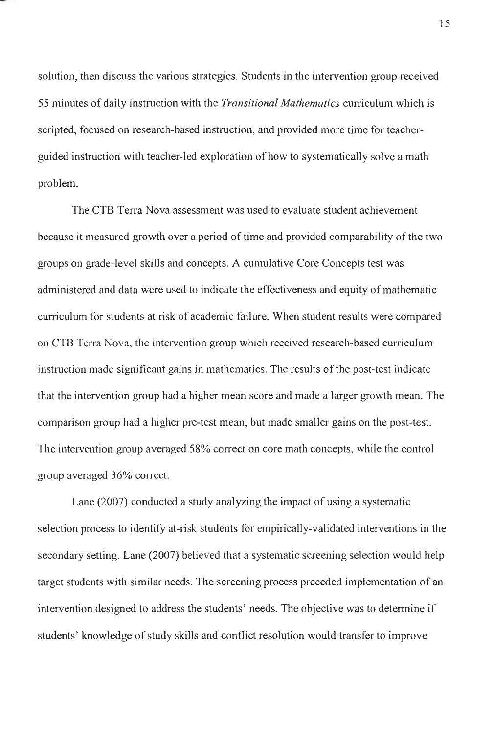solution, then discuss the various strategies. Students in the intervention group received 55 minutes of daily instruction with the *Transitional Mathematics* curriculum which is scripted, focused on research-based instruction, and provided more time for teacher-guided instruction with teacher-led exploration of how to systematically solve a math problem.

The CTB Terra Nova assessment was used to evaluate student achievement because it measured growth over a period of time and provided comparability of the two groups on grade-level skills and concepts. A cumulative Core Concepts test was administered and data were used to indicate the effectiveness and equity of mathematic curriculum for students at risk of academic failure. When student results were compared on CTB Terra Nova, the intervention group which received research-based curriculum instruction made significant gains in mathematics. The results of the post-test indicate that the intervention group had a higher mean score and made a larger growth mean. The comparison group had a higher pre-test mean, but made smaller gains on the post-test. The intervention group averaged 58% correct on core math concepts, while the control group averaged 36% correct.

Lane (2007) conducted a study analyzing the impact of using a systematic selection process to identify at-risk students for empirically-validated interventions in the secondary setting. Lane (2007) believed that a systematic screening selection would help target students with similar needs. The screening process preceded implementation of an intervention designed to address the students' needs. The objective was to determine if students' knowledge of study skills and conflict resolution would transfer to improve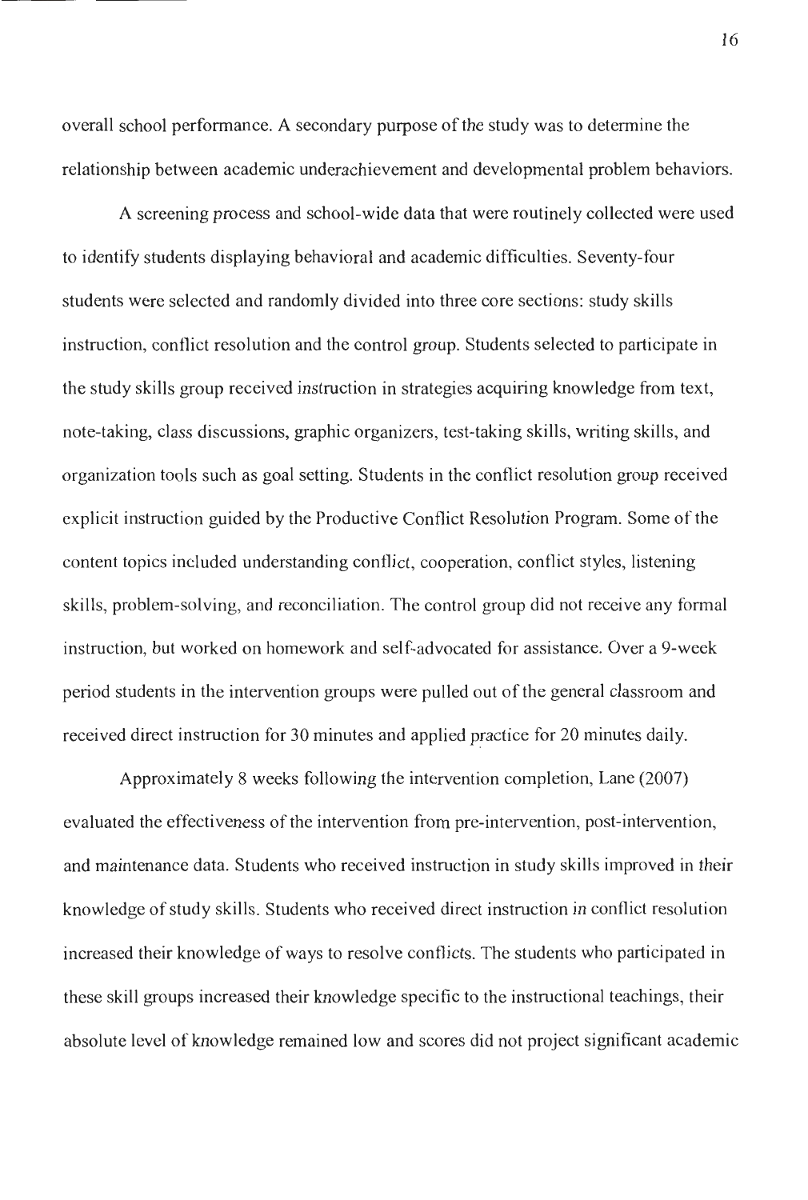overall school performance. A secondary purpose of the study was to determine the relationship between academic underachievement and developmental problem behaviors.

A screening process and school-wide data that were routinely collected were used to identify students displaying behavioral and academic difficulties. Seventy-four students were selected and randomly divided into three core sections: study skills instruction, conflict resolution and the control group. Students selected to participate in the study skills group received instruction in strategies acquiring knowledge from text, note-taking, class discussions, graphic organizers, test-taking skills, writing skills, and organization tools such as goal setting. Students in the conflict resolution group received explicit instruction guided by the Productive Conflict Resolution Program. Some of the content topics included understanding conflict, cooperation, conflict styles, listening skills, problem-solving, and reconciliation. The control group did not receive any formal instruction, but worked on homework and self-advocated for assistance. Over a 9-week period students in the intervention groups were pulled out of the general classroom and received direct instruction for 30 minutes and applied practice for 20 minutes daily.

Approximately 8 weeks following the intervention completion, Lane (2007) evaluated the effectiveness of the intervention from pre-intervention, post-intervention, and maintenance data. Students who received instruction in study skills improved in their knowledge of study skills. Students who received direct instruction in conflict resolution increased their knowledge of ways to resolve conflicts. The students who participated in these skill groups increased their knowledge specific to the instructional teachings, their absolute level of knowledge remained low and scores did not project significant academic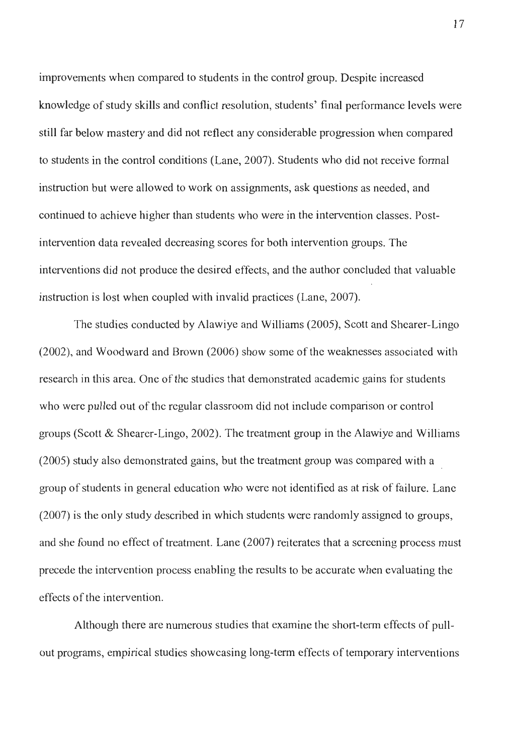improvements when compared to students in the control group. Despite increased knowledge of study skills and conflict resolution, students' final performance levels were still far below mastery and did not reflect any considerable progression when compared to students in the control conditions (Lane, 2007). Students who did not receive formal instruction but were allowed to work on assignments, ask questions as needed, and continued to achieve higher than students who were in the intervention classes. Post-intervention data revealed decreasing scores for both intervention groups. The interventions did not produce the desired effects, and the author concluded that valuable instruction is lost when coupled with invalid practices (Lane, 2007).

The studies conducted by Alawiye and Williams (2005), Scott and Shearer-Lingo (2002), and Woodward and Brown (2006) show some of the weaknesses associated with research in this area. One of the studies that demonstrated academic gains for students who were pulled out of the regular classroom did not include comparison or control groups (Scott & Shearer-Lingo, 2002). The treatment group in the Alawiye and Williams (2005) study also demonstrated gains, but the treatment group was compared with a group of students in general education who were not identified as at risk of failure. Lane (2007) is the only study described in which students were randomly assigned to groups, and she found no effect of treatment. Lane (2007) reiterates that a screening process must precede the intervention process enabling the results to be accurate when evaluating the effects of the intervention.

Although there are numerous studies that examine the short-term effects of pull-out programs, empirical studies showcasing long-term effects of temporary interventions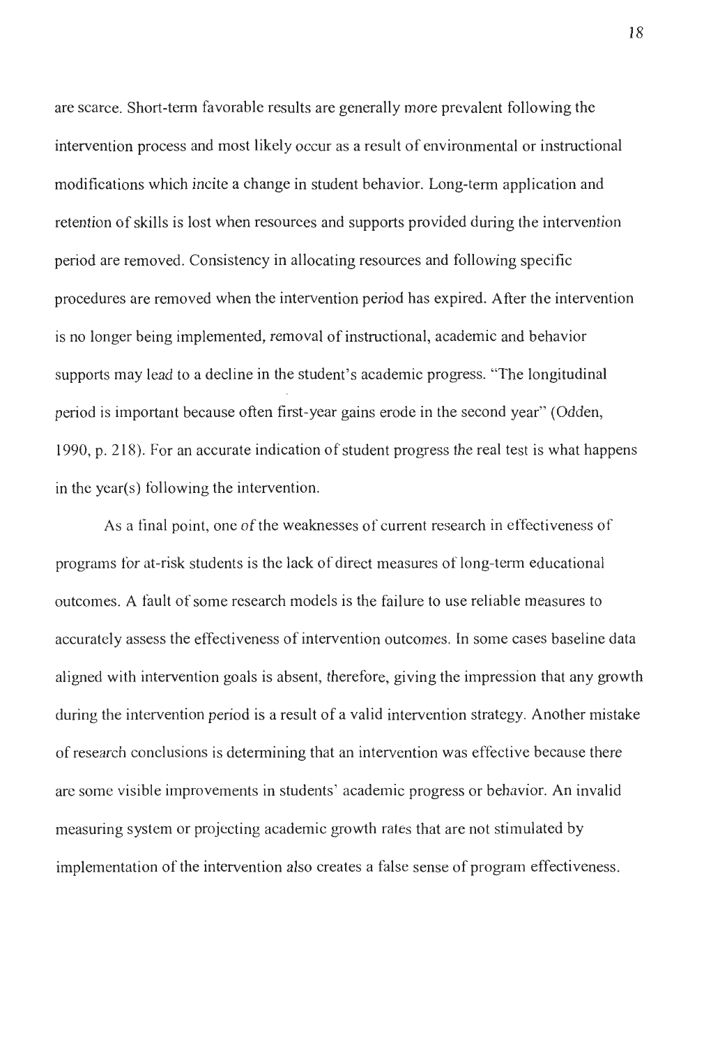are scarce. Short-term favorable results are generally more prevalent following the intervention process and most likely occur as a result of environmental or instructional modifications which incite a change in student behavior. Long-term application and retention of skills is lost when resources and supports provided during the intervention period are removed. Consistency in allocating resources and following specific procedures are removed when the intervention period has expired. After the intervention is no longer being implemented, removal of instructional, academic and behavior supports may lead to a decline in the student's academic progress. "The longitudinal period is important because often first-year gains erode in the second year" (Odden, 1990, p. 218). For an accurate indication of student progress the real test is what happens in the year(s) following the intervention.

As a final point, one of the weaknesses of current research in effectiveness of programs for at-risk students is the lack of direct measures of long-term educational outcomes. A fault of some research models is the failure to use reliable measures to accurately assess the effectiveness of intervention outcomes. In some cases baseline data aligned with intervention goals is absent, therefore, giving the impression that any growth during the intervention period is a result of a valid intervention strategy. Another mistake of research conclusions is determining that an intervention was effective because there are some visible improvements in students' academic progress or behavior. An invalid measuring system or projecting academic growth rates that are not stimulated by implementation of the intervention also creates a false sense of program effectiveness.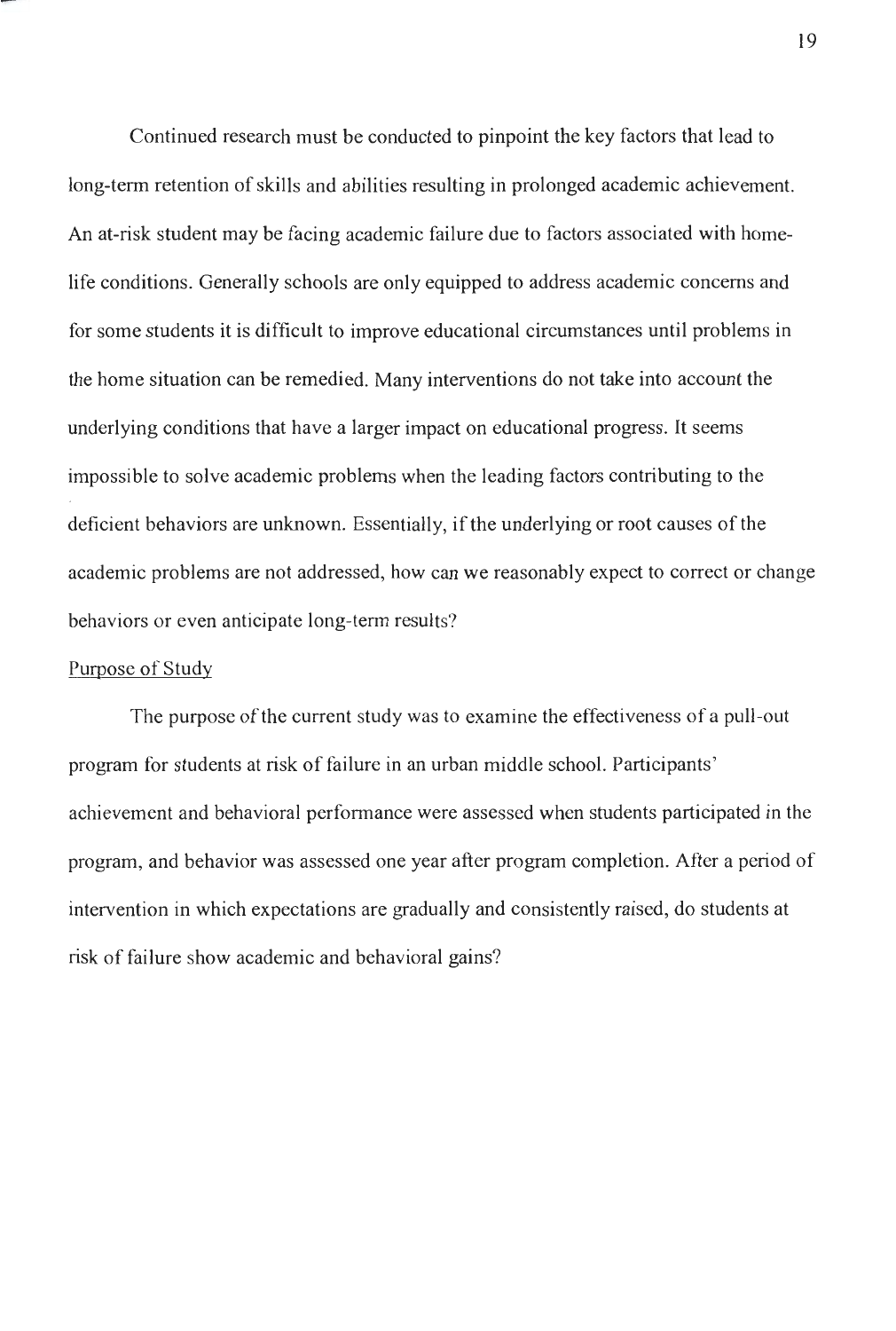Continued research must be conducted to pinpoint the key factors that lead to long-term retention of skills and abilities resulting in prolonged academic achievement. An at-risk student may be facing academic failure due to factors associated with home-life conditions. Generally schools are only equipped to address academic concerns and for some students it is difficult to improve educational circumstances until problems in the home situation can be remedied. Many interventions do not take into account the underlying conditions that have a larger impact on educational progress. It seems impossible to solve academic problems when the leading factors contributing to the deficient behaviors are unknown. Essentially, if the underlying or root causes of the academic problems are not addressed, how can we reasonably expect to correct or change behaviors or even anticipate long-term results?

## Purpose of Study

The purpose of the current study was to examine the effectiveness of a pull-out program for students at risk of failure in an urban middle school. Participants' achievement and behavioral performance were assessed when students participated in the program, and behavior was assessed one year after program completion. After a period of intervention in which expectations are gradually and consistently raised, do students at risk of failure show academic and behavioral gains?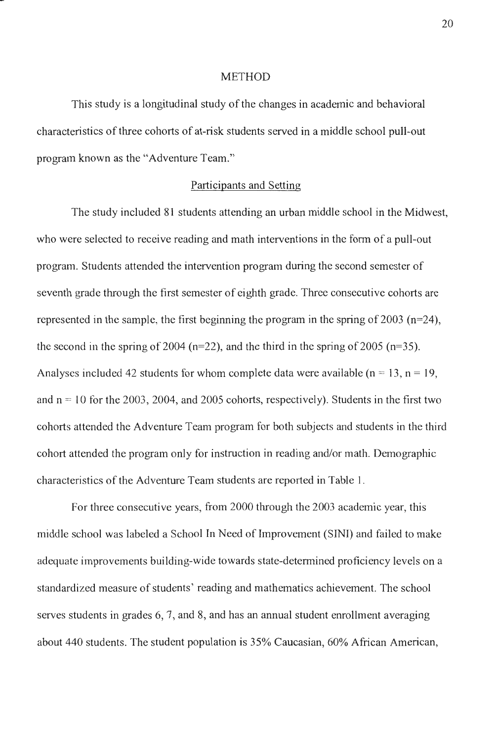## METHOD

This study is a longitudinal study of the changes in academic and behavioral characteristics of three cohorts of at-risk students served in a middle school pull-out program known as the "Adventure Team."

### Participants and Setting

The study included 81 students attending an urban middle school in the Midwest, who were selected to receive reading and math interventions in the form of a pull-out program. Students attended the intervention program during the second semester of seventh grade through the first semester of eighth grade. Three consecutive cohorts are represented in the sample, the first beginning the program in the spring of 2003 (n=24), the second in the spring of 2004 (n=22), and the third in the spring of 2005 (n=35). Analyses included 42 students for whom complete data were available (n = 13, n = 19, and n = 10 for the 2003, 2004, and 2005 cohorts, respectively). Students in the first two cohorts attended the Adventure Team program for both subjects and students in the third cohort attended the program only for instruction in reading and/or math. Demographic characteristics of the Adventure Team students are reported in Table 1.

For three consecutive years, from 2000 through the 2003 academic year, this middle school was labeled a School In Need of Improvement (SINI) and failed to make adequate improvements building-wide towards state-determined proficiency levels on a standardized measure of students' reading and mathematics achievement. The school serves students in grades 6, 7, and 8, and has an annual student enrollment averaging about 440 students. The student population is 35% Caucasian, 60% African American,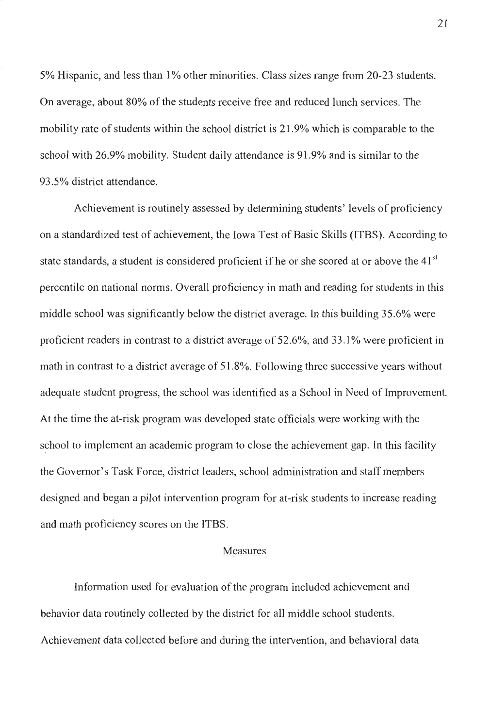5% Hispanic, and less than 1% other minorities. Class sizes range from 20-23 students. On average, about 80% of the students receive free and reduced lunch services. The mobility rate of students within the school district is 21.9% which is comparable to the school with 26.9% mobility. Student daily attendance is 91.9% and is similar to the 93.5% district attendance.

Achievement is routinely assessed by determining students' levels of proficiency on a standardized test of achievement, the Iowa Test of Basic Skills (ITBS). According to state standards, a student is considered proficient if he or she scored at or above the 41st percentile on national norms. Overall proficiency in math and reading for students in this middle school was significantly below the district average. In this building 35.6% were proficient readers in contrast to a district average of 52.6%, and 33.1% were proficient in math in contrast to a district average of 51.8%. Following three successive years without adequate student progress, the school was identified as a School in Need of Improvement. At the time the at-risk program was developed state officials were working with the school to implement an academic program to close the achievement gap. In this facility the Governor's Task Force, district leaders, school administration and staff members designed and began a pilot intervention program for at-risk students to increase reading and math proficiency scores on the ITBS.

## Measures

Information used for evaluation of the program included achievement and behavior data routinely collected by the district for all middle school students. Achievement data collected before and during the intervention, and behavioral data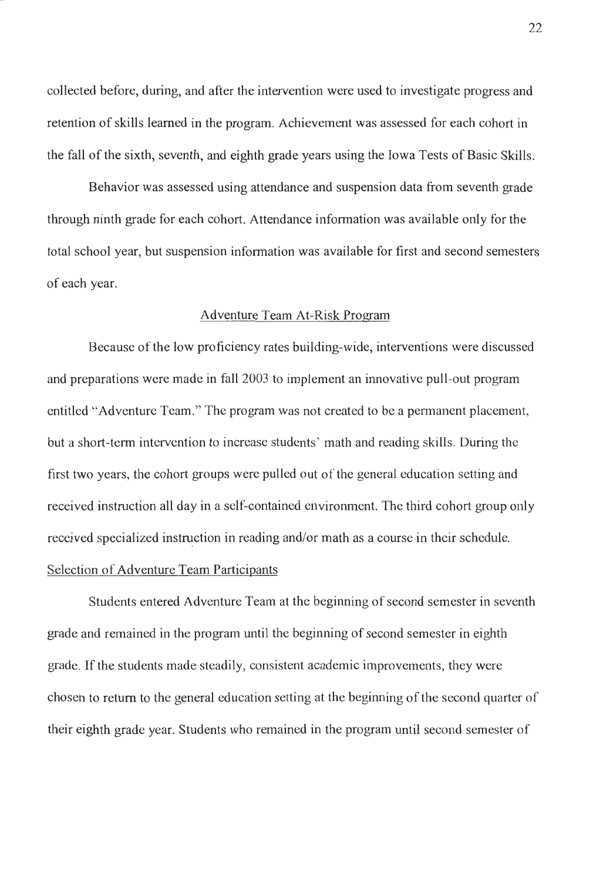collected before, during, and after the intervention were used to investigate progress and retention of skills learned in the program. Achievement was assessed for each cohort in the fall of the sixth, seventh, and eighth grade years using the Iowa Tests of Basic Skills.

Behavior was assessed using attendance and suspension data from seventh grade through ninth grade for each cohort. Attendance information was available only for the total school year, but suspension information was available for first and second semesters of each year.

## Adventure Team At-Risk Program

Because of the low proficiency rates building-wide, interventions were discussed and preparations were made in fall 2003 to implement an innovative pull-out program entitled "Adventure Team." The program was not created to be a permanent placement, but a short-term intervention to increase students' math and reading skills. During the first two years, the cohort groups were pulled out of the general education setting and received instruction all day in a self-contained environment. The third cohort group only received specialized instruction in reading and/or math as a course in their schedule.

### Selection of Adventure Team Participants

Students entered Adventure Team at the beginning of second semester in seventh grade and remained in the program until the beginning of second semester in eighth grade. If the students made steadily, consistent academic improvements, they were chosen to return to the general education setting at the beginning of the second quarter of their eighth grade year. Students who remained in the program until second semester of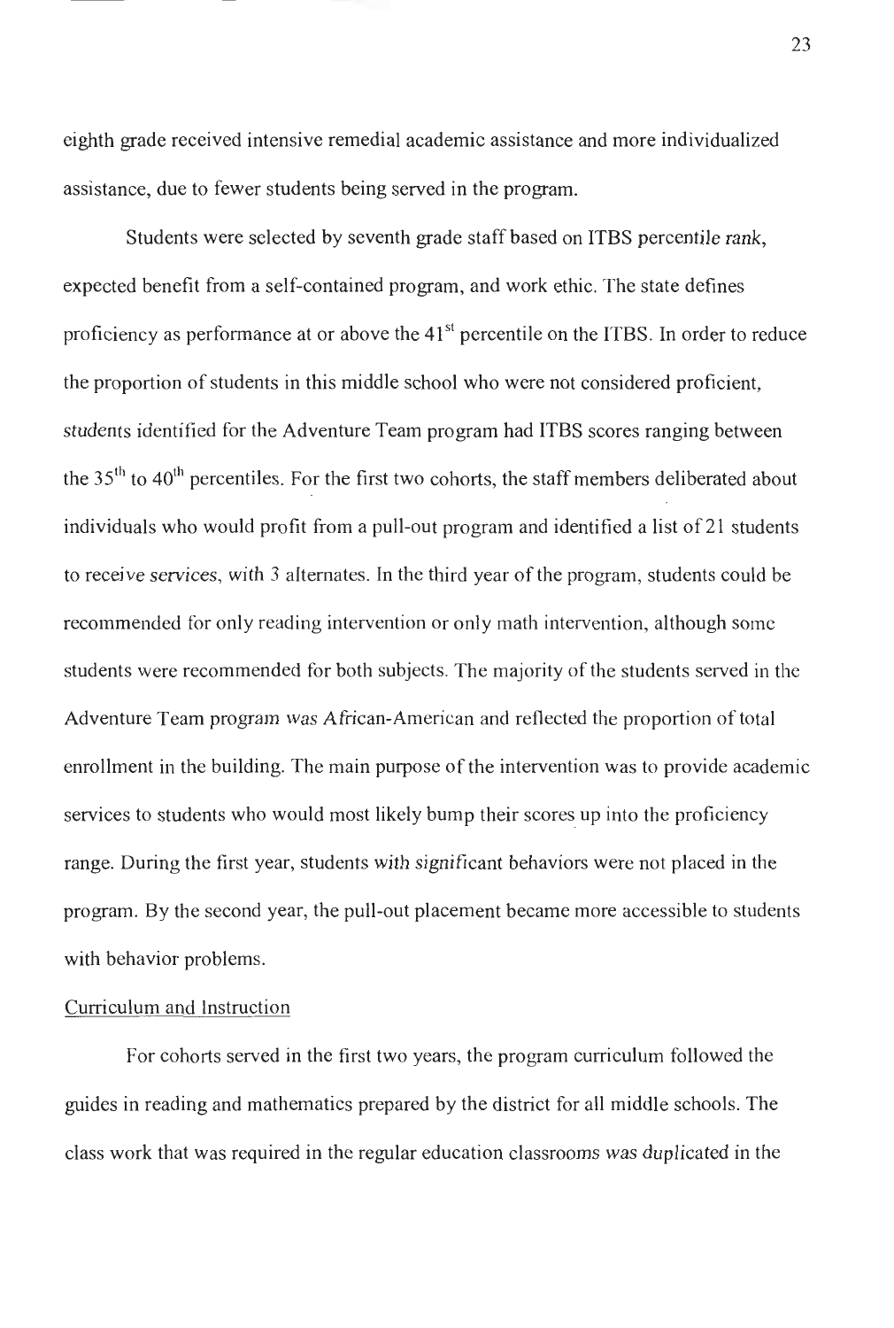eighth grade received intensive remedial academic assistance and more individualized assistance, due to fewer students being served in the program.

Students were selected by seventh grade staff based on ITBS percentile rank, expected benefit from a self-contained program, and work ethic. The state defines proficiency as performance at or above the 41st percentile on the ITBS. In order to reduce the proportion of students in this middle school who were not considered proficient, students identified for the Adventure Team program had ITBS scores ranging between the 35th to 40th percentiles. For the first two cohorts, the staff members deliberated about individuals who would profit from a pull-out program and identified a list of 21 students to receive services, with 3 alternates. In the third year of the program, students could be recommended for only reading intervention or only math intervention, although some students were recommended for both subjects. The majority of the students served in the Adventure Team program was African-American and reflected the proportion of total enrollment in the building. The main purpose of the intervention was to provide academic services to students who would most likely bump their scores up into the proficiency range. During the first year, students with significant behaviors were not placed in the program. By the second year, the pull-out placement became more accessible to students with behavior problems.

Curriculum and Instruction

For cohorts served in the first two years, the program curriculum followed the guides in reading and mathematics prepared by the district for all middle schools. The class work that was required in the regular education classrooms was duplicated in the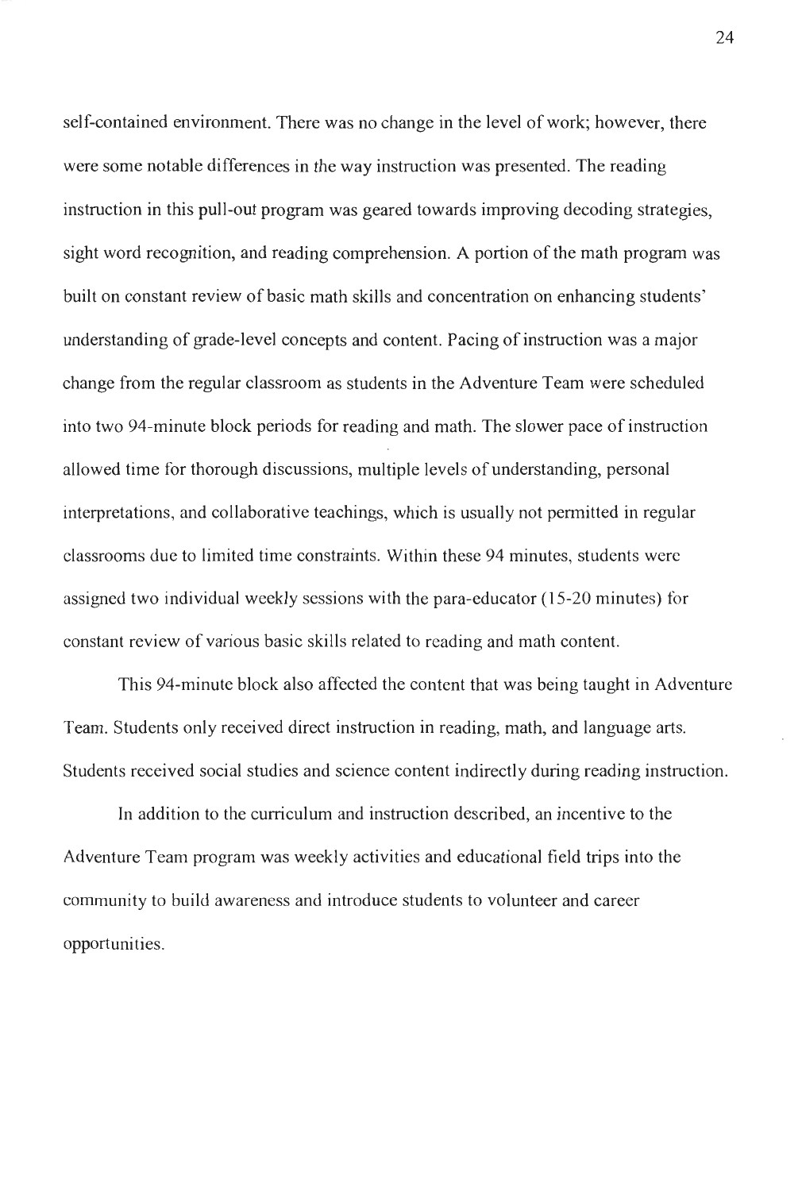self-contained environment. There was no change in the level of work; however, there were some notable differences in the way instruction was presented. The reading instruction in this pull-out program was geared towards improving decoding strategies, sight word recognition, and reading comprehension. A portion of the math program was built on constant review of basic math skills and concentration on enhancing students' understanding of grade-level concepts and content. Pacing of instruction was a major change from the regular classroom as students in the Adventure Team were scheduled into two 94-minute block periods for reading and math. The slower pace of instruction allowed time for thorough discussions, multiple levels of understanding, personal interpretations, and collaborative teachings, which is usually not permitted in regular classrooms due to limited time constraints. Within these 94 minutes, students were assigned two individual weekly sessions with the para-educator (15-20 minutes) for constant review of various basic skills related to reading and math content.

This 94-minute block also affected the content that was being taught in Adventure Team. Students only received direct instruction in reading, math, and language arts. Students received social studies and science content indirectly during reading instruction.

In addition to the curriculum and instruction described, an incentive to the Adventure Team program was weekly activities and educational field trips into the community to build awareness and introduce students to volunteer and career opportunities.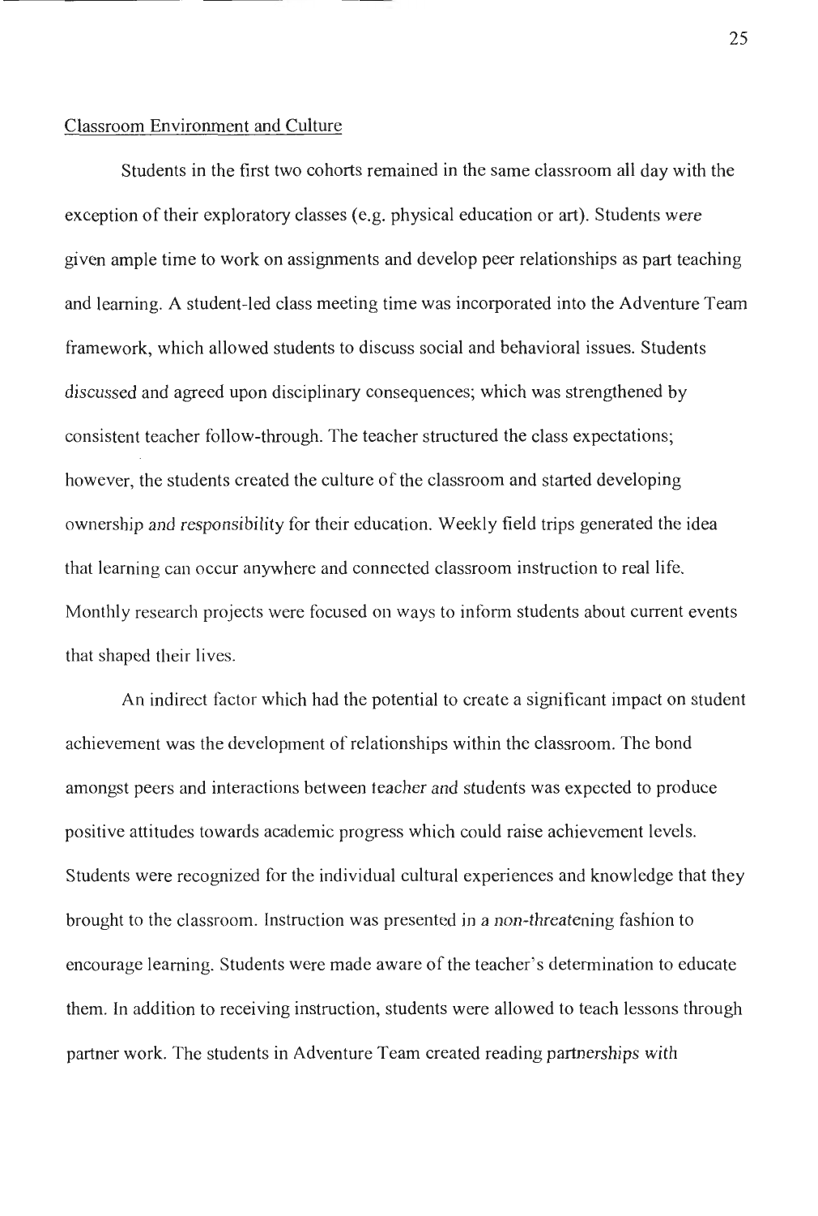Classroom Environment and Culture

Students in the first two cohorts remained in the same classroom all day with the exception of their exploratory classes (e.g. physical education or art). Students were given ample time to work on assignments and develop peer relationships as part teaching and learning. A student-led class meeting time was incorporated into the Adventure Team framework, which allowed students to discuss social and behavioral issues. Students discussed and agreed upon disciplinary consequences; which was strengthened by consistent teacher follow-through. The teacher structured the class expectations; however, the students created the culture of the classroom and started developing ownership and responsibility for their education. Weekly field trips generated the idea that learning can occur anywhere and connected classroom instruction to real life. Monthly research projects were focused on ways to inform students about current events that shaped their lives.

An indirect factor which had the potential to create a significant impact on student achievement was the development of relationships within the classroom. The bond amongst peers and interactions between teacher and students was expected to produce positive attitudes towards academic progress which could raise achievement levels. Students were recognized for the individual cultural experiences and knowledge that they brought to the classroom. Instruction was presented in a non-threatening fashion to encourage learning. Students were made aware of the teacher's determination to educate them. In addition to receiving instruction, students were allowed to teach lessons through partner work. The students in Adventure Team created reading partnerships with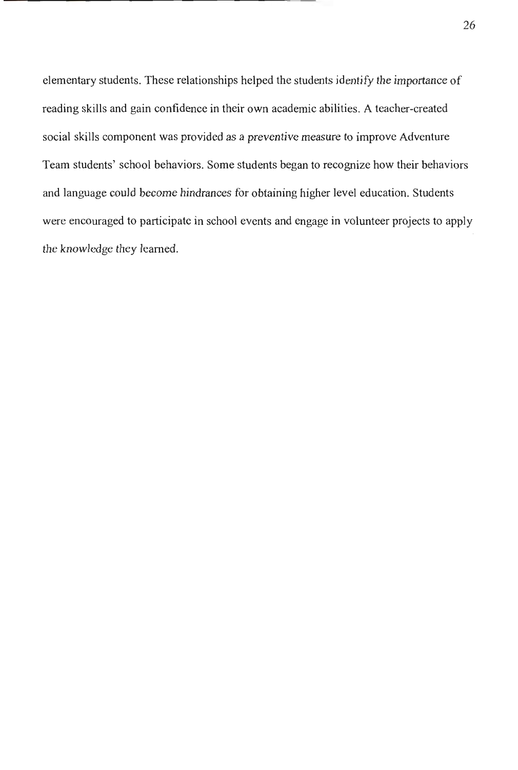elementary students. These relationships helped the students identify the importance of reading skills and gain confidence in their own academic abilities. A teacher-created social skills component was provided as a preventive measure to improve Adventure Team students' school behaviors. Some students began to recognize how their behaviors and language could become hindrances for obtaining higher level education. Students were encouraged to participate in school events and engage in volunteer projects to apply the knowledge they learned.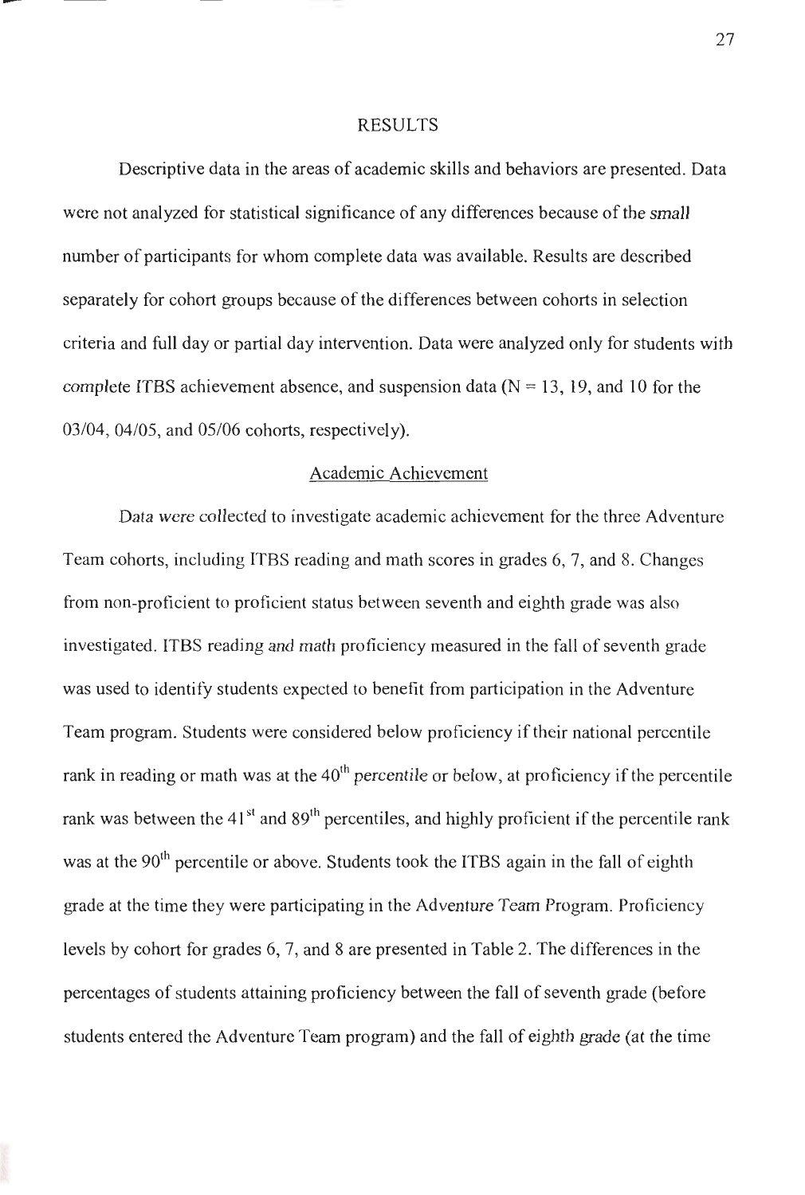# RESULTS

Descriptive data in the areas of academic skills and behaviors are presented. Data were not analyzed for statistical significance of any differences because of the small number of participants for whom complete data was available. Results are described separately for cohort groups because of the differences between cohorts in selection criteria and full day or partial day intervention. Data were analyzed only for students with complete ITBS achievement absence, and suspension data (N = 13, 19, and 10 for the 03/04, 04/05, and 05/06 cohorts, respectively).

## Academic Achievement

Data were collected to investigate academic achievement for the three Adventure Team cohorts, including ITBS reading and math scores in grades 6, 7, and 8. Changes from non-proficient to proficient status between seventh and eighth grade was also investigated. ITBS reading and math proficiency measured in the fall of seventh grade was used to identify students expected to benefit from participation in the Adventure Team program. Students were considered below proficiency if their national percentile rank in reading or math was at the $40^{th}$ percentile or below, at proficiency if the percentile rank was between the $41^{st}$ and $89^{th}$ percentiles, and highly proficient if the percentile rank was at the $90^{th}$ percentile or above. Students took the ITBS again in the fall of eighth grade at the time they were participating in the Adventure Team Program. Proficiency levels by cohort for grades 6, 7, and 8 are presented in Table 2. The differences in the percentages of students attaining proficiency between the fall of seventh grade (before students entered the Adventure Team program) and the fall of eighth grade (at the time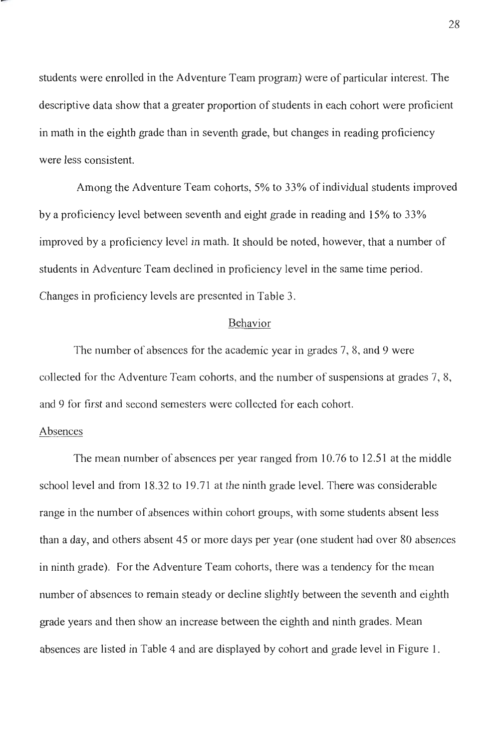students were enrolled in the Adventure Team program) were of particular interest. The descriptive data show that a greater proportion of students in each cohort were proficient in math in the eighth grade than in seventh grade, but changes in reading proficiency were less consistent.

Among the Adventure Team cohorts, 5% to 33% of individual students improved by a proficiency level between seventh and eight grade in reading and 15% to 33% improved by a proficiency level in math. It should be noted, however, that a number of students in Adventure Team declined in proficiency level in the same time period. Changes in proficiency levels are presented in Table 3.

## Behavior

The number of absences for the academic year in grades 7, 8, and 9 were collected for the Adventure Team cohorts, and the number of suspensions at grades 7, 8, and 9 for first and second semesters were collected for each cohort.

### Absences

The mean number of absences per year ranged from 10.76 to 12.51 at the middle school level and from 18.32 to 19.71 at the ninth grade level. There was considerable range in the number of absences within cohort groups, with some students absent less than a day, and others absent 45 or more days per year (one student had over 80 absences in ninth grade). For the Adventure Team cohorts, there was a tendency for the mean number of absences to remain steady or decline slightly between the seventh and eighth grade years and then show an increase between the eighth and ninth grades. Mean absences are listed in Table 4 and are displayed by cohort and grade level in Figure 1.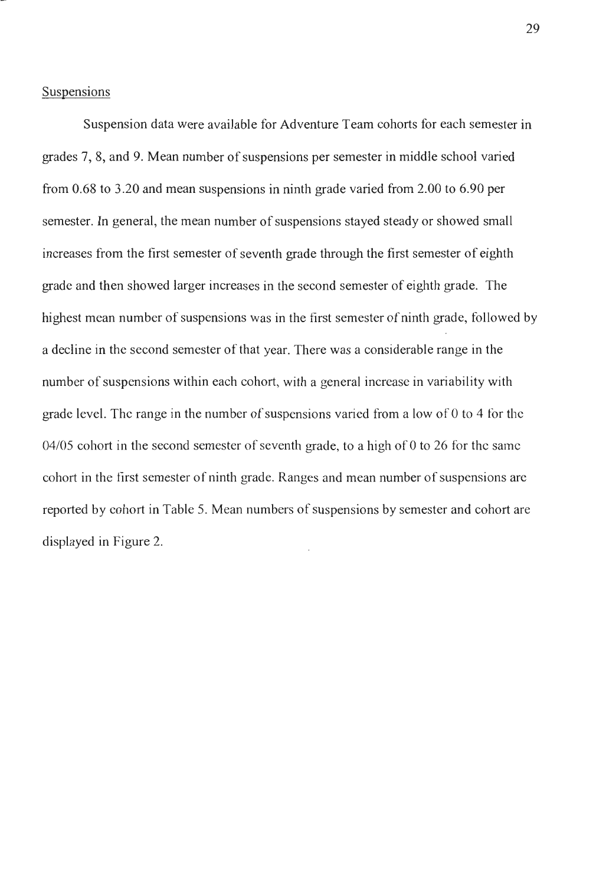Suspensions

Suspension data were available for Adventure Team cohorts for each semester in grades 7, 8, and 9. Mean number of suspensions per semester in middle school varied from 0.68 to 3.20 and mean suspensions in ninth grade varied from 2.00 to 6.90 per semester. In general, the mean number of suspensions stayed steady or showed small increases from the first semester of seventh grade through the first semester of eighth grade and then showed larger increases in the second semester of eighth grade. The highest mean number of suspensions was in the first semester of ninth grade, followed by a decline in the second semester of that year. There was a considerable range in the number of suspensions within each cohort, with a general increase in variability with grade level. The range in the number of suspensions varied from a low of 0 to 4 for the 04/05 cohort in the second semester of seventh grade, to a high of 0 to 26 for the same cohort in the first semester of ninth grade. Ranges and mean number of suspensions are reported by cohort in Table 5. Mean numbers of suspensions by semester and cohort are displayed in Figure 2.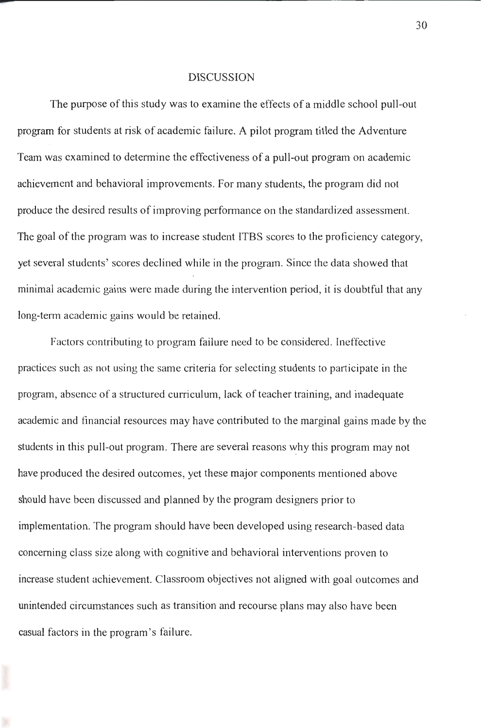# DISCUSSION

The purpose of this study was to examine the effects of a middle school pull-out program for students at risk of academic failure. A pilot program titled the Adventure Team was examined to determine the effectiveness of a pull-out program on academic achievement and behavioral improvements. For many students, the program did not produce the desired results of improving performance on the standardized assessment. The goal of the program was to increase student ITBS scores to the proficiency category, yet several students' scores declined while in the program. Since the data showed that minimal academic gains were made during the intervention period, it is doubtful that any long-term academic gains would be retained.

Factors contributing to program failure need to be considered. Ineffective practices such as not using the same criteria for selecting students to participate in the program, absence of a structured curriculum, lack of teacher training, and inadequate academic and financial resources may have contributed to the marginal gains made by the students in this pull-out program. There are several reasons why this program may not have produced the desired outcomes, yet these major components mentioned above should have been discussed and planned by the program designers prior to implementation. The program should have been developed using research-based data concerning class size along with cognitive and behavioral interventions proven to increase student achievement. Classroom objectives not aligned with goal outcomes and unintended circumstances such as transition and recourse plans may also have been casual factors in the program's failure.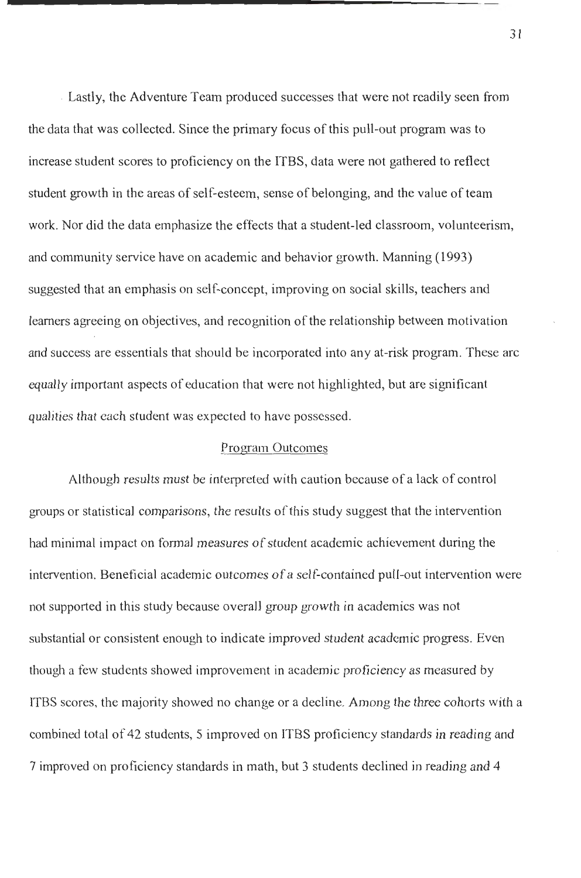Lastly, the Adventure Team produced successes that were not readily seen from the data that was collected. Since the primary focus of this pull-out program was to increase student scores to proficiency on the ITBS, data were not gathered to reflect student growth in the areas of self-esteem, sense of belonging, and the value of team work. Nor did the data emphasize the effects that a student-led classroom, volunteerism, and community service have on academic and behavior growth. Manning (1993) suggested that an emphasis on self-concept, improving on social skills, teachers and learners agreeing on objectives, and recognition of the relationship between motivation and success are essentials that should be incorporated into any at-risk program. These are equally important aspects of education that were not highlighted, but are significant qualities that each student was expected to have possessed.

## Program Outcomes

Although results must be interpreted with caution because of a lack of control groups or statistical comparisons, the results of this study suggest that the intervention had minimal impact on formal measures of student academic achievement during the intervention. Beneficial academic outcomes of a self-contained pull-out intervention were not supported in this study because overall group growth in academics was not substantial or consistent enough to indicate improved student academic progress. Even though a few students showed improvement in academic proficiency as measured by ITBS scores, the majority showed no change or a decline. Among the three cohorts with a combined total of 42 students, 5 improved on ITBS proficiency standards in reading and 7 improved on proficiency standards in math, but 3 students declined in reading and 4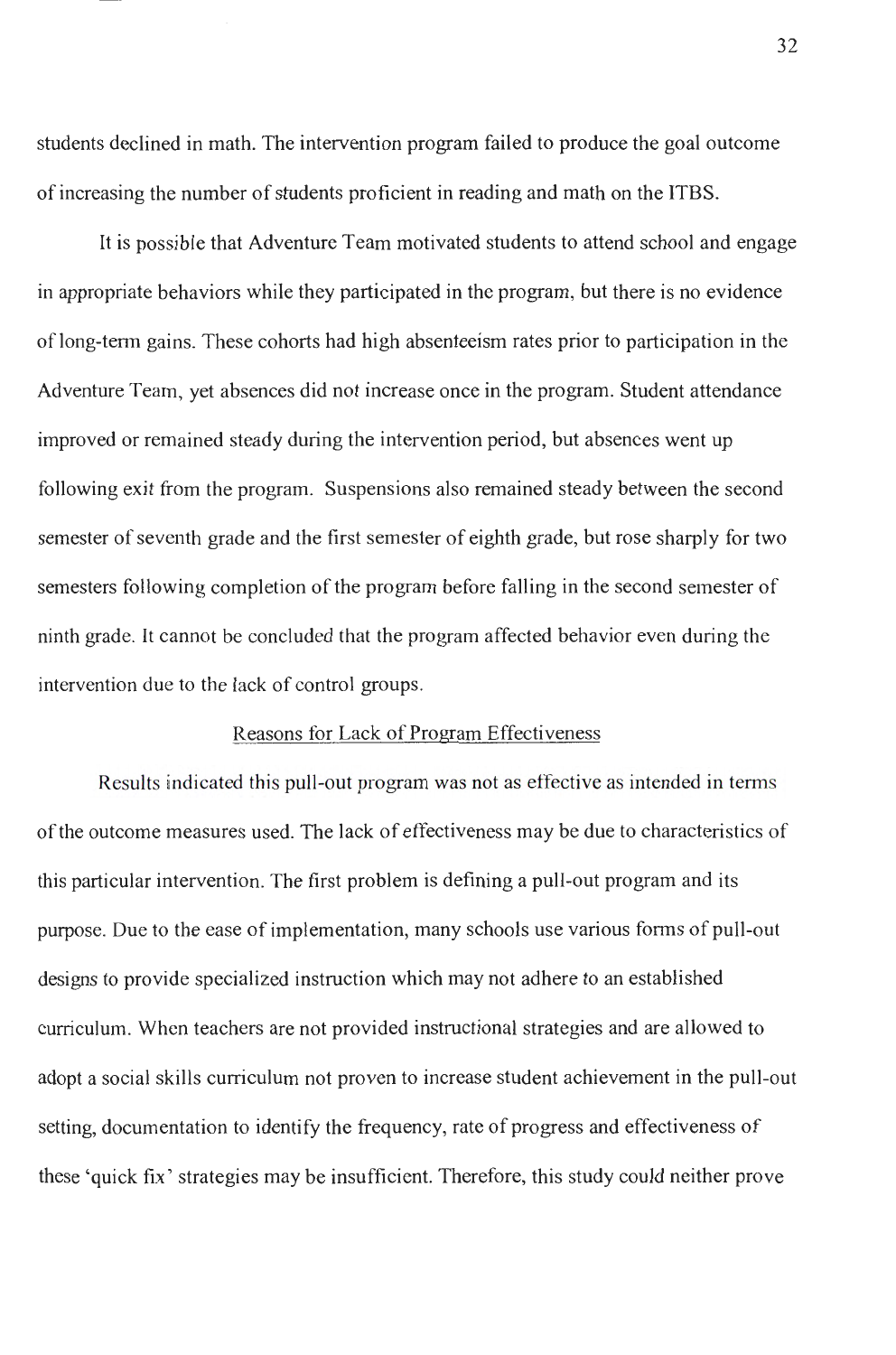students declined in math. The intervention program failed to produce the goal outcome of increasing the number of students proficient in reading and math on the ITBS.

It is possible that Adventure Team motivated students to attend school and engage in appropriate behaviors while they participated in the program, but there is no evidence of long-term gains. These cohorts had high absenteeism rates prior to participation in the Adventure Team, yet absences did not increase once in the program. Student attendance improved or remained steady during the intervention period, but absences went up following exit from the program. Suspensions also remained steady between the second semester of seventh grade and the first semester of eighth grade, but rose sharply for two semesters following completion of the program before falling in the second semester of ninth grade. It cannot be concluded that the program affected behavior even during the intervention due to the lack of control groups.

## Reasons for Lack of Program Effectiveness

Results indicated this pull-out program was not as effective as intended in terms of the outcome measures used. The lack of effectiveness may be due to characteristics of this particular intervention. The first problem is defining a pull-out program and its purpose. Due to the ease of implementation, many schools use various forms of pull-out designs to provide specialized instruction which may not adhere to an established curriculum. When teachers are not provided instructional strategies and are allowed to adopt a social skills curriculum not proven to increase student achievement in the pull-out setting, documentation to identify the frequency, rate of progress and effectiveness of these 'quick fix' strategies may be insufficient. Therefore, this study could neither prove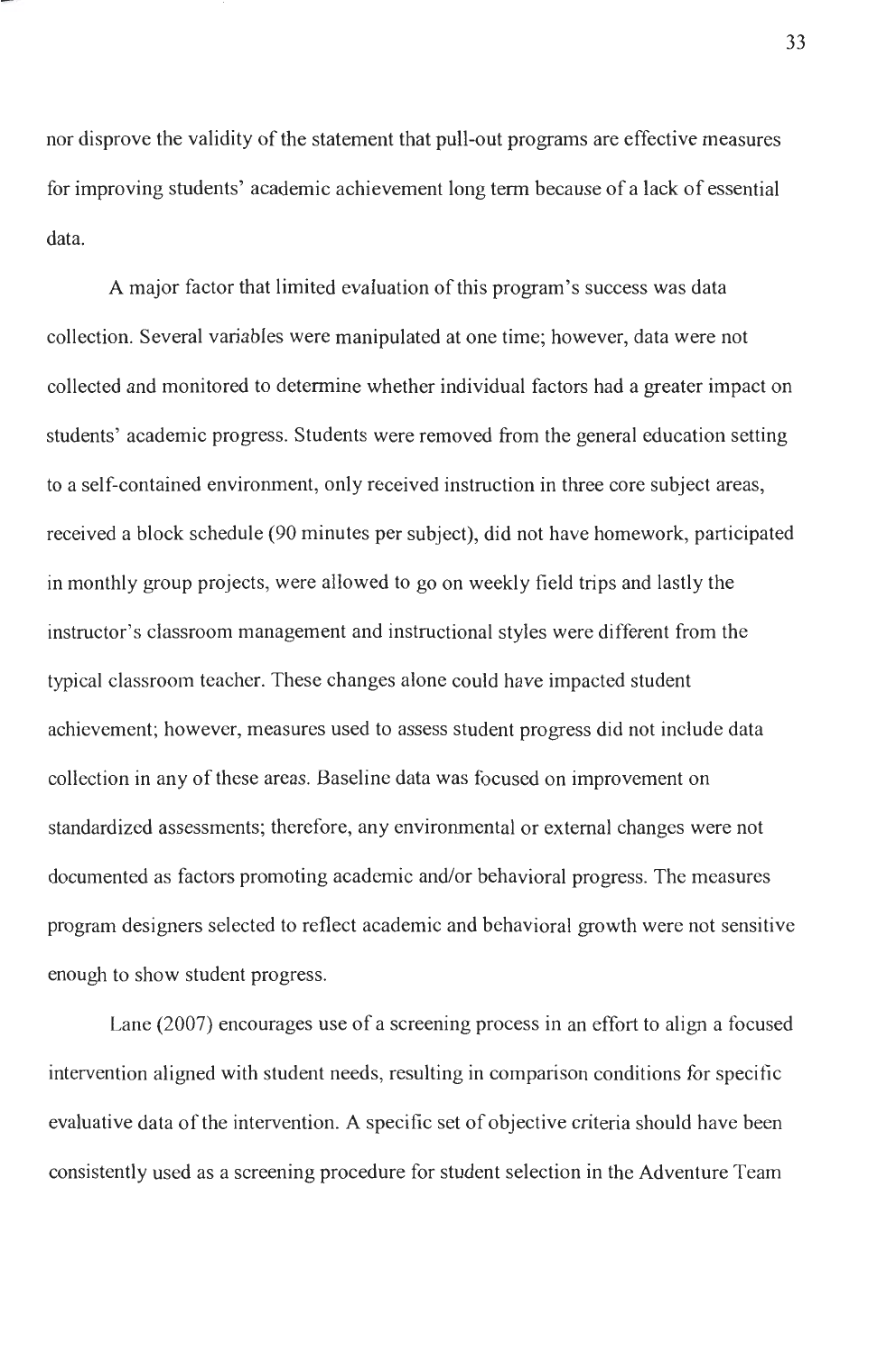nor disprove the validity of the statement that pull-out programs are effective measures for improving students' academic achievement long term because of a lack of essential data.

A major factor that limited evaluation of this program's success was data collection. Several variables were manipulated at one time; however, data were not collected and monitored to determine whether individual factors had a greater impact on students' academic progress. Students were removed from the general education setting to a self-contained environment, only received instruction in three core subject areas, received a block schedule (90 minutes per subject), did not have homework, participated in monthly group projects, were allowed to go on weekly field trips and lastly the instructor's classroom management and instructional styles were different from the typical classroom teacher. These changes alone could have impacted student achievement; however, measures used to assess student progress did not include data collection in any of these areas. Baseline data was focused on improvement on standardized assessments; therefore, any environmental or external changes were not documented as factors promoting academic and/or behavioral progress. The measures program designers selected to reflect academic and behavioral growth were not sensitive enough to show student progress.

Lane (2007) encourages use of a screening process in an effort to align a focused intervention aligned with student needs, resulting in comparison conditions for specific evaluative data of the intervention. A specific set of objective criteria should have been consistently used as a screening procedure for student selection in the Adventure Team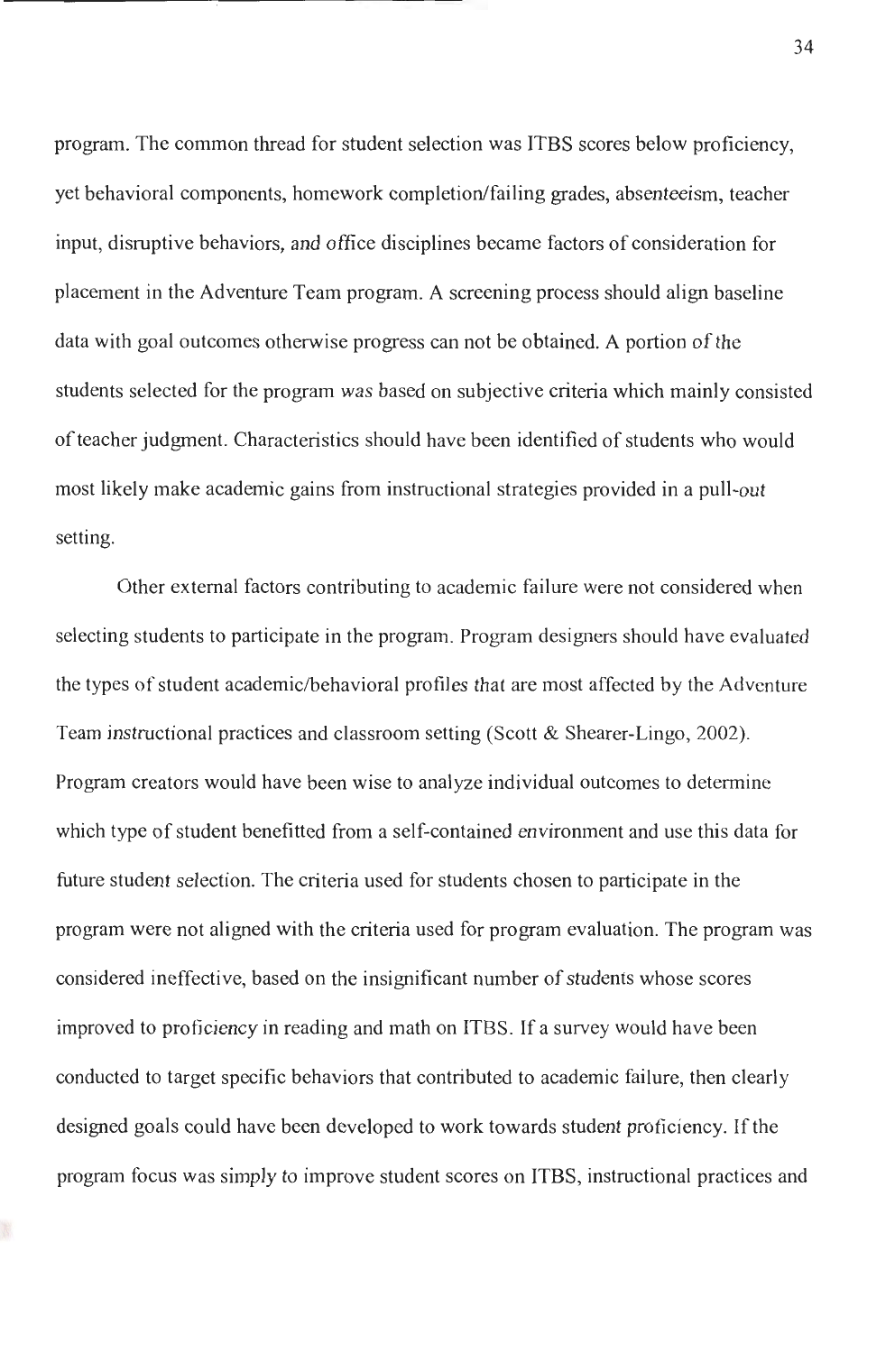program. The common thread for student selection was ITBS scores below proficiency, yet behavioral components, homework completion/failing grades, absenteeism, teacher input, disruptive behaviors, and office disciplines became factors of consideration for placement in the Adventure Team program. A screening process should align baseline data with goal outcomes otherwise progress can not be obtained. A portion of the students selected for the program was based on subjective criteria which mainly consisted of teacher judgment. Characteristics should have been identified of students who would most likely make academic gains from instructional strategies provided in a pull-out setting.

Other external factors contributing to academic failure were not considered when selecting students to participate in the program. Program designers should have evaluated the types of student academic/behavioral profiles that are most affected by the Adventure Team instructional practices and classroom setting (Scott & Shearer-Lingo, 2002). Program creators would have been wise to analyze individual outcomes to determine which type of student benefitted from a self-contained environment and use this data for future student selection. The criteria used for students chosen to participate in the program were not aligned with the criteria used for program evaluation. The program was considered ineffective, based on the insignificant number of students whose scores improved to proficiency in reading and math on ITBS. If a survey would have been conducted to target specific behaviors that contributed to academic failure, then clearly designed goals could have been developed to work towards student proficiency. If the program focus was simply to improve student scores on ITBS, instructional practices and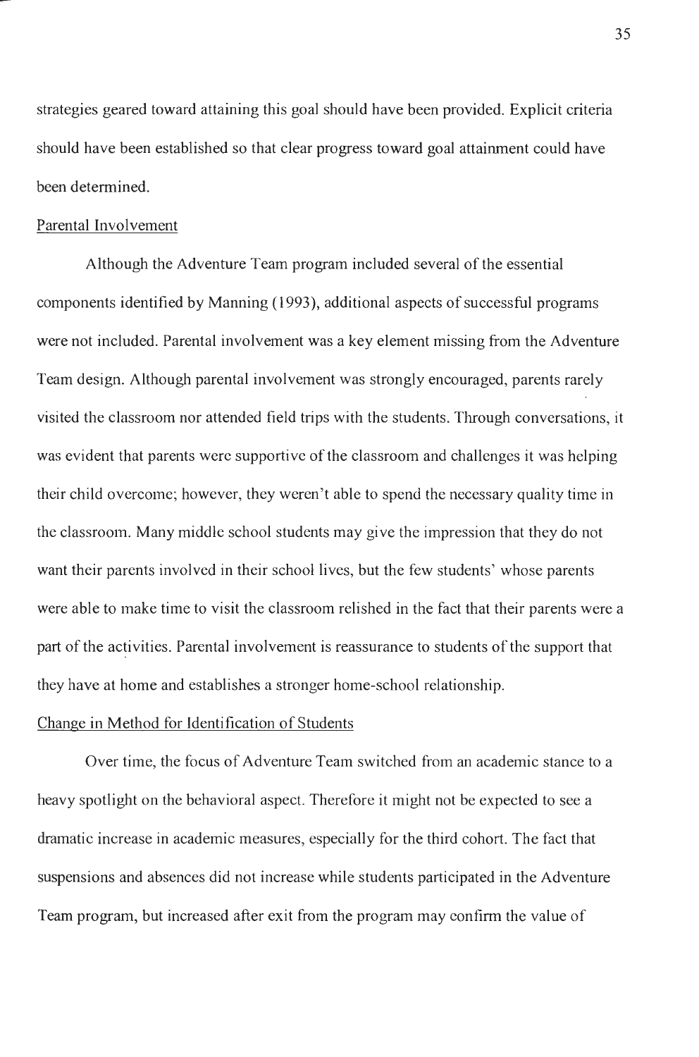strategies geared toward attaining this goal should have been provided. Explicit criteria should have been established so that clear progress toward goal attainment could have been determined.

### Parental Involvement

Although the Adventure Team program included several of the essential components identified by Manning (1993), additional aspects of successful programs were not included. Parental involvement was a key element missing from the Adventure Team design. Although parental involvement was strongly encouraged, parents rarely visited the classroom nor attended field trips with the students. Through conversations, it was evident that parents were supportive of the classroom and challenges it was helping their child overcome; however, they weren't able to spend the necessary quality time in the classroom. Many middle school students may give the impression that they do not want their parents involved in their school lives, but the few students' whose parents were able to make time to visit the classroom relished in the fact that their parents were a part of the activities. Parental involvement is reassurance to students of the support that they have at home and establishes a stronger home-school relationship.

### Change in Method for Identification of Students

Over time, the focus of Adventure Team switched from an academic stance to a heavy spotlight on the behavioral aspect. Therefore it might not be expected to see a dramatic increase in academic measures, especially for the third cohort. The fact that suspensions and absences did not increase while students participated in the Adventure Team program, but increased after exit from the program may confirm the value of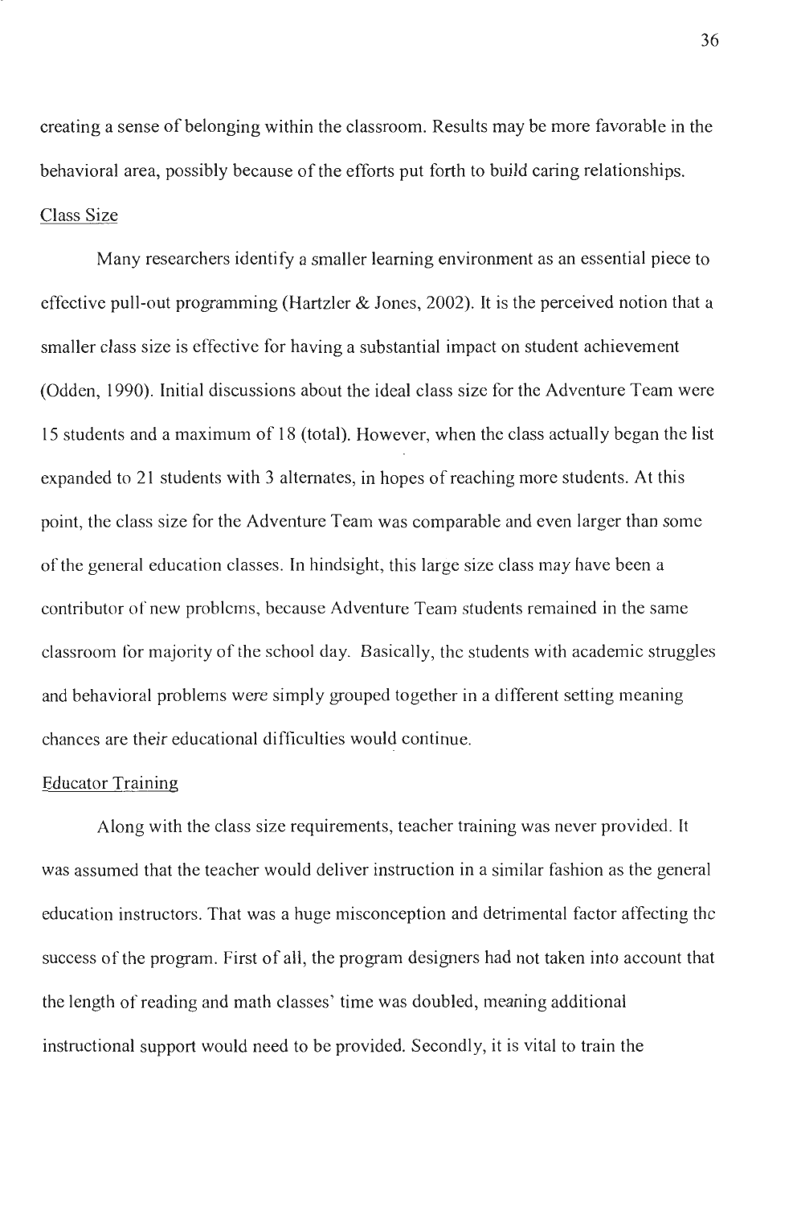creating a sense of belonging within the classroom. Results may be more favorable in the behavioral area, possibly because of the efforts put forth to build caring relationships.

## Class Size

Many researchers identify a smaller learning environment as an essential piece to effective pull-out programming (Hartzler & Jones, 2002). It is the perceived notion that a smaller class size is effective for having a substantial impact on student achievement (Odden, 1990). Initial discussions about the ideal class size for the Adventure Team were 15 students and a maximum of 18 (total). However, when the class actually began the list expanded to 21 students with 3 alternates, in hopes of reaching more students. At this point, the class size for the Adventure Team was comparable and even larger than some of the general education classes. In hindsight, this large size class may have been a contributor of new problems, because Adventure Team students remained in the same classroom for majority of the school day. Basically, the students with academic struggles and behavioral problems were simply grouped together in a different setting meaning chances are their educational difficulties would continue.

## Educator Training

Along with the class size requirements, teacher training was never provided. It was assumed that the teacher would deliver instruction in a similar fashion as the general education instructors. That was a huge misconception and detrimental factor affecting the success of the program. First of all, the program designers had not taken into account that the length of reading and math classes' time was doubled, meaning additional instructional support would need to be provided. Secondly, it is vital to train the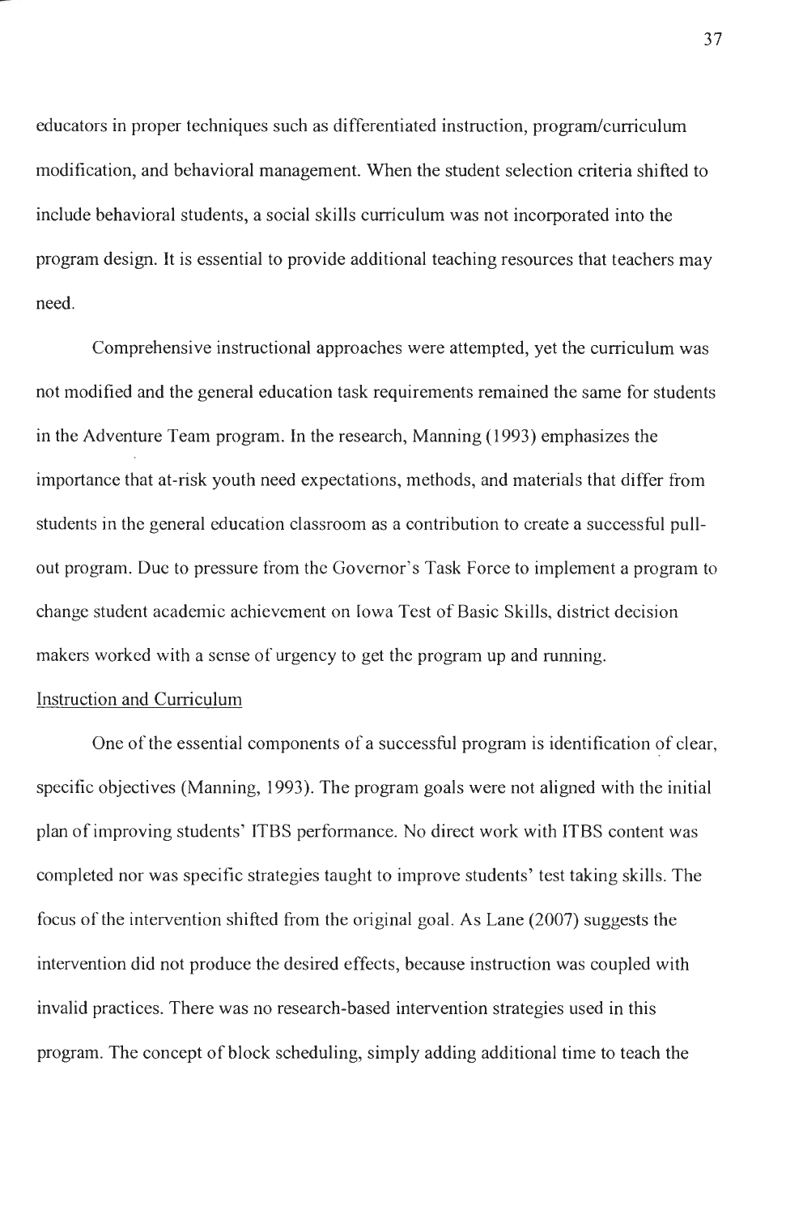educators in proper techniques such as differentiated instruction, program/curriculum modification, and behavioral management. When the student selection criteria shifted to include behavioral students, a social skills curriculum was not incorporated into the program design. It is essential to provide additional teaching resources that teachers may need.

Comprehensive instructional approaches were attempted, yet the curriculum was not modified and the general education task requirements remained the same for students in the Adventure Team program. In the research, Manning (1993) emphasizes the importance that at-risk youth need expectations, methods, and materials that differ from students in the general education classroom as a contribution to create a successful pull-out program. Due to pressure from the Governor's Task Force to implement a program to change student academic achievement on Iowa Test of Basic Skills, district decision makers worked with a sense of urgency to get the program up and running.

Instruction and Curriculum

One of the essential components of a successful program is identification of clear, specific objectives (Manning, 1993). The program goals were not aligned with the initial plan of improving students' ITBS performance. No direct work with ITBS content was completed nor was specific strategies taught to improve students' test taking skills. The focus of the intervention shifted from the original goal. As Lane (2007) suggests the intervention did not produce the desired effects, because instruction was coupled with invalid practices. There was no research-based intervention strategies used in this program. The concept of block scheduling, simply adding additional time to teach the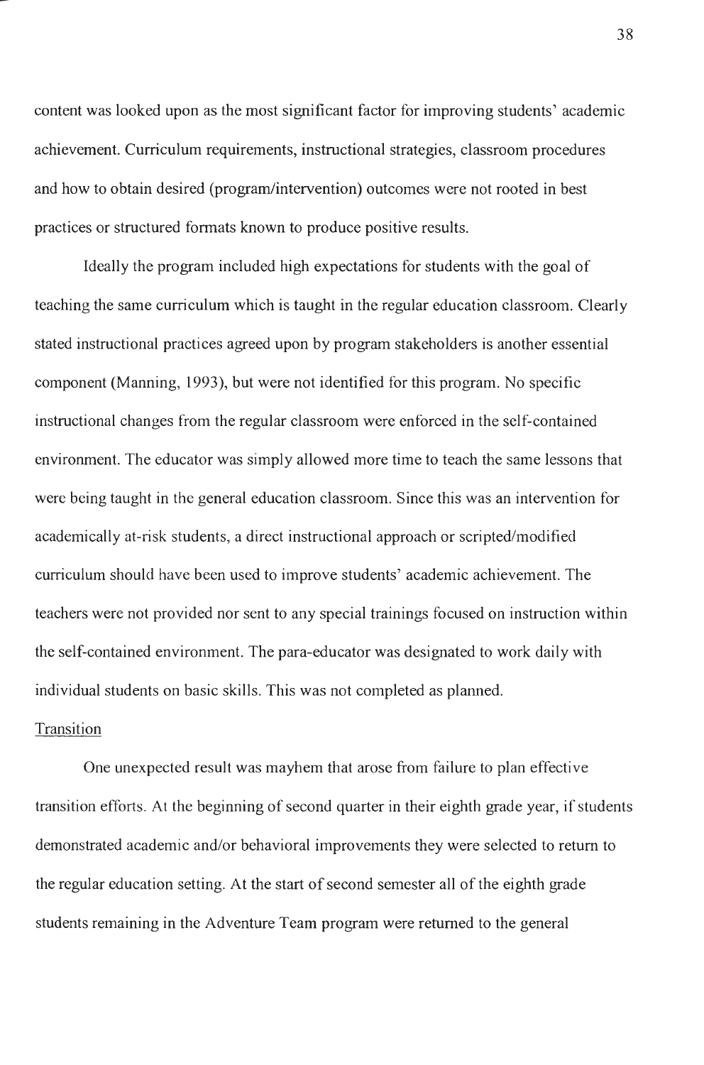content was looked upon as the most significant factor for improving students' academic achievement. Curriculum requirements, instructional strategies, classroom procedures and how to obtain desired (program/intervention) outcomes were not rooted in best practices or structured formats known to produce positive results.

Ideally the program included high expectations for students with the goal of teaching the same curriculum which is taught in the regular education classroom. Clearly stated instructional practices agreed upon by program stakeholders is another essential component (Manning, 1993), but were not identified for this program. No specific instructional changes from the regular classroom were enforced in the self-contained environment. The educator was simply allowed more time to teach the same lessons that were being taught in the general education classroom. Since this was an intervention for academically at-risk students, a direct instructional approach or scripted/modified curriculum should have been used to improve students' academic achievement. The teachers were not provided nor sent to any special trainings focused on instruction within the self-contained environment. The para-educator was designated to work daily with individual students on basic skills. This was not completed as planned.

Transition

One unexpected result was mayhem that arose from failure to plan effective transition efforts. At the beginning of second quarter in their eighth grade year, if students demonstrated academic and/or behavioral improvements they were selected to return to the regular education setting. At the start of second semester all of the eighth grade students remaining in the Adventure Team program were returned to the general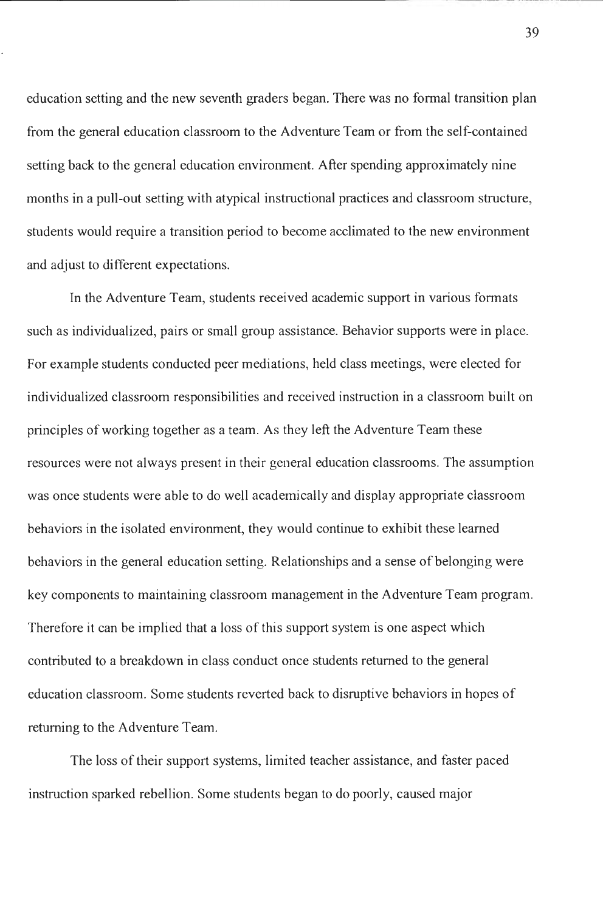education setting and the new seventh graders began. There was no formal transition plan from the general education classroom to the Adventure Team or from the self-contained setting back to the general education environment. After spending approximately nine months in a pull-out setting with atypical instructional practices and classroom structure, students would require a transition period to become acclimated to the new environment and adjust to different expectations.

In the Adventure Team, students received academic support in various formats such as individualized, pairs or small group assistance. Behavior supports were in place. For example students conducted peer mediations, held class meetings, were elected for individualized classroom responsibilities and received instruction in a classroom built on principles of working together as a team. As they left the Adventure Team these resources were not always present in their general education classrooms. The assumption was once students were able to do well academically and display appropriate classroom behaviors in the isolated environment, they would continue to exhibit these learned behaviors in the general education setting. Relationships and a sense of belonging were key components to maintaining classroom management in the Adventure Team program. Therefore it can be implied that a loss of this support system is one aspect which contributed to a breakdown in class conduct once students returned to the general education classroom. Some students reverted back to disruptive behaviors in hopes of returning to the Adventure Team.

The loss of their support systems, limited teacher assistance, and faster paced instruction sparked rebellion. Some students began to do poorly, caused major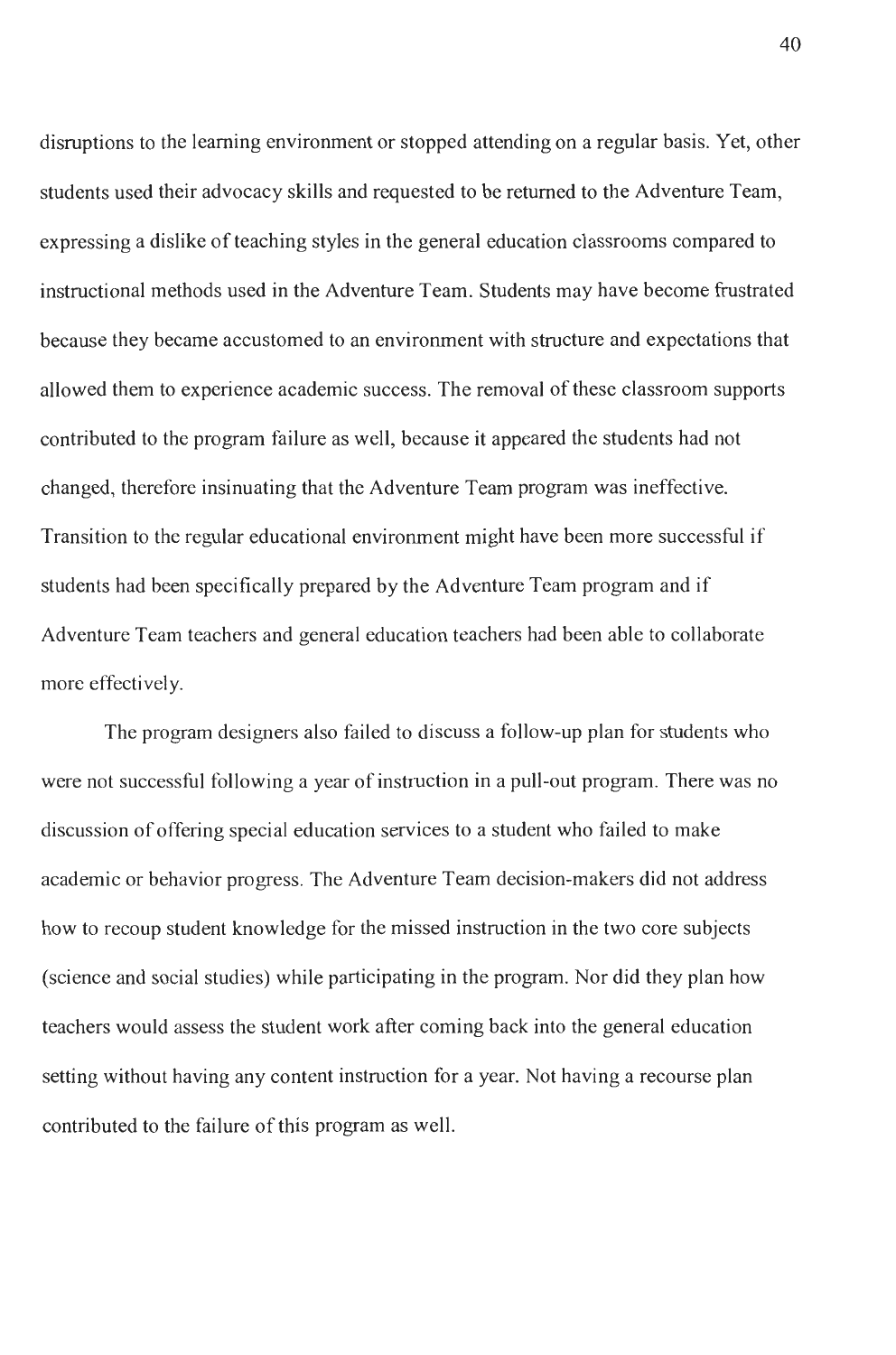disruptions to the learning environment or stopped attending on a regular basis. Yet, other students used their advocacy skills and requested to be returned to the Adventure Team, expressing a dislike of teaching styles in the general education classrooms compared to instructional methods used in the Adventure Team. Students may have become frustrated because they became accustomed to an environment with structure and expectations that allowed them to experience academic success. The removal of these classroom supports contributed to the program failure as well, because it appeared the students had not changed, therefore insinuating that the Adventure Team program was ineffective. Transition to the regular educational environment might have been more successful if students had been specifically prepared by the Adventure Team program and if Adventure Team teachers and general education teachers had been able to collaborate more effectively.

The program designers also failed to discuss a follow-up plan for students who were not successful following a year of instruction in a pull-out program. There was no discussion of offering special education services to a student who failed to make academic or behavior progress. The Adventure Team decision-makers did not address how to recoup student knowledge for the missed instruction in the two core subjects (science and social studies) while participating in the program. Nor did they plan how teachers would assess the student work after coming back into the general education setting without having any content instruction for a year. Not having a recourse plan contributed to the failure of this program as well.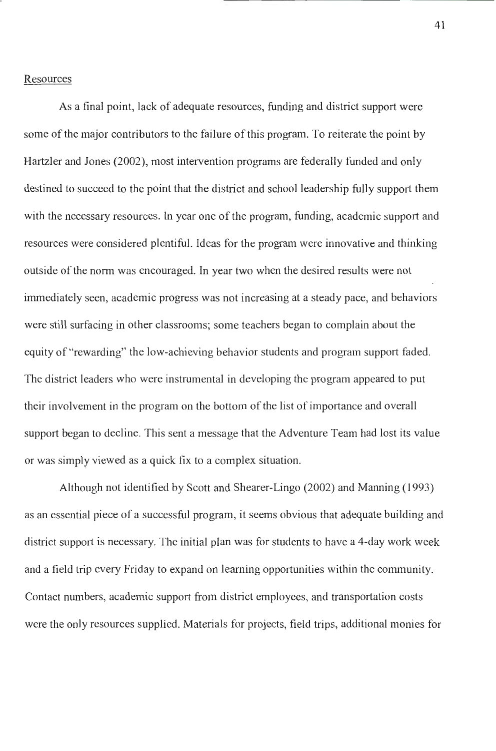## Resources

As a final point, lack of adequate resources, funding and district support were some of the major contributors to the failure of this program. To reiterate the point by Hartzler and Jones (2002), most intervention programs are federally funded and only destined to succeed to the point that the district and school leadership fully support them with the necessary resources. In year one of the program, funding, academic support and resources were considered plentiful. Ideas for the program were innovative and thinking outside of the norm was encouraged. In year two when the desired results were not immediately seen, academic progress was not increasing at a steady pace, and behaviors were still surfacing in other classrooms; some teachers began to complain about the equity of "rewarding" the low-achieving behavior students and program support faded. The district leaders who were instrumental in developing the program appeared to put their involvement in the program on the bottom of the list of importance and overall support began to decline. This sent a message that the Adventure Team had lost its value or was simply viewed as a quick fix to a complex situation.

Although not identified by Scott and Shearer-Lingo (2002) and Manning (1993) as an essential piece of a successful program, it seems obvious that adequate building and district support is necessary. The initial plan was for students to have a 4-day work week and a field trip every Friday to expand on learning opportunities within the community. Contact numbers, academic support from district employees, and transportation costs were the only resources supplied. Materials for projects, field trips, additional monies for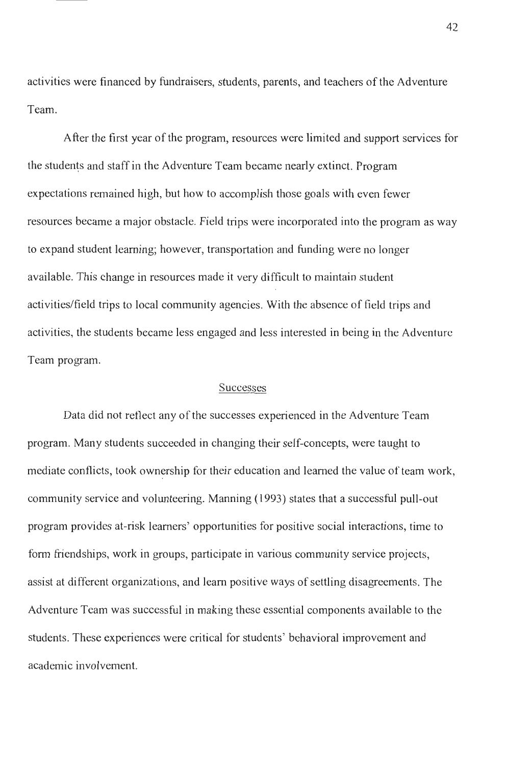activities were financed by fundraisers, students, parents, and teachers of the Adventure Team.

After the first year of the program, resources were limited and support services for the students and staff in the Adventure Team became nearly extinct. Program expectations remained high, but how to accomplish those goals with even fewer resources became a major obstacle. Field trips were incorporated into the program as way to expand student learning; however, transportation and funding were no longer available. This change in resources made it very difficult to maintain student activities/field trips to local community agencies. With the absence of field trips and activities, the students became less engaged and less interested in being in the Adventure Team program.

## Successes

Data did not reflect any of the successes experienced in the Adventure Team program. Many students succeeded in changing their self-concepts, were taught to mediate conflicts, took ownership for their education and learned the value of team work, community service and volunteering. Manning (1993) states that a successful pull-out program provides at-risk learners' opportunities for positive social interactions, time to form friendships, work in groups, participate in various community service projects, assist at different organizations, and learn positive ways of settling disagreements. The Adventure Team was successful in making these essential components available to the students. These experiences were critical for students' behavioral improvement and academic involvement.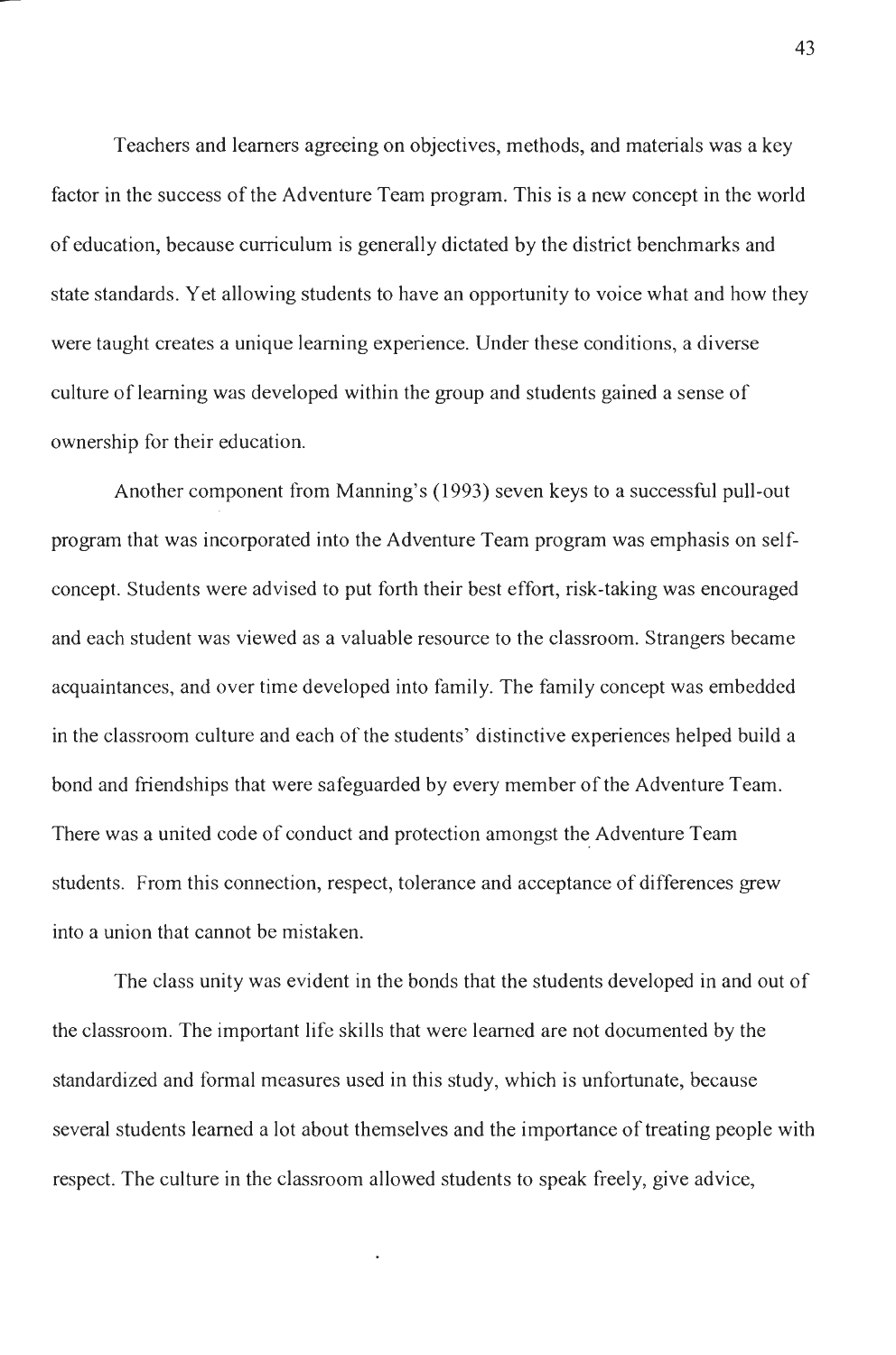Teachers and learners agreeing on objectives, methods, and materials was a key factor in the success of the Adventure Team program. This is a new concept in the world of education, because curriculum is generally dictated by the district benchmarks and state standards. Yet allowing students to have an opportunity to voice what and how they were taught creates a unique learning experience. Under these conditions, a diverse culture of learning was developed within the group and students gained a sense of ownership for their education.

Another component from Manning's (1993) seven keys to a successful pull-out program that was incorporated into the Adventure Team program was emphasis on self-concept. Students were advised to put forth their best effort, risk-taking was encouraged and each student was viewed as a valuable resource to the classroom. Strangers became acquaintances, and over time developed into family. The family concept was embedded in the classroom culture and each of the students' distinctive experiences helped build a bond and friendships that were safeguarded by every member of the Adventure Team. There was a united code of conduct and protection amongst the Adventure Team students. From this connection, respect, tolerance and acceptance of differences grew into a union that cannot be mistaken.

The class unity was evident in the bonds that the students developed in and out of the classroom. The important life skills that were learned are not documented by the standardized and formal measures used in this study, which is unfortunate, because several students learned a lot about themselves and the importance of treating people with respect. The culture in the classroom allowed students to speak freely, give advice,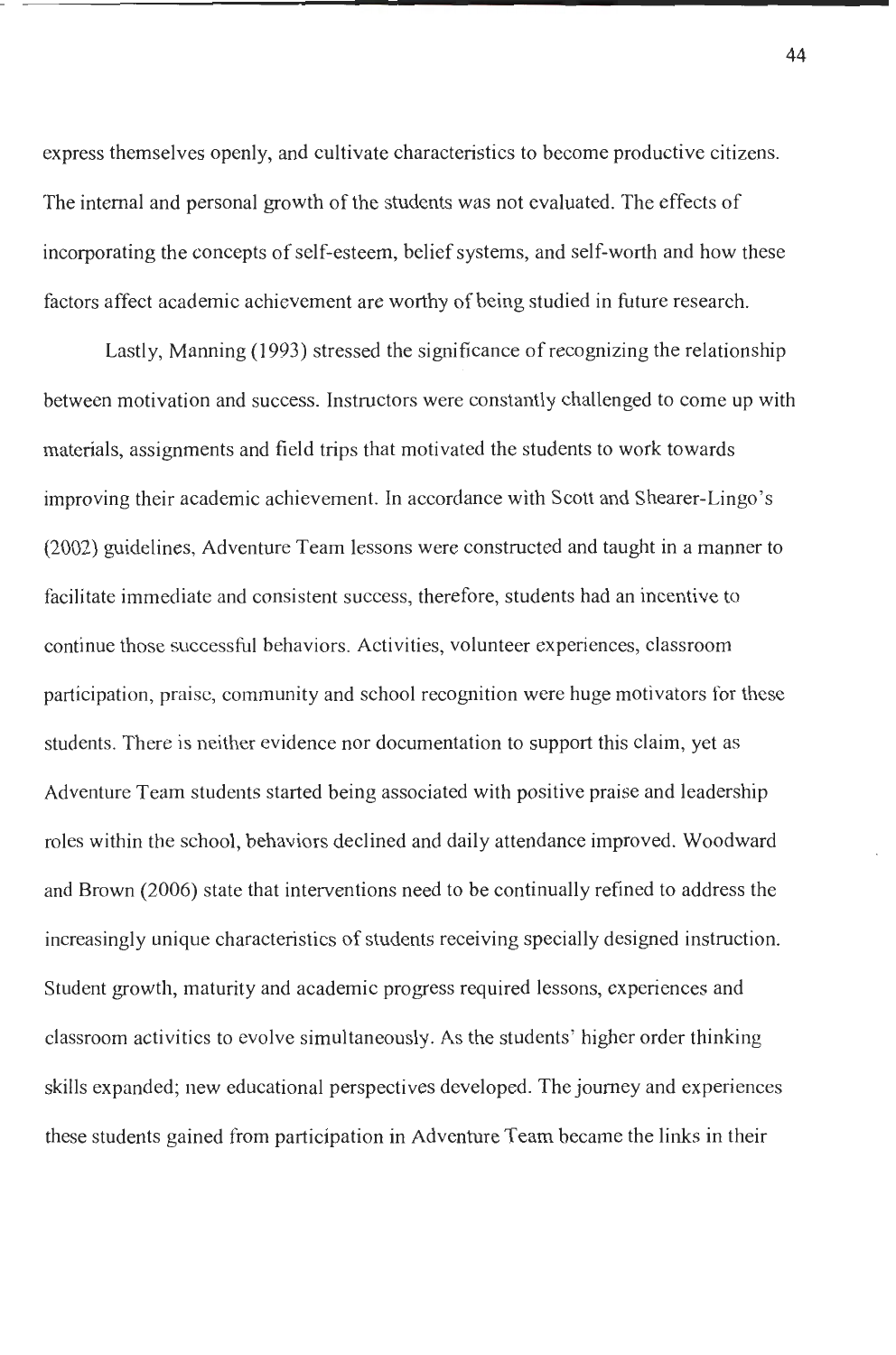express themselves openly, and cultivate characteristics to become productive citizens. The internal and personal growth of the students was not evaluated. The effects of incorporating the concepts of self-esteem, belief systems, and self-worth and how these factors affect academic achievement are worthy of being studied in future research.

Lastly, Manning (1993) stressed the significance of recognizing the relationship between motivation and success. Instructors were constantly challenged to come up with materials, assignments and field trips that motivated the students to work towards improving their academic achievement. In accordance with Scott and Shearer-Lingo's (2002) guidelines, Adventure Team lessons were constructed and taught in a manner to facilitate immediate and consistent success, therefore, students had an incentive to continue those successful behaviors. Activities, volunteer experiences, classroom participation, praise, community and school recognition were huge motivators for these students. There is neither evidence nor documentation to support this claim, yet as Adventure Team students started being associated with positive praise and leadership roles within the school, behaviors declined and daily attendance improved. Woodward and Brown (2006) state that interventions need to be continually refined to address the increasingly unique characteristics of students receiving specially designed instruction. Student growth, maturity and academic progress required lessons, experiences and classroom activities to evolve simultaneously. As the students' higher order thinking skills expanded; new educational perspectives developed. The journey and experiences these students gained from participation in Adventure Team became the links in their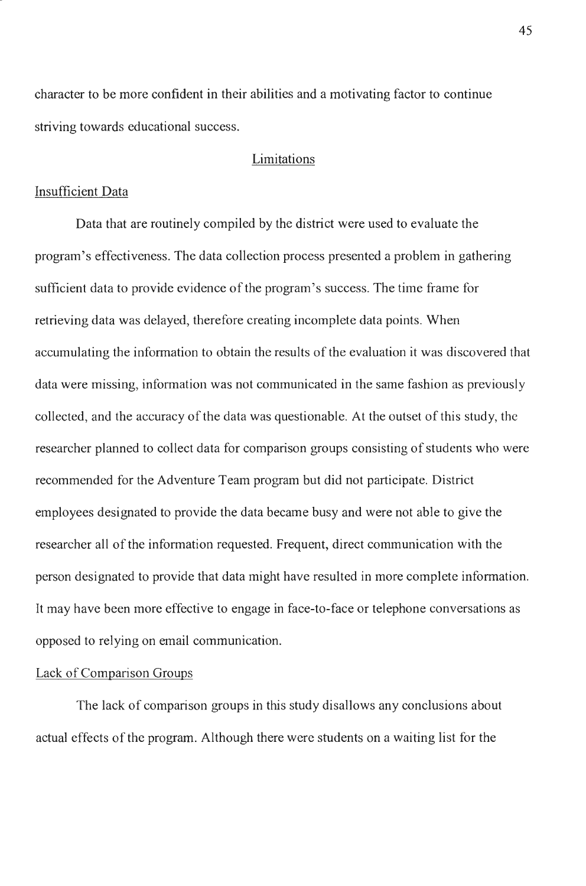character to be more confident in their abilities and a motivating factor to continue striving towards educational success.

## Limitations

### Insufficient Data

Data that are routinely compiled by the district were used to evaluate the program's effectiveness. The data collection process presented a problem in gathering sufficient data to provide evidence of the program's success. The time frame for retrieving data was delayed, therefore creating incomplete data points. When accumulating the information to obtain the results of the evaluation it was discovered that data were missing, information was not communicated in the same fashion as previously collected, and the accuracy of the data was questionable. At the outset of this study, the researcher planned to collect data for comparison groups consisting of students who were recommended for the Adventure Team program but did not participate. District employees designated to provide the data became busy and were not able to give the researcher all of the information requested. Frequent, direct communication with the person designated to provide that data might have resulted in more complete information. It may have been more effective to engage in face-to-face or telephone conversations as opposed to relying on email communication.

### Lack of Comparison Groups

The lack of comparison groups in this study disallows any conclusions about actual effects of the program. Although there were students on a waiting list for the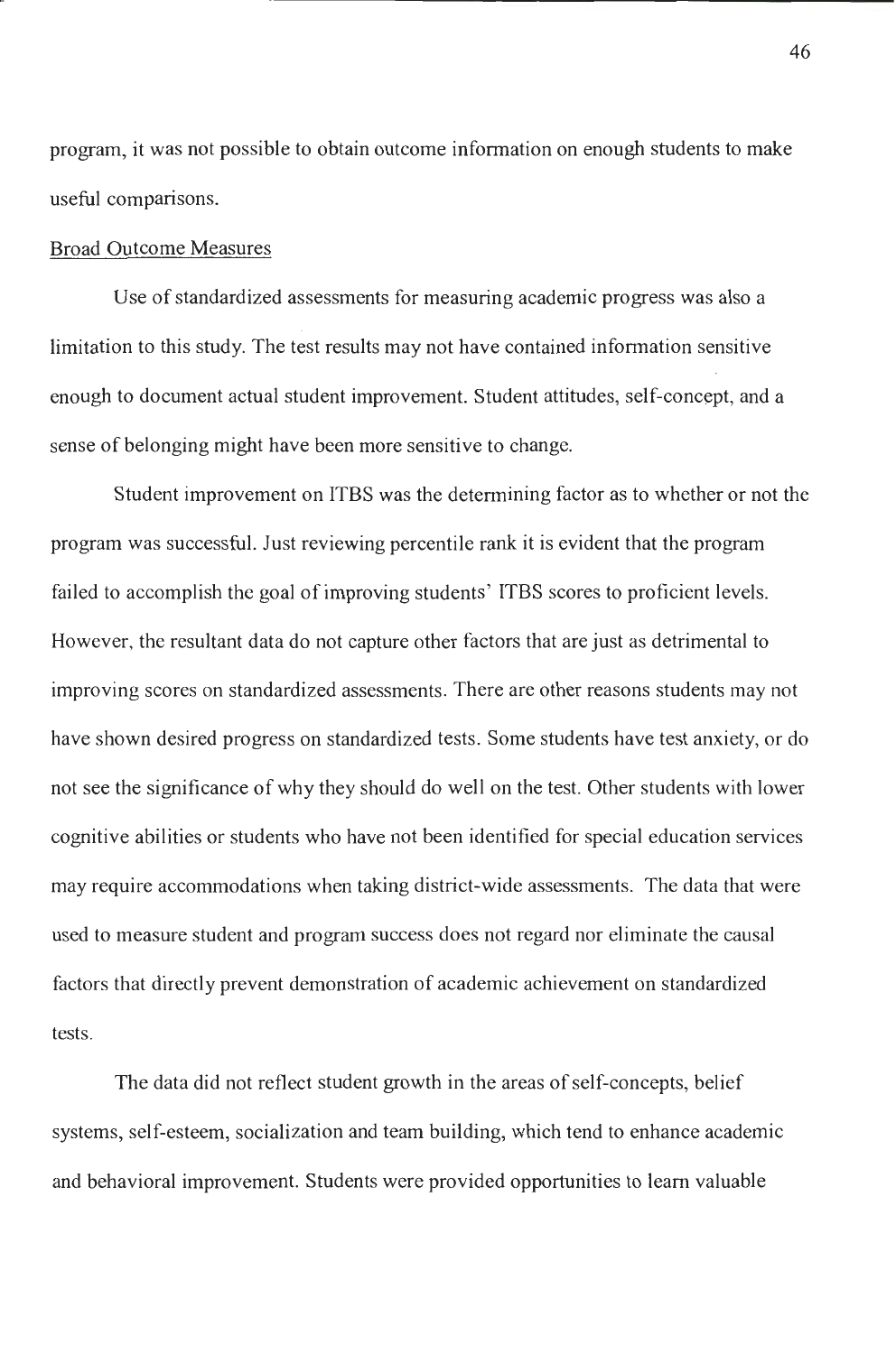program, it was not possible to obtain outcome information on enough students to make useful comparisons.

## Broad Outcome Measures

Use of standardized assessments for measuring academic progress was also a limitation to this study. The test results may not have contained information sensitive enough to document actual student improvement. Student attitudes, self-concept, and a sense of belonging might have been more sensitive to change.

Student improvement on ITBS was the determining factor as to whether or not the program was successful. Just reviewing percentile rank it is evident that the program failed to accomplish the goal of improving students' ITBS scores to proficient levels. However, the resultant data do not capture other factors that are just as detrimental to improving scores on standardized assessments. There are other reasons students may not have shown desired progress on standardized tests. Some students have test anxiety, or do not see the significance of why they should do well on the test. Other students with lower cognitive abilities or students who have not been identified for special education services may require accommodations when taking district-wide assessments. The data that were used to measure student and program success does not regard nor eliminate the causal factors that directly prevent demonstration of academic achievement on standardized tests.

The data did not reflect student growth in the areas of self-concepts, belief systems, self-esteem, socialization and team building, which tend to enhance academic and behavioral improvement. Students were provided opportunities to learn valuable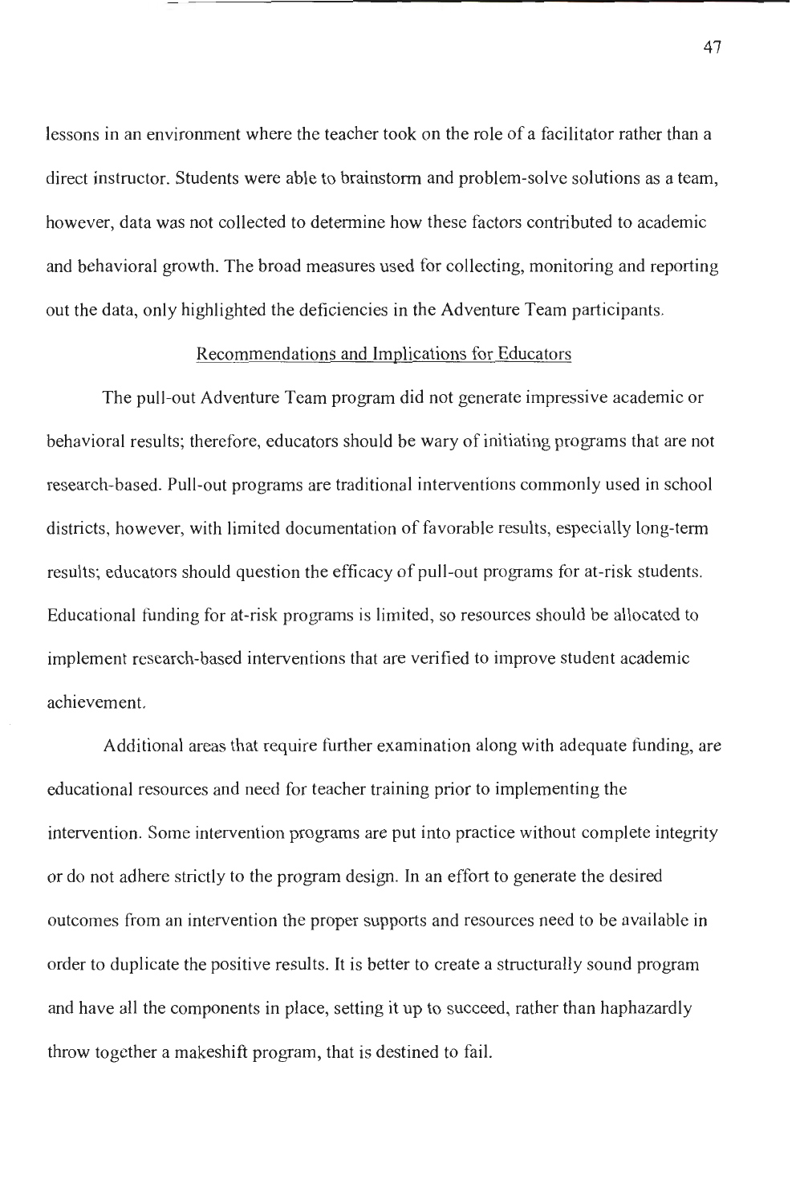lessons in an environment where the teacher took on the role of a facilitator rather than a direct instructor. Students were able to brainstorm and problem-solve solutions as a team, however, data was not collected to determine how these factors contributed to academic and behavioral growth. The broad measures used for collecting, monitoring and reporting out the data, only highlighted the deficiencies in the Adventure Team participants.

## Recommendations and Implications for Educators

The pull-out Adventure Team program did not generate impressive academic or behavioral results; therefore, educators should be wary of initiating programs that are not research-based. Pull-out programs are traditional interventions commonly used in school districts, however, with limited documentation of favorable results, especially long-term results; educators should question the efficacy of pull-out programs for at-risk students. Educational funding for at-risk programs is limited, so resources should be allocated to implement research-based interventions that are verified to improve student academic achievement.

Additional areas that require further examination along with adequate funding, are educational resources and need for teacher training prior to implementing the intervention. Some intervention programs are put into practice without complete integrity or do not adhere strictly to the program design. In an effort to generate the desired outcomes from an intervention the proper supports and resources need to be available in order to duplicate the positive results. It is better to create a structurally sound program and have all the components in place, setting it up to succeed, rather than haphazardly throw together a makeshift program, that is destined to fail.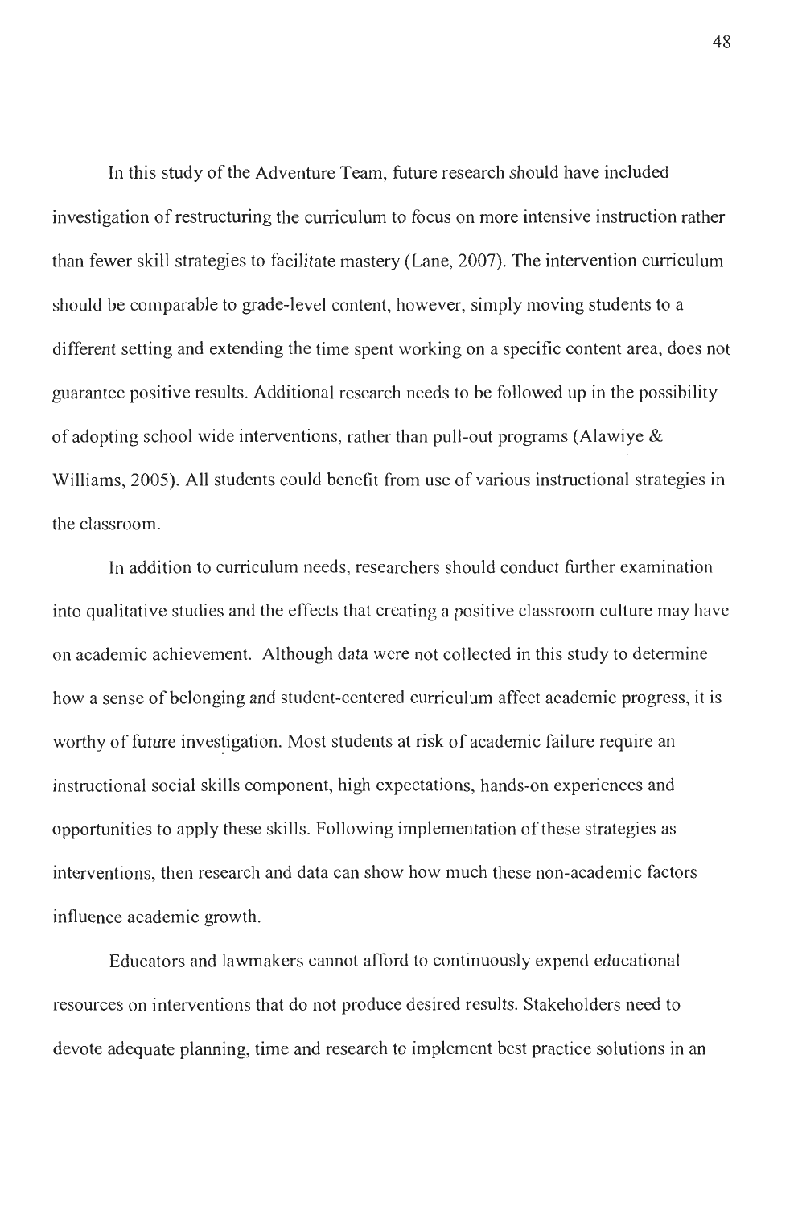In this study of the Adventure Team, future research should have included investigation of restructuring the curriculum to focus on more intensive instruction rather than fewer skill strategies to facilitate mastery (Lane, 2007). The intervention curriculum should be comparable to grade-level content, however, simply moving students to a different setting and extending the time spent working on a specific content area, does not guarantee positive results. Additional research needs to be followed up in the possibility of adopting school wide interventions, rather than pull-out programs (Alawiye & Williams, 2005). All students could benefit from use of various instructional strategies in the classroom.

In addition to curriculum needs, researchers should conduct further examination into qualitative studies and the effects that creating a positive classroom culture may have on academic achievement. Although data were not collected in this study to determine how a sense of belonging and student-centered curriculum affect academic progress, it is worthy of future investigation. Most students at risk of academic failure require an instructional social skills component, high expectations, hands-on experiences and opportunities to apply these skills. Following implementation of these strategies as interventions, then research and data can show how much these non-academic factors influence academic growth.

Educators and lawmakers cannot afford to continuously expend educational resources on interventions that do not produce desired results. Stakeholders need to devote adequate planning, time and research to implement best practice solutions in an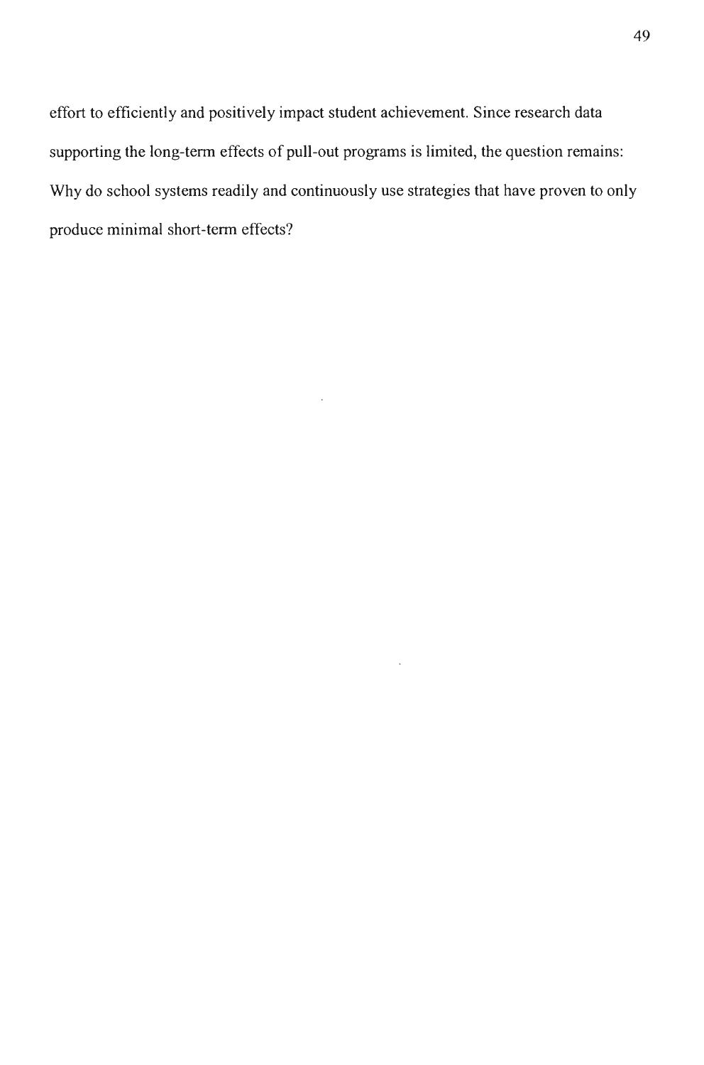effort to efficiently and positively impact student achievement. Since research data supporting the long-term effects of pull-out programs is limited, the question remains: Why do school systems readily and continuously use strategies that have proven to only produce minimal short-term effects?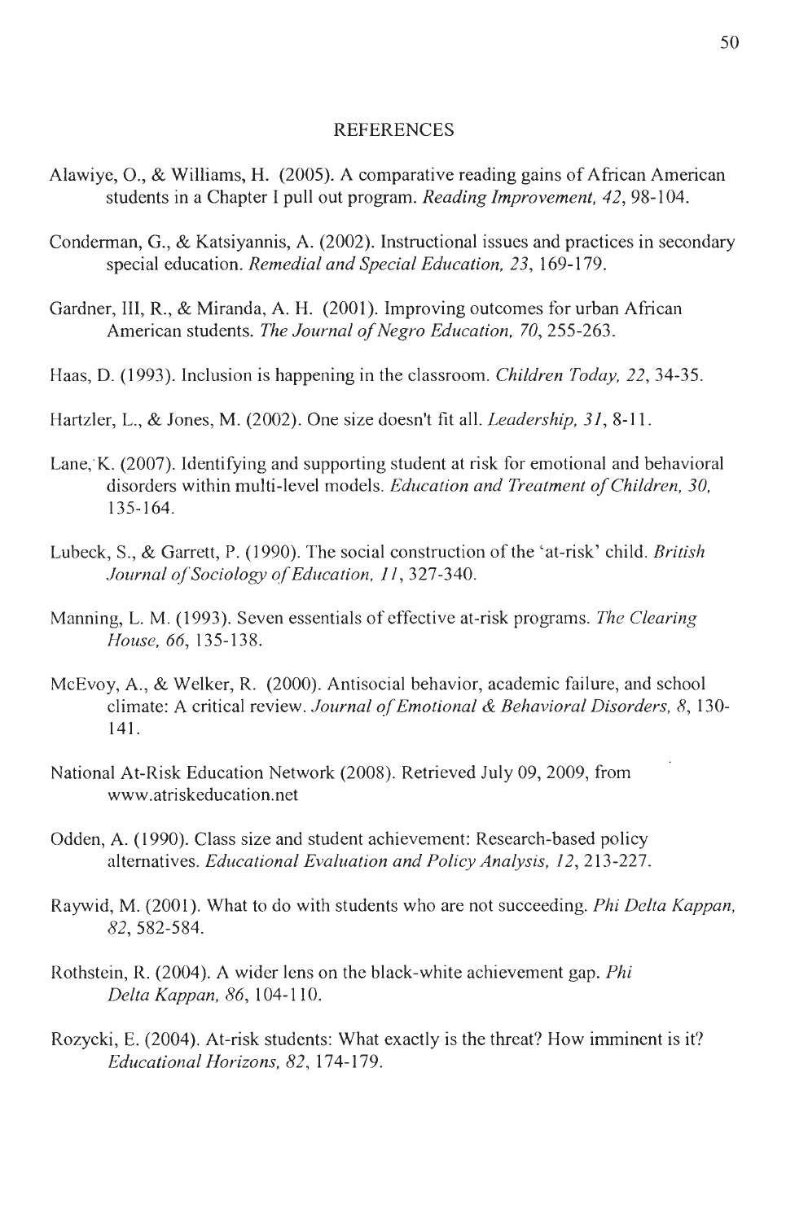# REFERENCES

Alawiye, O., & Williams, H. (2005). A comparative reading gains of African American students in a Chapter I pull out program. *Reading Improvement, 42*, 98-104.

Conderman, G., & Katsiyannis, A. (2002). Instructional issues and practices in secondary special education. *Remedial and Special Education, 23*, 169-179.

Gardner, III, R., & Miranda, A. H. (2001). Improving outcomes for urban African American students. *The Journal of Negro Education, 70*, 255-263.

Haas, D. (1993). Inclusion is happening in the classroom. *Children Today, 22*, 34-35.

Hartzler, L., & Jones, M. (2002). One size doesn't fit all. *Leadership, 31*, 8-11.

Lane, K. (2007). Identifying and supporting student at risk for emotional and behavioral disorders within multi-level models. *Education and Treatment of Children, 30*, 135-164.

Lubeck, S., & Garrett, P. (1990). The social construction of the 'at-risk' child. *British Journal of Sociology of Education, 11*, 327-340.

Manning, L. M. (1993). Seven essentials of effective at-risk programs. *The Clearing House, 66*, 135-138.

McEvoy, A., & Welker, R. (2000). Antisocial behavior, academic failure, and school climate: A critical review. *Journal of Emotional & Behavioral Disorders, 8*, 130-141.

National At-Risk Education Network (2008). Retrieved July 09, 2009, from www.atriskeducation.net

Odden, A. (1990). Class size and student achievement: Research-based policy alternatives. *Educational Evaluation and Policy Analysis, 12*, 213-227.

Raywid, M. (2001). What to do with students who are not succeeding. *Phi Delta Kappan, 82*, 582-584.

Rothstein, R. (2004). A wider lens on the black-white achievement gap. *Phi Delta Kappan, 86*, 104-110.

Rozycki, E. (2004). At-risk students: What exactly is the threat? How imminent is it? *Educational Horizons, 82*, 174-179.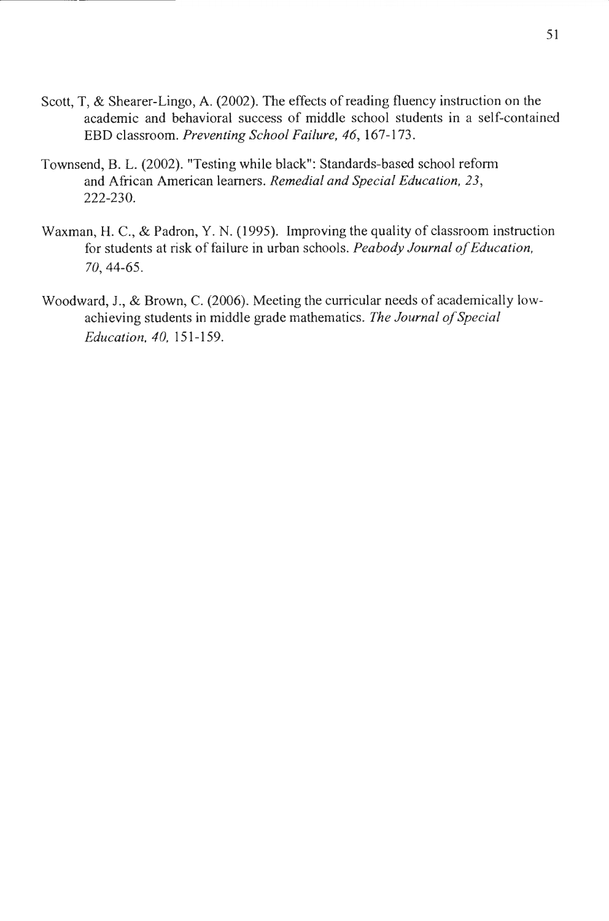Scott, T, & Shearer-Lingo, A. (2002). The effects of reading fluency instruction on the academic and behavioral success of middle school students in a self-contained EBD classroom. *Preventing School Failure, 46*, 167-173.

Townsend, B. L. (2002). "Testing while black": Standards-based school reform and African American learners. *Remedial and Special Education, 23*, 222-230.

Waxman, H. C., & Padron, Y. N. (1995). Improving the quality of classroom instruction for students at risk of failure in urban schools. *Peabody Journal of Education, 70*, 44-65.

Woodward, J., & Brown, C. (2006). Meeting the curricular needs of academically low-achieving students in middle grade mathematics. *The Journal of Special Education, 40*, 151-159.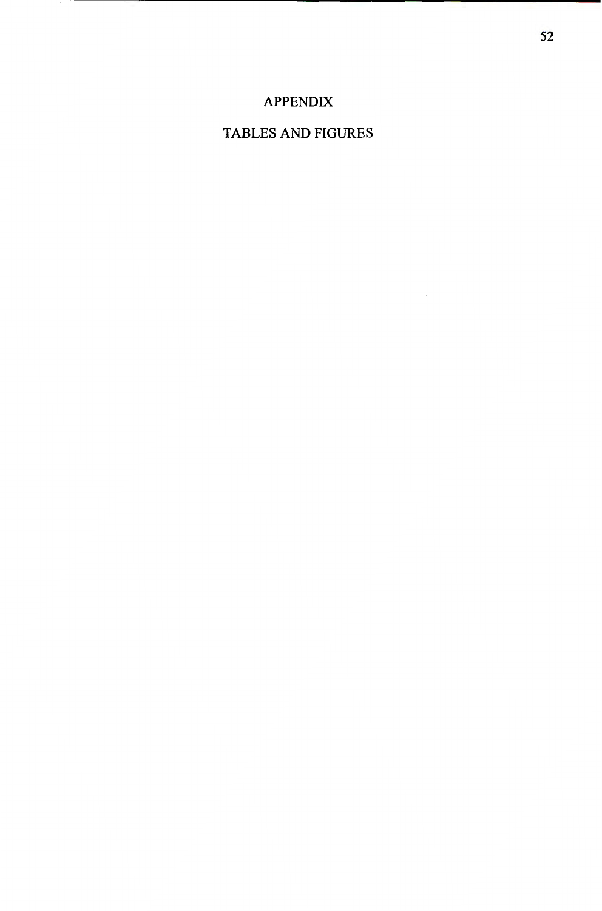# APPENDIX

# TABLES AND FIGURES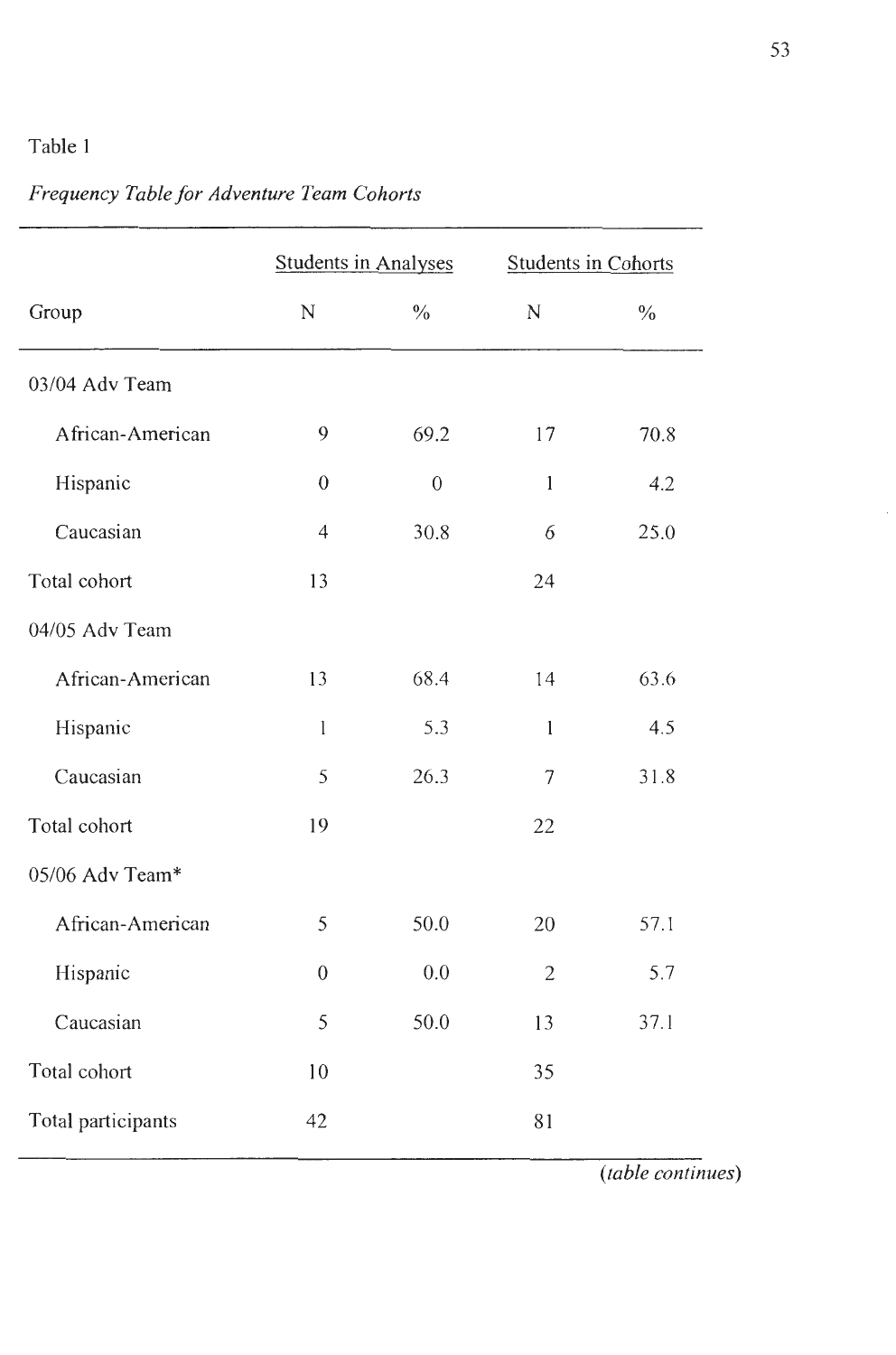Table 1

*Frequency Table for Adventure Team Cohorts*

| | Students in Analyses | | Students in Cohorts | |
|---|---|---|---|---|
| Group | N | % | N | % |
| 03/04 Adv Team | | | | |
| African-American | 9 | 69.2 | 17 | 70.8 |
| Hispanic | 0 | 0 | 1 | 4.2 |
| Caucasian | 4 | 30.8 | 6 | 25.0 |
| Total cohort | 13 | | 24 | |
| 04/05 Adv Team | | | | |
| African-American | 13 | 68.4 | 14 | 63.6 |
| Hispanic | 1 | 5.3 | 1 | 4.5 |
| Caucasian | 5 | 26.3 | 7 | 31.8 |
| Total cohort | 19 | | 22 | |
| 05/06 Adv Team* | | | | |
| African-American | 5 | 50.0 | 20 | 57.1 |
| Hispanic | 0 | 0.0 | 2 | 5.7 |
| Caucasian | 5 | 50.0 | 13 | 37.1 |
| Total cohort | 10 | | 35 | |
| Total participants | 42 | | 81 | |

(*table continues*)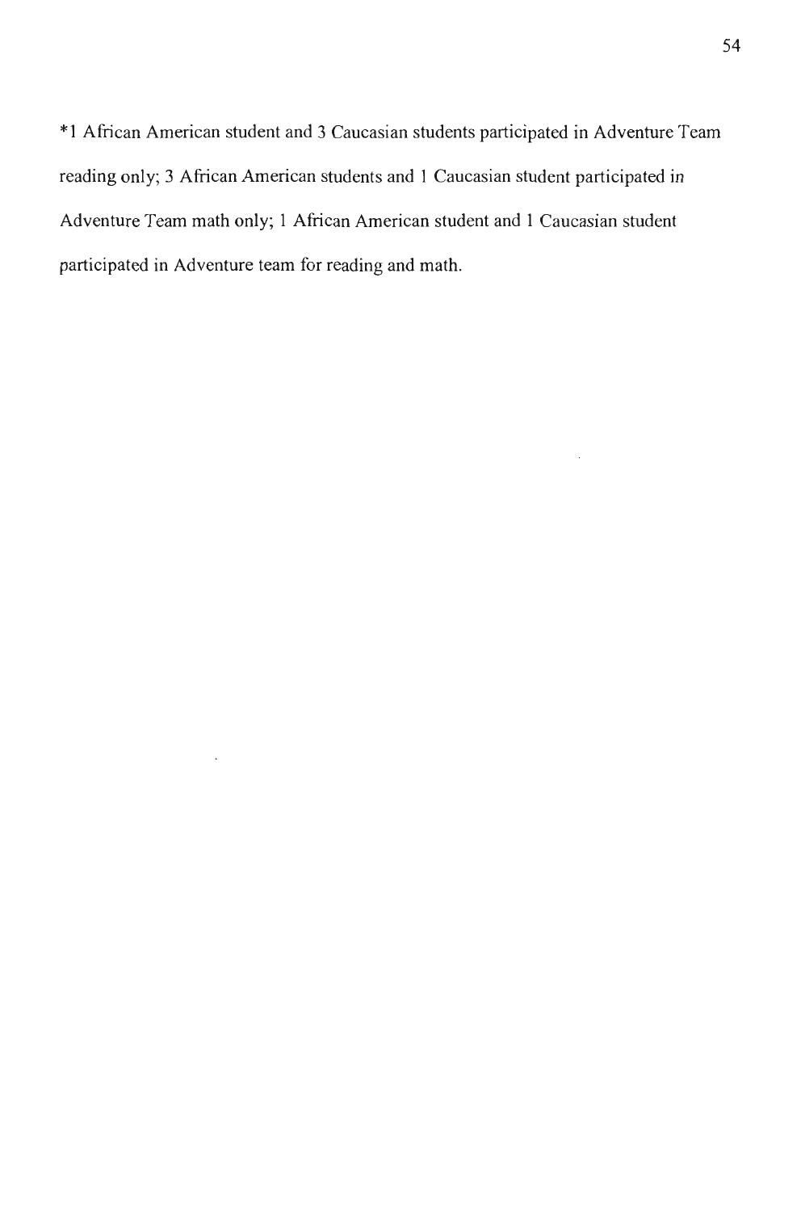*1 African American student and 3 Caucasian students participated in Adventure Team reading only; 3 African American students and 1 Caucasian student participated in Adventure Team math only; 1 African American student and 1 Caucasian student participated in Adventure team for reading and math.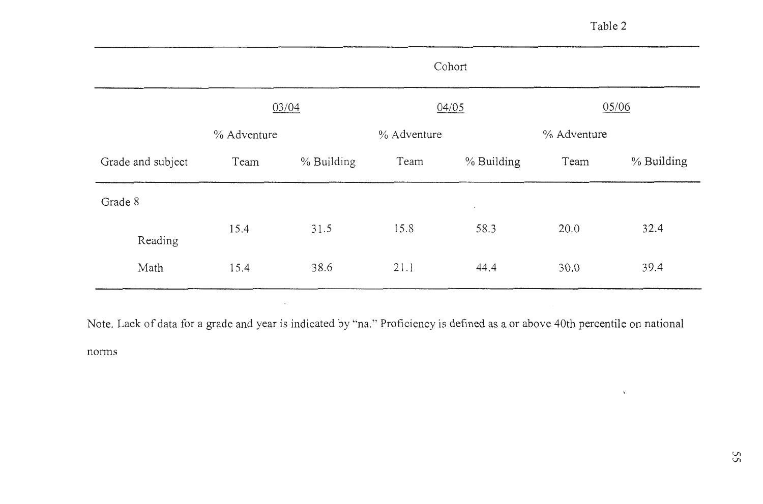Table 2

| | Cohort | | | | | |
|---|---|---|---|---|---|---|
| | 03/04 | | 04/05 | | 05/06 | |
| Grade and subject | % Adventure Team | % Building | % Adventure Team | % Building | % Adventure Team | % Building |
| Grade 8 | | | | | | |
| Reading | 15.4 | 31.5 | 15.8 | 58.3 | 20.0 | 32.4 |
| Math | 15.4 | 38.6 | 21.1 | 44.4 | 30.0 | 39.4 |

Note. Lack of data for a grade and year is indicated by "na." Proficiency is defined as a or above 40th percentile on national norms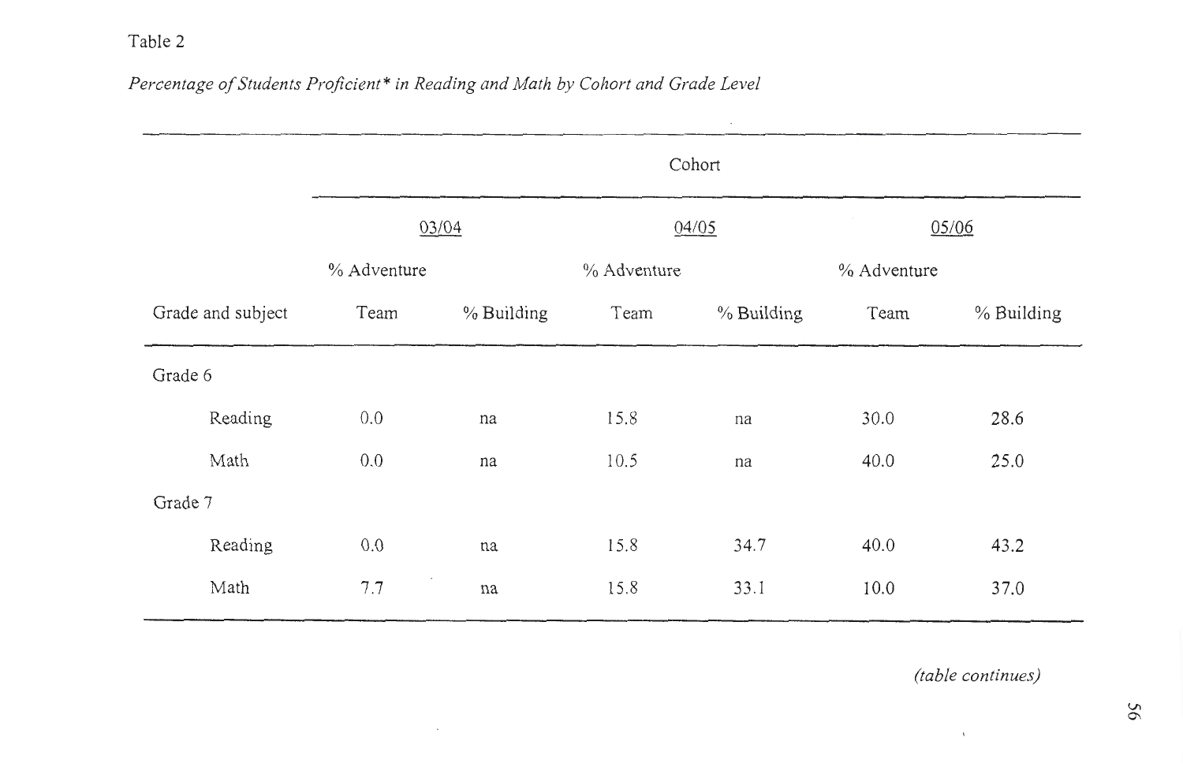Table 2

*Percentage of Students Proficient* in Reading and Math by Cohort and Grade Level*

| | Cohort | | | | | |
|---|---|---|---|---|---|---|
| | 03/04 | | 04/05 | | 05/06 | |
| Grade and subject | % Adventure Team | % Building | % Adventure Team | % Building | % Adventure Team | % Building |
| Grade 6 | | | | | | |
| Reading | 0.0 | na | 15.8 | na | 30.0 | 28.6 |
| Math | 0.0 | na | 10.5 | na | 40.0 | 25.0 |
| Grade 7 | | | | | | |
| Reading | 0.0 | na | 15.8 | 34.7 | 40.0 | 43.2 |
| Math | 7.7 | na | 15.8 | 33.1 | 10.0 | 37.0 |

*(table continues)*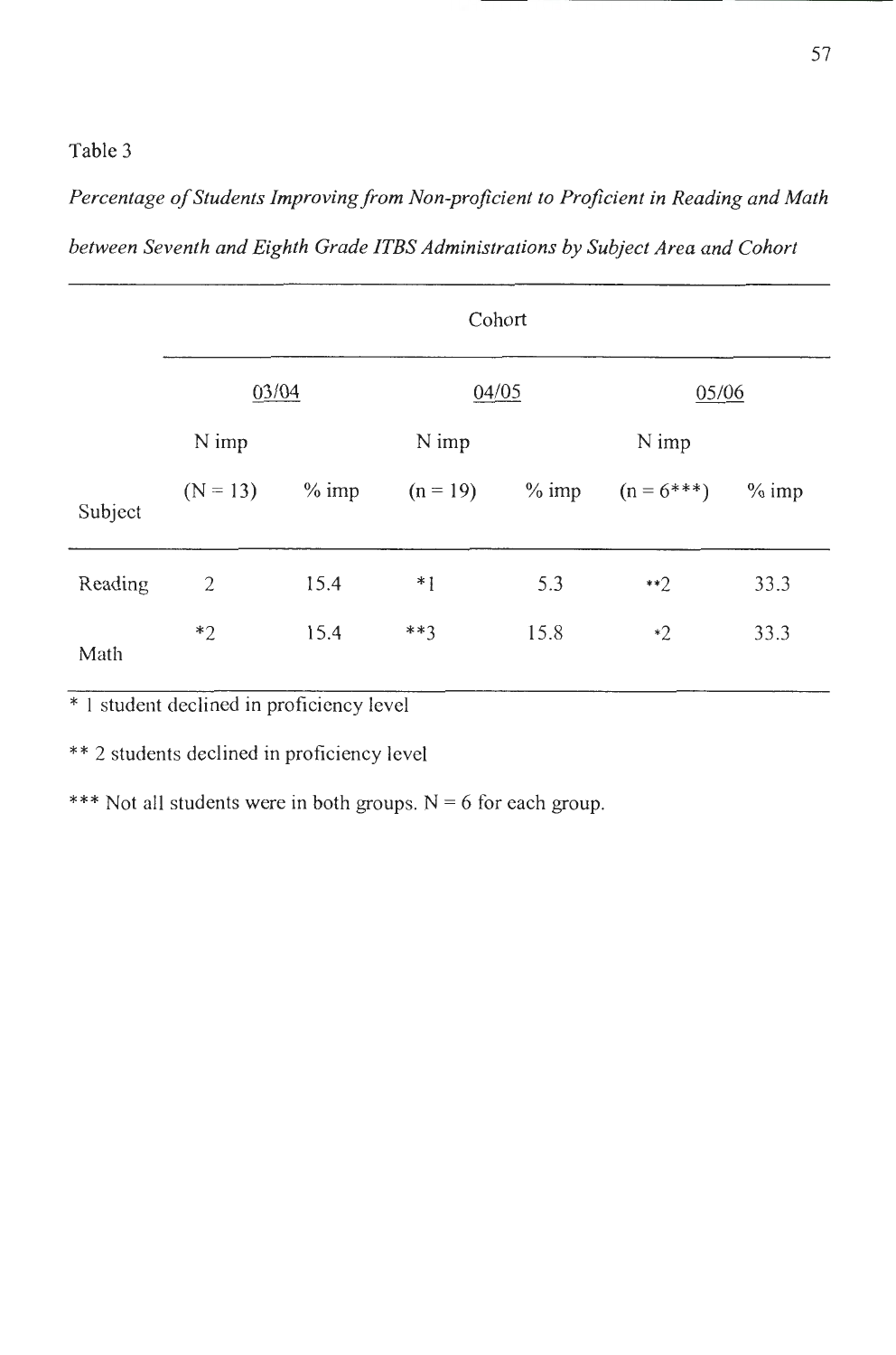Table 3

*Percentage of Students Improving from Non-proficient to Proficient in Reading and Math between Seventh and Eighth Grade ITBS Administrations by Subject Area and Cohort*

| | Cohort | | | | | |
|---|---|---|---|---|---|---|
| | 03/04 | | 04/05 | | 05/06 | |
| Subject | N imp (N = 13) | % imp | N imp (n = 19) | % imp | N imp (n = 6***) | % imp |
| Reading | 2 | 15.4 | *1 | 5.3 | **2 | 33.3 |
| Math | *2 | 15.4 | **3 | 15.8 | *2 | 33.3 |

* 1 student declined in proficiency level

** 2 students declined in proficiency level

*** Not all students were in both groups. N = 6 for each group.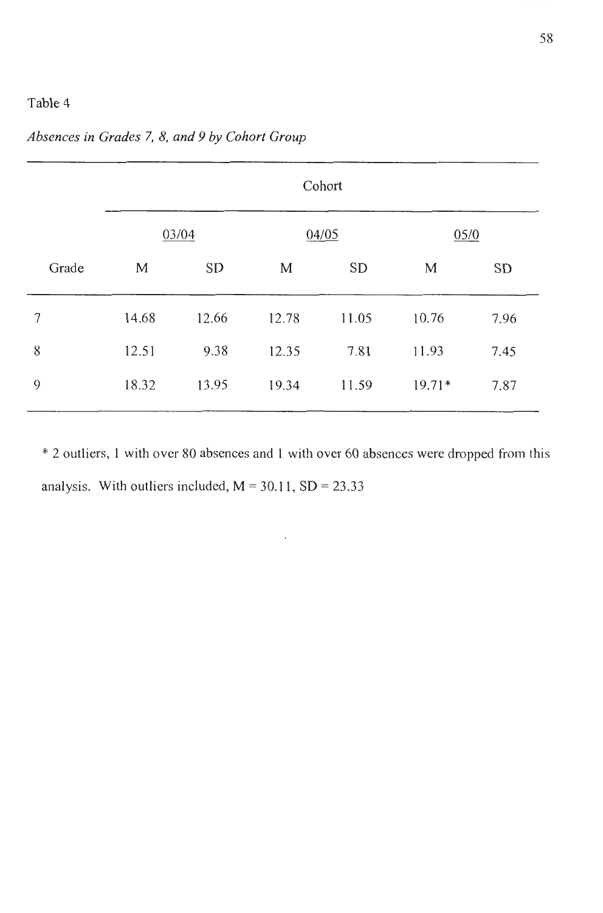Table 4

*Absences in Grades 7, 8, and 9 by Cohort Group*

| | Cohort | | | | | |
|---|---|---|---|---|---|---|
| | 03/04 | | 04/05 | | 05/0 | |
| Grade | M | SD | M | SD | M | SD |
| 7 | 14.68 | 12.66 | 12.78 | 11.05 | 10.76 | 7.96 |
| 8 | 12.51 | 9.38 | 12.35 | 7.81 | 11.93 | 7.45 |
| 9 | 18.32 | 13.95 | 19.34 | 11.59 | 19.71* | 7.87 |

* 2 outliers, 1 with over 80 absences and 1 with over 60 absences were dropped from this analysis. With outliers included, M = 30.11, SD = 23.33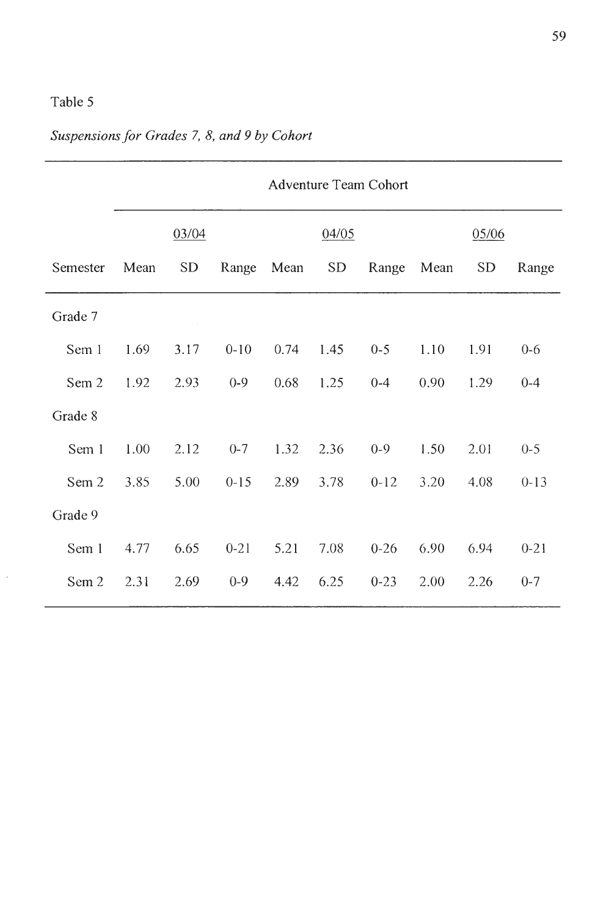Table 5

*Suspensions for Grades 7, 8, and 9 by Cohort*

| | Adventure Team Cohort | | | | | | | | |
|---|---|---|---|---|---|---|---|---|---|
| | 03/04 | | | 04/05 | | | 05/06 | | |
| Semester | Mean | SD | Range | Mean | SD | Range | Mean | SD | Range |
| Grade 7 | | | | | | | | | |
| Sem 1 | 1.69 | 3.17 | 0-10 | 0.74 | 1.45 | 0-5 | 1.10 | 1.91 | 0-6 |
| Sem 2 | 1.92 | 2.93 | 0-9 | 0.68 | 1.25 | 0-4 | 0.90 | 1.29 | 0-4 |
| Grade 8 | | | | | | | | | |
| Sem 1 | 1.00 | 2.12 | 0-7 | 1.32 | 2.36 | 0-9 | 1.50 | 2.01 | 0-5 |
| Sem 2 | 3.85 | 5.00 | 0-15 | 2.89 | 3.78 | 0-12 | 3.20 | 4.08 | 0-13 |
| Grade 9 | | | | | | | | | |
| Sem 1 | 4.77 | 6.65 | 0-21 | 5.21 | 7.08 | 0-26 | 6.90 | 6.94 | 0-21 |
| Sem 2 | 2.31 | 2.69 | 0-9 | 4.42 | 6.25 | 0-23 | 2.00 | 2.26 | 0-7 |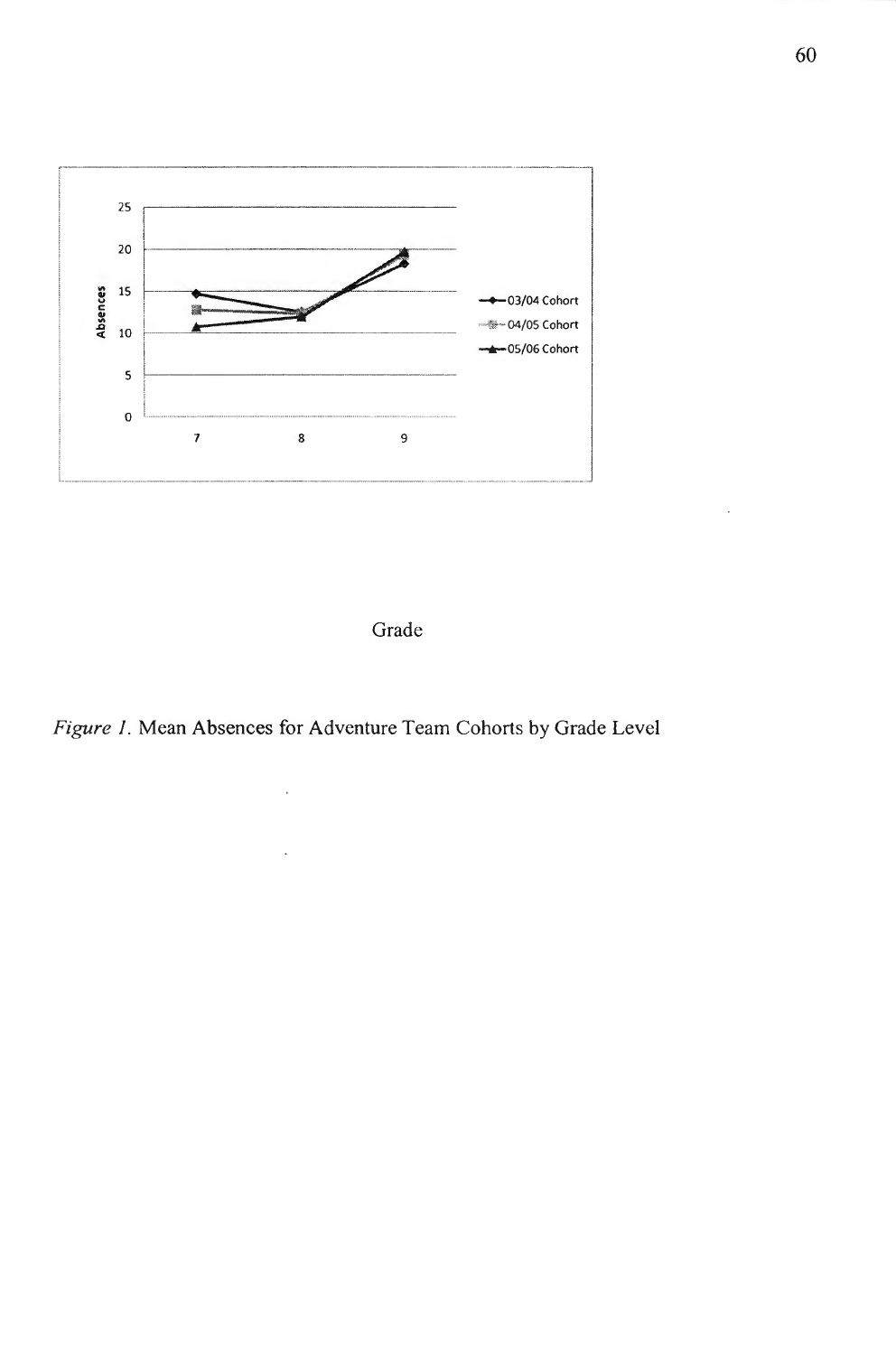Grade

*Figure 1.* Mean Absences for Adventure Team Cohorts by Grade Level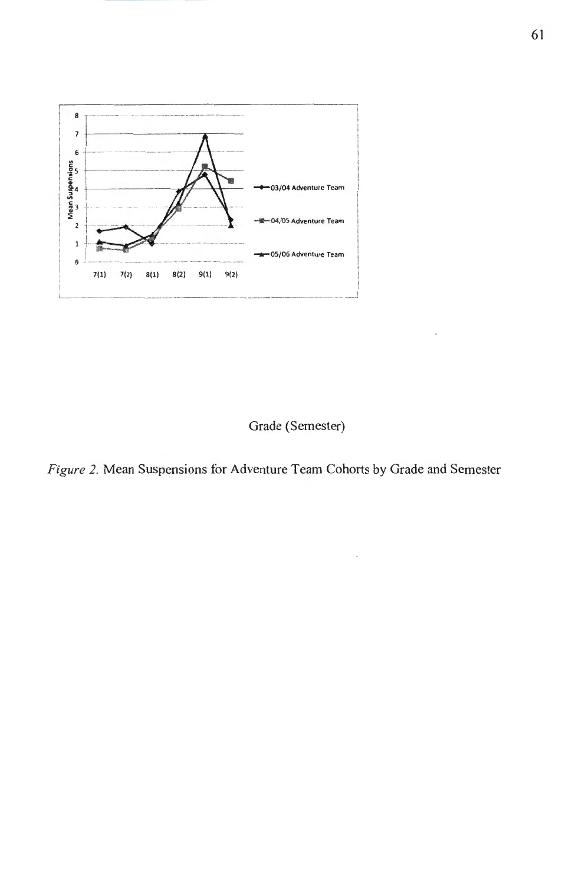8
7
6
5
4
3
2
1
0

Mean Suspensions

7(1) 7(2) 8(1) 8(2) 9(1) 9(2)

03/04 Adventure Team

04/05 Adventure Team

05/06 Adventure Team

Grade (Semester)

*Figure 2.* Mean Suspensions for Adventure Team Cohorts by Grade and Semester